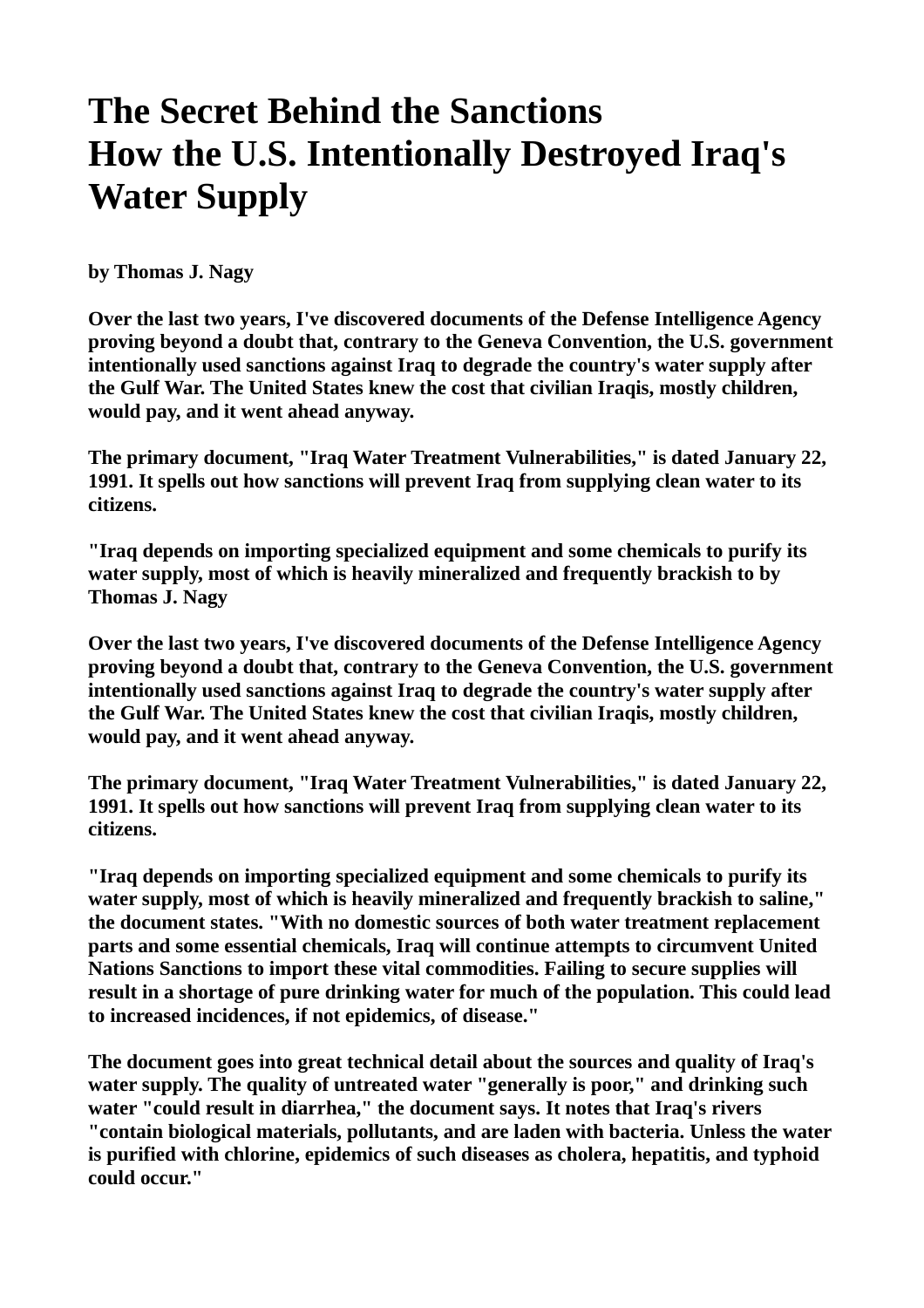# The Secret Behind the Sanctions
# How the U.S. Intentionally Destroyed Iraq's Water Supply

**by Thomas J. Nagy**

**Over the last two years, I've discovered documents of the Defense Intelligence Agency proving beyond a doubt that, contrary to the Geneva Convention, the U.S. government intentionally used sanctions against Iraq to degrade the country's water supply after the Gulf War. The United States knew the cost that civilian Iraqis, mostly children, would pay, and it went ahead anyway.**

**The primary document, "Iraq Water Treatment Vulnerabilities," is dated January 22, 1991. It spells out how sanctions will prevent Iraq from supplying clean water to its citizens.**

**"Iraq depends on importing specialized equipment and some chemicals to purify its water supply, most of which is heavily mineralized and frequently brackish to by Thomas J. Nagy**

**Over the last two years, I've discovered documents of the Defense Intelligence Agency proving beyond a doubt that, contrary to the Geneva Convention, the U.S. government intentionally used sanctions against Iraq to degrade the country's water supply after the Gulf War. The United States knew the cost that civilian Iraqis, mostly children, would pay, and it went ahead anyway.**

**The primary document, "Iraq Water Treatment Vulnerabilities," is dated January 22, 1991. It spells out how sanctions will prevent Iraq from supplying clean water to its citizens.**

**"Iraq depends on importing specialized equipment and some chemicals to purify its water supply, most of which is heavily mineralized and frequently brackish to saline," the document states. "With no domestic sources of both water treatment replacement parts and some essential chemicals, Iraq will continue attempts to circumvent United Nations Sanctions to import these vital commodities. Failing to secure supplies will result in a shortage of pure drinking water for much of the population. This could lead to increased incidences, if not epidemics, of disease."**

**The document goes into great technical detail about the sources and quality of Iraq's water supply. The quality of untreated water "generally is poor," and drinking such water "could result in diarrhea," the document says. It notes that Iraq's rivers "contain biological materials, pollutants, and are laden with bacteria. Unless the water is purified with chlorine, epidemics of such diseases as cholera, hepatitis, and typhoid could occur."**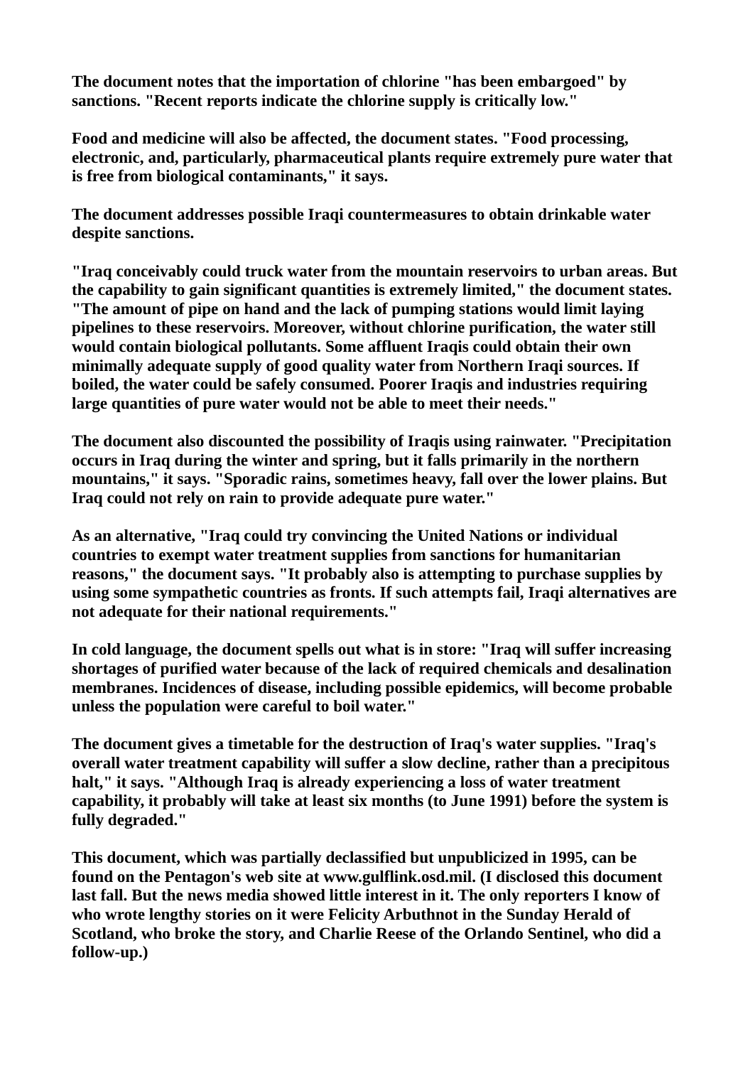**The document notes that the importation of chlorine "has been embargoed" by sanctions. "Recent reports indicate the chlorine supply is critically low."**

**Food and medicine will also be affected, the document states. "Food processing, electronic, and, particularly, pharmaceutical plants require extremely pure water that is free from biological contaminants," it says.**

**The document addresses possible Iraqi countermeasures to obtain drinkable water despite sanctions.**

**"Iraq conceivably could truck water from the mountain reservoirs to urban areas. But the capability to gain significant quantities is extremely limited," the document states. "The amount of pipe on hand and the lack of pumping stations would limit laying pipelines to these reservoirs. Moreover, without chlorine purification, the water still would contain biological pollutants. Some affluent Iraqis could obtain their own minimally adequate supply of good quality water from Northern Iraqi sources. If boiled, the water could be safely consumed. Poorer Iraqis and industries requiring large quantities of pure water would not be able to meet their needs."**

**The document also discounted the possibility of Iraqis using rainwater. "Precipitation occurs in Iraq during the winter and spring, but it falls primarily in the northern mountains," it says. "Sporadic rains, sometimes heavy, fall over the lower plains. But Iraq could not rely on rain to provide adequate pure water."**

**As an alternative, "Iraq could try convincing the United Nations or individual countries to exempt water treatment supplies from sanctions for humanitarian reasons," the document says. "It probably also is attempting to purchase supplies by using some sympathetic countries as fronts. If such attempts fail, Iraqi alternatives are not adequate for their national requirements."**

**In cold language, the document spells out what is in store: "Iraq will suffer increasing shortages of purified water because of the lack of required chemicals and desalination membranes. Incidences of disease, including possible epidemics, will become probable unless the population were careful to boil water."**

**The document gives a timetable for the destruction of Iraq's water supplies. "Iraq's overall water treatment capability will suffer a slow decline, rather than a precipitous halt," it says. "Although Iraq is already experiencing a loss of water treatment capability, it probably will take at least six months (to June 1991) before the system is fully degraded."**

**This document, which was partially declassified but unpublicized in 1995, can be found on the Pentagon's web site at www.gulflink.osd.mil. (I disclosed this document last fall. But the news media showed little interest in it. The only reporters I know of who wrote lengthy stories on it were Felicity Arbuthnot in the Sunday Herald of Scotland, who broke the story, and Charlie Reese of the Orlando Sentinel, who did a follow-up.)**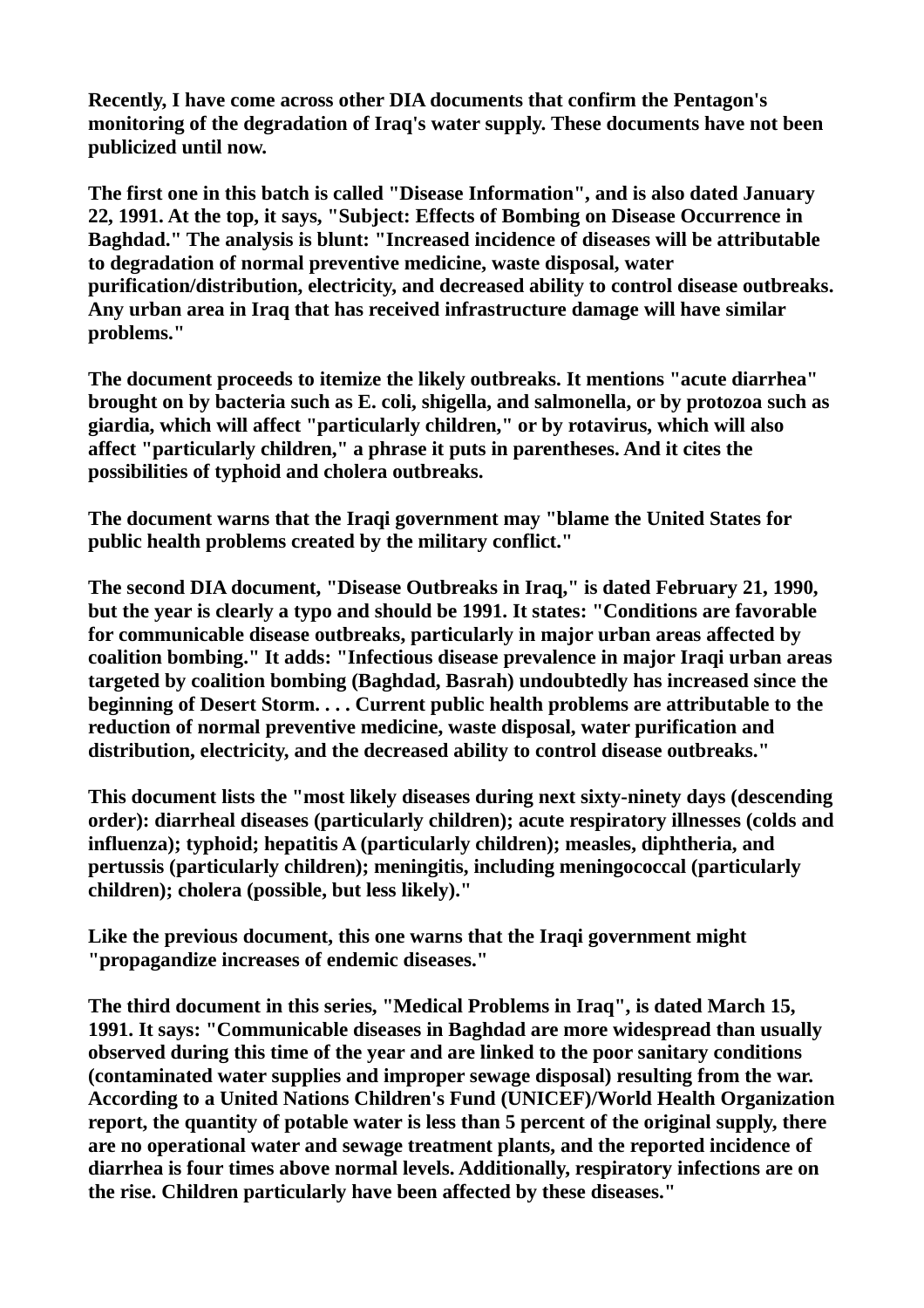**Recently, I have come across other DIA documents that confirm the Pentagon's monitoring of the degradation of Iraq's water supply. These documents have not been publicized until now.**

**The first one in this batch is called "Disease Information", and is also dated January 22, 1991. At the top, it says, "Subject: Effects of Bombing on Disease Occurrence in Baghdad." The analysis is blunt: "Increased incidence of diseases will be attributable to degradation of normal preventive medicine, waste disposal, water purification/distribution, electricity, and decreased ability to control disease outbreaks. Any urban area in Iraq that has received infrastructure damage will have similar problems."**

**The document proceeds to itemize the likely outbreaks. It mentions "acute diarrhea" brought on by bacteria such as E. coli, shigella, and salmonella, or by protozoa such as giardia, which will affect "particularly children," or by rotavirus, which will also affect "particularly children," a phrase it puts in parentheses. And it cites the possibilities of typhoid and cholera outbreaks.**

**The document warns that the Iraqi government may "blame the United States for public health problems created by the military conflict."**

**The second DIA document, "Disease Outbreaks in Iraq," is dated February 21, 1990, but the year is clearly a typo and should be 1991. It states: "Conditions are favorable for communicable disease outbreaks, particularly in major urban areas affected by coalition bombing." It adds: "Infectious disease prevalence in major Iraqi urban areas targeted by coalition bombing (Baghdad, Basrah) undoubtedly has increased since the beginning of Desert Storm. . . . Current public health problems are attributable to the reduction of normal preventive medicine, waste disposal, water purification and distribution, electricity, and the decreased ability to control disease outbreaks."**

**This document lists the "most likely diseases during next sixty-ninety days (descending order): diarrheal diseases (particularly children); acute respiratory illnesses (colds and influenza); typhoid; hepatitis A (particularly children); measles, diphtheria, and pertussis (particularly children); meningitis, including meningococcal (particularly children); cholera (possible, but less likely)."**

**Like the previous document, this one warns that the Iraqi government might "propagandize increases of endemic diseases."**

**The third document in this series, "Medical Problems in Iraq", is dated March 15, 1991. It says: "Communicable diseases in Baghdad are more widespread than usually observed during this time of the year and are linked to the poor sanitary conditions (contaminated water supplies and improper sewage disposal) resulting from the war. According to a United Nations Children's Fund (UNICEF)/World Health Organization report, the quantity of potable water is less than 5 percent of the original supply, there are no operational water and sewage treatment plants, and the reported incidence of diarrhea is four times above normal levels. Additionally, respiratory infections are on the rise. Children particularly have been affected by these diseases."**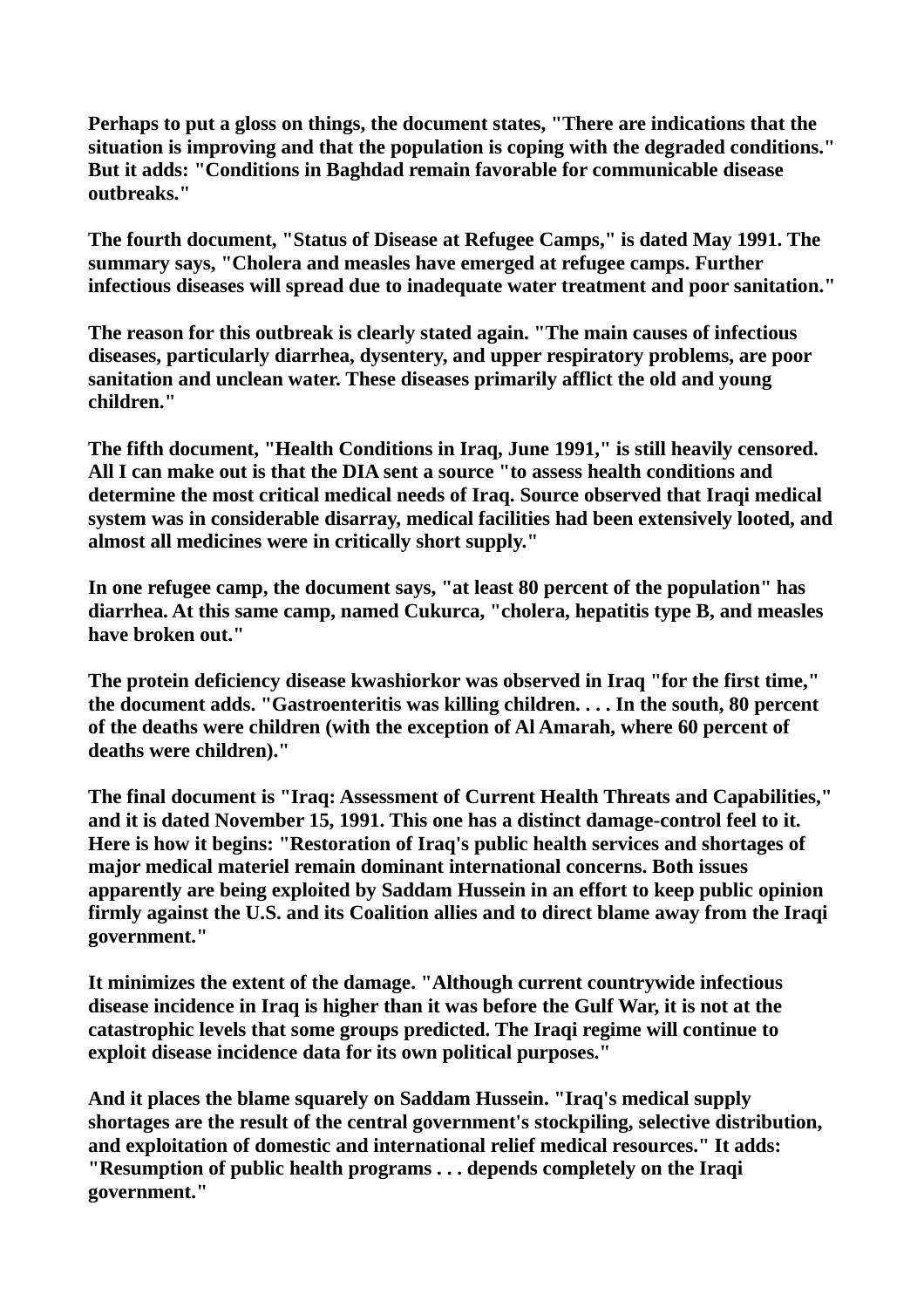**Perhaps to put a gloss on things, the document states, "There are indications that the situation is improving and that the population is coping with the degraded conditions." But it adds: "Conditions in Baghdad remain favorable for communicable disease outbreaks."**

**The fourth document, "Status of Disease at Refugee Camps," is dated May 1991. The summary says, "Cholera and measles have emerged at refugee camps. Further infectious diseases will spread due to inadequate water treatment and poor sanitation."**

**The reason for this outbreak is clearly stated again. "The main causes of infectious diseases, particularly diarrhea, dysentery, and upper respiratory problems, are poor sanitation and unclean water. These diseases primarily afflict the old and young children."**

**The fifth document, "Health Conditions in Iraq, June 1991," is still heavily censored. All I can make out is that the DIA sent a source "to assess health conditions and determine the most critical medical needs of Iraq. Source observed that Iraqi medical system was in considerable disarray, medical facilities had been extensively looted, and almost all medicines were in critically short supply."**

**In one refugee camp, the document says, "at least 80 percent of the population" has diarrhea. At this same camp, named Cukurca, "cholera, hepatitis type B, and measles have broken out."**

**The protein deficiency disease kwashiorkor was observed in Iraq "for the first time," the document adds. "Gastroenteritis was killing children. . . . In the south, 80 percent of the deaths were children (with the exception of Al Amarah, where 60 percent of deaths were children)."**

**The final document is "Iraq: Assessment of Current Health Threats and Capabilities," and it is dated November 15, 1991. This one has a distinct damage-control feel to it. Here is how it begins: "Restoration of Iraq's public health services and shortages of major medical materiel remain dominant international concerns. Both issues apparently are being exploited by Saddam Hussein in an effort to keep public opinion firmly against the U.S. and its Coalition allies and to direct blame away from the Iraqi government."**

**It minimizes the extent of the damage. "Although current countrywide infectious disease incidence in Iraq is higher than it was before the Gulf War, it is not at the catastrophic levels that some groups predicted. The Iraqi regime will continue to exploit disease incidence data for its own political purposes."**

**And it places the blame squarely on Saddam Hussein. "Iraq's medical supply shortages are the result of the central government's stockpiling, selective distribution, and exploitation of domestic and international relief medical resources." It adds: "Resumption of public health programs . . . depends completely on the Iraqi government."**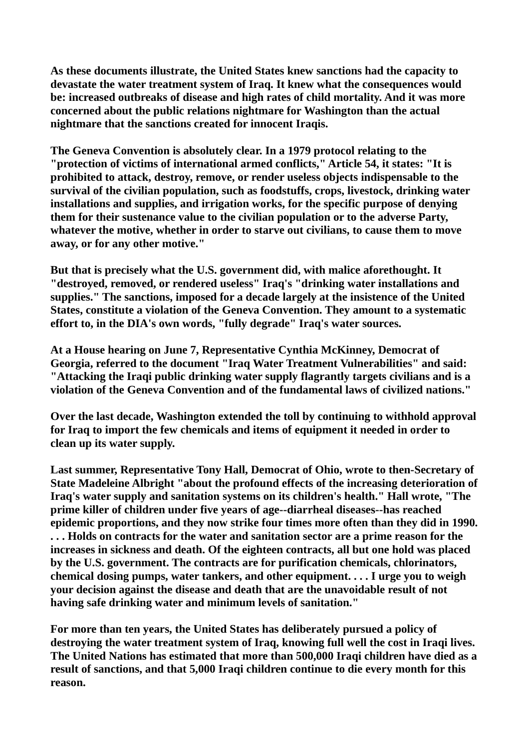**As these documents illustrate, the United States knew sanctions had the capacity to devastate the water treatment system of Iraq. It knew what the consequences would be: increased outbreaks of disease and high rates of child mortality. And it was more concerned about the public relations nightmare for Washington than the actual nightmare that the sanctions created for innocent Iraqis.**

**The Geneva Convention is absolutely clear. In a 1979 protocol relating to the "protection of victims of international armed conflicts," Article 54, it states: "It is prohibited to attack, destroy, remove, or render useless objects indispensable to the survival of the civilian population, such as foodstuffs, crops, livestock, drinking water installations and supplies, and irrigation works, for the specific purpose of denying them for their sustenance value to the civilian population or to the adverse Party, whatever the motive, whether in order to starve out civilians, to cause them to move away, or for any other motive."**

**But that is precisely what the U.S. government did, with malice aforethought. It "destroyed, removed, or rendered useless" Iraq's "drinking water installations and supplies." The sanctions, imposed for a decade largely at the insistence of the United States, constitute a violation of the Geneva Convention. They amount to a systematic effort to, in the DIA's own words, "fully degrade" Iraq's water sources.**

**At a House hearing on June 7, Representative Cynthia McKinney, Democrat of Georgia, referred to the document "Iraq Water Treatment Vulnerabilities" and said: "Attacking the Iraqi public drinking water supply flagrantly targets civilians and is a violation of the Geneva Convention and of the fundamental laws of civilized nations."**

**Over the last decade, Washington extended the toll by continuing to withhold approval for Iraq to import the few chemicals and items of equipment it needed in order to clean up its water supply.**

**Last summer, Representative Tony Hall, Democrat of Ohio, wrote to then-Secretary of State Madeleine Albright "about the profound effects of the increasing deterioration of Iraq's water supply and sanitation systems on its children's health." Hall wrote, "The prime killer of children under five years of age--diarrheal diseases--has reached epidemic proportions, and they now strike four times more often than they did in 1990. . . . Holds on contracts for the water and sanitation sector are a prime reason for the increases in sickness and death. Of the eighteen contracts, all but one hold was placed by the U.S. government. The contracts are for purification chemicals, chlorinators, chemical dosing pumps, water tankers, and other equipment. . . . I urge you to weigh your decision against the disease and death that are the unavoidable result of not having safe drinking water and minimum levels of sanitation."**

**For more than ten years, the United States has deliberately pursued a policy of destroying the water treatment system of Iraq, knowing full well the cost in Iraqi lives. The United Nations has estimated that more than 500,000 Iraqi children have died as a result of sanctions, and that 5,000 Iraqi children continue to die every month for this reason.**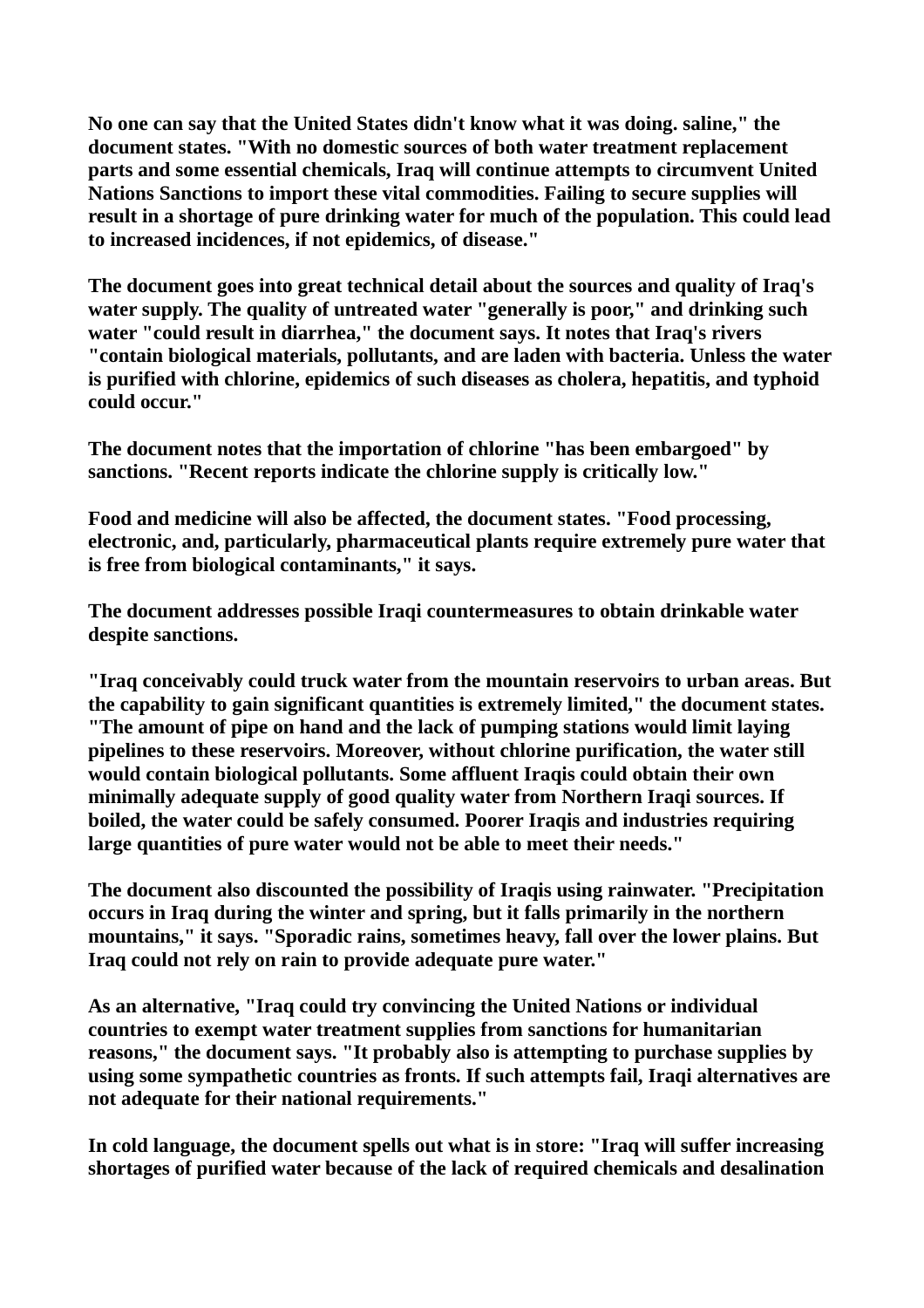**No one can say that the United States didn't know what it was doing. saline," the document states. "With no domestic sources of both water treatment replacement parts and some essential chemicals, Iraq will continue attempts to circumvent United Nations Sanctions to import these vital commodities. Failing to secure supplies will result in a shortage of pure drinking water for much of the population. This could lead to increased incidences, if not epidemics, of disease."**

**The document goes into great technical detail about the sources and quality of Iraq's water supply. The quality of untreated water "generally is poor," and drinking such water "could result in diarrhea," the document says. It notes that Iraq's rivers "contain biological materials, pollutants, and are laden with bacteria. Unless the water is purified with chlorine, epidemics of such diseases as cholera, hepatitis, and typhoid could occur."**

**The document notes that the importation of chlorine "has been embargoed" by sanctions. "Recent reports indicate the chlorine supply is critically low."**

**Food and medicine will also be affected, the document states. "Food processing, electronic, and, particularly, pharmaceutical plants require extremely pure water that is free from biological contaminants," it says.**

**The document addresses possible Iraqi countermeasures to obtain drinkable water despite sanctions.**

**"Iraq conceivably could truck water from the mountain reservoirs to urban areas. But the capability to gain significant quantities is extremely limited," the document states. "The amount of pipe on hand and the lack of pumping stations would limit laying pipelines to these reservoirs. Moreover, without chlorine purification, the water still would contain biological pollutants. Some affluent Iraqis could obtain their own minimally adequate supply of good quality water from Northern Iraqi sources. If boiled, the water could be safely consumed. Poorer Iraqis and industries requiring large quantities of pure water would not be able to meet their needs."**

**The document also discounted the possibility of Iraqis using rainwater. "Precipitation occurs in Iraq during the winter and spring, but it falls primarily in the northern mountains," it says. "Sporadic rains, sometimes heavy, fall over the lower plains. But Iraq could not rely on rain to provide adequate pure water."**

**As an alternative, "Iraq could try convincing the United Nations or individual countries to exempt water treatment supplies from sanctions for humanitarian reasons," the document says. "It probably also is attempting to purchase supplies by using some sympathetic countries as fronts. If such attempts fail, Iraqi alternatives are not adequate for their national requirements."**

**In cold language, the document spells out what is in store: "Iraq will suffer increasing shortages of purified water because of the lack of required chemicals and desalination**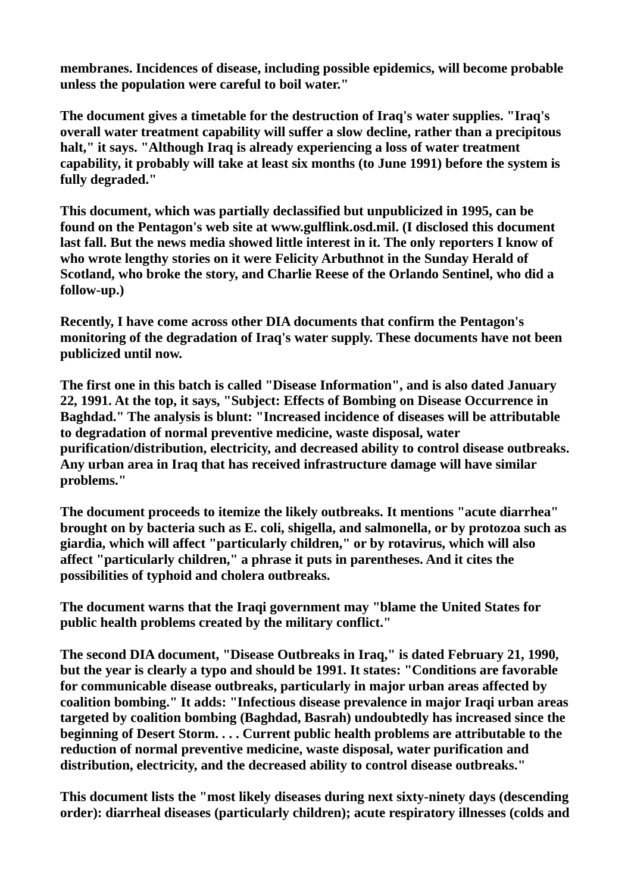**membranes. Incidences of disease, including possible epidemics, will become probable unless the population were careful to boil water."**

**The document gives a timetable for the destruction of Iraq's water supplies. "Iraq's overall water treatment capability will suffer a slow decline, rather than a precipitous halt," it says. "Although Iraq is already experiencing a loss of water treatment capability, it probably will take at least six months (to June 1991) before the system is fully degraded."**

**This document, which was partially declassified but unpublicized in 1995, can be found on the Pentagon's web site at www.gulflink.osd.mil. (I disclosed this document last fall. But the news media showed little interest in it. The only reporters I know of who wrote lengthy stories on it were Felicity Arbuthnot in the Sunday Herald of Scotland, who broke the story, and Charlie Reese of the Orlando Sentinel, who did a follow-up.)**

**Recently, I have come across other DIA documents that confirm the Pentagon's monitoring of the degradation of Iraq's water supply. These documents have not been publicized until now.**

**The first one in this batch is called "Disease Information", and is also dated January 22, 1991. At the top, it says, "Subject: Effects of Bombing on Disease Occurrence in Baghdad." The analysis is blunt: "Increased incidence of diseases will be attributable to degradation of normal preventive medicine, waste disposal, water purification/distribution, electricity, and decreased ability to control disease outbreaks. Any urban area in Iraq that has received infrastructure damage will have similar problems."**

**The document proceeds to itemize the likely outbreaks. It mentions "acute diarrhea" brought on by bacteria such as E. coli, shigella, and salmonella, or by protozoa such as giardia, which will affect "particularly children," or by rotavirus, which will also affect "particularly children," a phrase it puts in parentheses. And it cites the possibilities of typhoid and cholera outbreaks.**

**The document warns that the Iraqi government may "blame the United States for public health problems created by the military conflict."**

**The second DIA document, "Disease Outbreaks in Iraq," is dated February 21, 1990, but the year is clearly a typo and should be 1991. It states: "Conditions are favorable for communicable disease outbreaks, particularly in major urban areas affected by coalition bombing." It adds: "Infectious disease prevalence in major Iraqi urban areas targeted by coalition bombing (Baghdad, Basrah) undoubtedly has increased since the beginning of Desert Storm. . . . Current public health problems are attributable to the reduction of normal preventive medicine, waste disposal, water purification and distribution, electricity, and the decreased ability to control disease outbreaks."**

**This document lists the "most likely diseases during next sixty-ninety days (descending order): diarrheal diseases (particularly children); acute respiratory illnesses (colds and**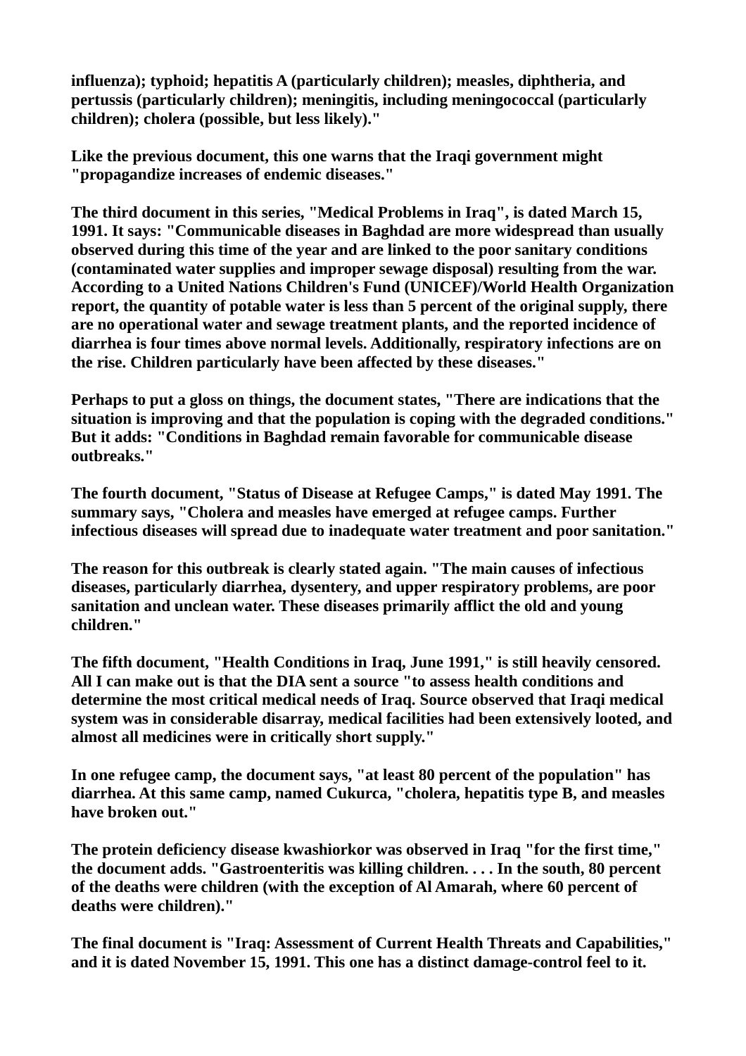**influenza); typhoid; hepatitis A (particularly children); measles, diphtheria, and pertussis (particularly children); meningitis, including meningococcal (particularly children); cholera (possible, but less likely)."**

**Like the previous document, this one warns that the Iraqi government might "propagandize increases of endemic diseases."**

**The third document in this series, "Medical Problems in Iraq", is dated March 15, 1991. It says: "Communicable diseases in Baghdad are more widespread than usually observed during this time of the year and are linked to the poor sanitary conditions (contaminated water supplies and improper sewage disposal) resulting from the war. According to a United Nations Children's Fund (UNICEF)/World Health Organization report, the quantity of potable water is less than 5 percent of the original supply, there are no operational water and sewage treatment plants, and the reported incidence of diarrhea is four times above normal levels. Additionally, respiratory infections are on the rise. Children particularly have been affected by these diseases."**

**Perhaps to put a gloss on things, the document states, "There are indications that the situation is improving and that the population is coping with the degraded conditions." But it adds: "Conditions in Baghdad remain favorable for communicable disease outbreaks."**

**The fourth document, "Status of Disease at Refugee Camps," is dated May 1991. The summary says, "Cholera and measles have emerged at refugee camps. Further infectious diseases will spread due to inadequate water treatment and poor sanitation."**

**The reason for this outbreak is clearly stated again. "The main causes of infectious diseases, particularly diarrhea, dysentery, and upper respiratory problems, are poor sanitation and unclean water. These diseases primarily afflict the old and young children."**

**The fifth document, "Health Conditions in Iraq, June 1991," is still heavily censored. All I can make out is that the DIA sent a source "to assess health conditions and determine the most critical medical needs of Iraq. Source observed that Iraqi medical system was in considerable disarray, medical facilities had been extensively looted, and almost all medicines were in critically short supply."**

**In one refugee camp, the document says, "at least 80 percent of the population" has diarrhea. At this same camp, named Cukurca, "cholera, hepatitis type B, and measles have broken out."**

**The protein deficiency disease kwashiorkor was observed in Iraq "for the first time," the document adds. "Gastroenteritis was killing children. . . . In the south, 80 percent of the deaths were children (with the exception of Al Amarah, where 60 percent of deaths were children)."**

**The final document is "Iraq: Assessment of Current Health Threats and Capabilities," and it is dated November 15, 1991. This one has a distinct damage-control feel to it.**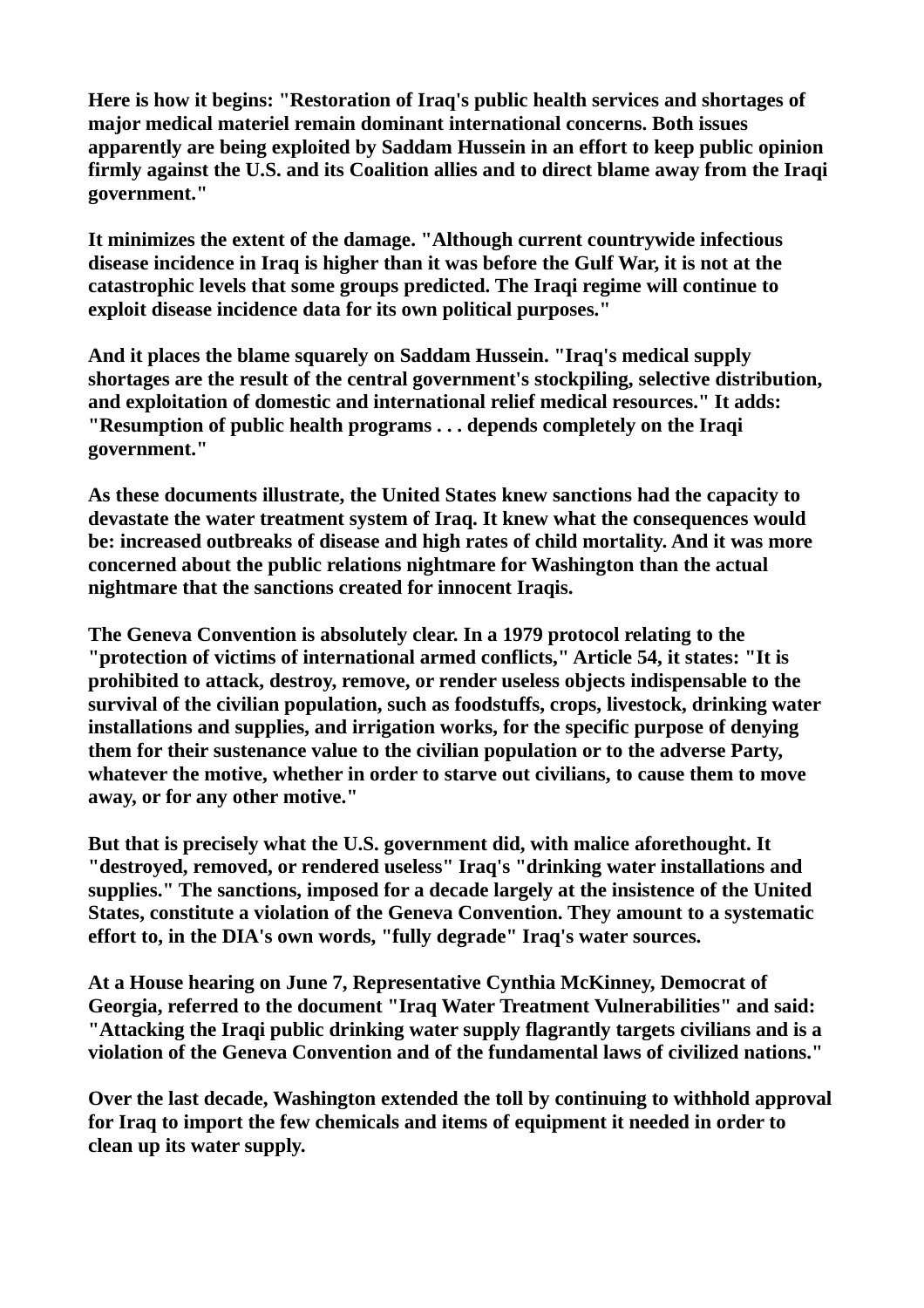**Here is how it begins: "Restoration of Iraq's public health services and shortages of major medical materiel remain dominant international concerns. Both issues apparently are being exploited by Saddam Hussein in an effort to keep public opinion firmly against the U.S. and its Coalition allies and to direct blame away from the Iraqi government."**

**It minimizes the extent of the damage. "Although current countrywide infectious disease incidence in Iraq is higher than it was before the Gulf War, it is not at the catastrophic levels that some groups predicted. The Iraqi regime will continue to exploit disease incidence data for its own political purposes."**

**And it places the blame squarely on Saddam Hussein. "Iraq's medical supply shortages are the result of the central government's stockpiling, selective distribution, and exploitation of domestic and international relief medical resources." It adds: "Resumption of public health programs . . . depends completely on the Iraqi government."**

**As these documents illustrate, the United States knew sanctions had the capacity to devastate the water treatment system of Iraq. It knew what the consequences would be: increased outbreaks of disease and high rates of child mortality. And it was more concerned about the public relations nightmare for Washington than the actual nightmare that the sanctions created for innocent Iraqis.**

**The Geneva Convention is absolutely clear. In a 1979 protocol relating to the "protection of victims of international armed conflicts," Article 54, it states: "It is prohibited to attack, destroy, remove, or render useless objects indispensable to the survival of the civilian population, such as foodstuffs, crops, livestock, drinking water installations and supplies, and irrigation works, for the specific purpose of denying them for their sustenance value to the civilian population or to the adverse Party, whatever the motive, whether in order to starve out civilians, to cause them to move away, or for any other motive."**

**But that is precisely what the U.S. government did, with malice aforethought. It "destroyed, removed, or rendered useless" Iraq's "drinking water installations and supplies." The sanctions, imposed for a decade largely at the insistence of the United States, constitute a violation of the Geneva Convention. They amount to a systematic effort to, in the DIA's own words, "fully degrade" Iraq's water sources.**

**At a House hearing on June 7, Representative Cynthia McKinney, Democrat of Georgia, referred to the document "Iraq Water Treatment Vulnerabilities" and said: "Attacking the Iraqi public drinking water supply flagrantly targets civilians and is a violation of the Geneva Convention and of the fundamental laws of civilized nations."**

**Over the last decade, Washington extended the toll by continuing to withhold approval for Iraq to import the few chemicals and items of equipment it needed in order to clean up its water supply.**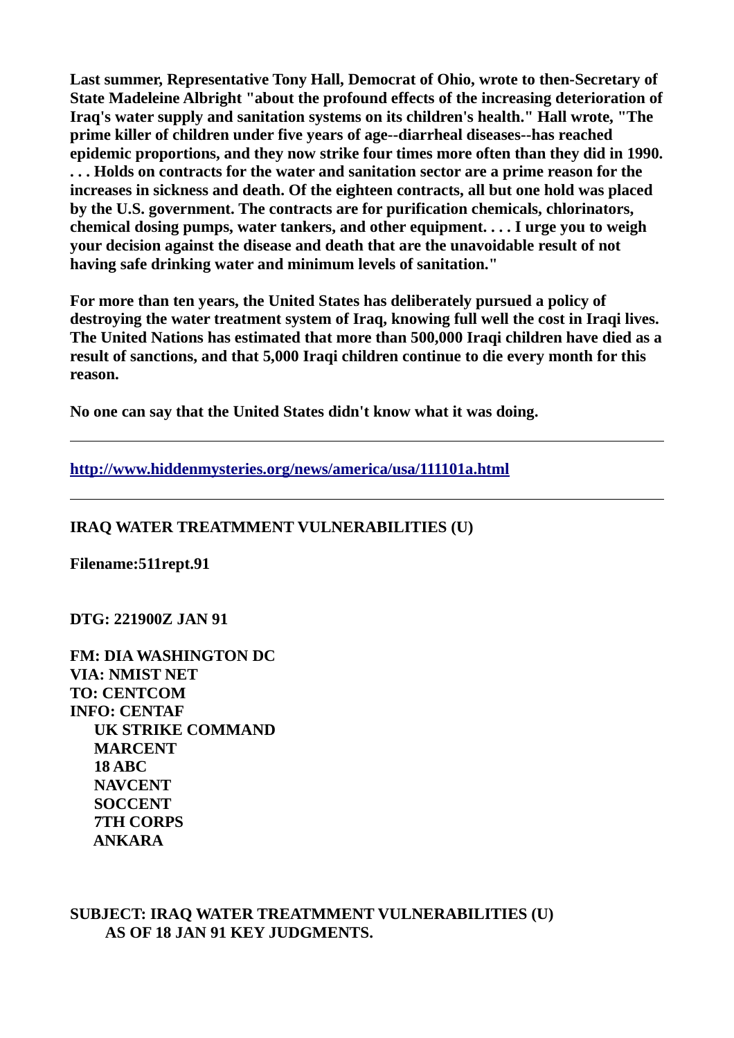**Last summer, Representative Tony Hall, Democrat of Ohio, wrote to then-Secretary of State Madeleine Albright "about the profound effects of the increasing deterioration of Iraq's water supply and sanitation systems on its children's health." Hall wrote, "The prime killer of children under five years of age--diarrheal diseases--has reached epidemic proportions, and they now strike four times more often than they did in 1990. . . . Holds on contracts for the water and sanitation sector are a prime reason for the increases in sickness and death. Of the eighteen contracts, all but one hold was placed by the U.S. government. The contracts are for purification chemicals, chlorinators, chemical dosing pumps, water tankers, and other equipment. . . . I urge you to weigh your decision against the disease and death that are the unavoidable result of not having safe drinking water and minimum levels of sanitation."**

**For more than ten years, the United States has deliberately pursued a policy of destroying the water treatment system of Iraq, knowing full well the cost in Iraqi lives. The United Nations has estimated that more than 500,000 Iraqi children have died as a result of sanctions, and that 5,000 Iraqi children continue to die every month for this reason.**

**No one can say that the United States didn't know what it was doing.**

---

**http://www.hiddenmysteries.org/news/america/usa/111101a.html**

---

**IRAQ WATER TREATMMENT VULNERABILITIES (U)**

**Filename:511rept.91**

**DTG: 221900Z JAN 91**

**FM: DIA WASHINGTON DC**
**VIA: NMIST NET**
**TO: CENTCOM**
**INFO: CENTAF**
**UK STRIKE COMMAND**
**MARCENT**
**18 ABC**
**NAVCENT**
**SOCCENT**
**7TH CORPS**
**ANKARA**

**SUBJECT: IRAQ WATER TREATMMENT VULNERABILITIES (U)**
**AS OF 18 JAN 91 KEY JUDGMENTS.**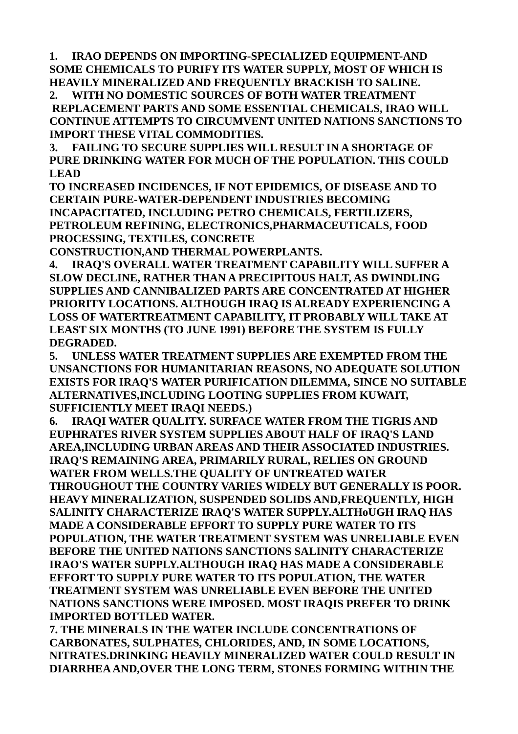**1. IRAO DEPENDS ON IMPORTING-SPECIALIZED EQUIPMENT-AND SOME CHEMICALS TO PURIFY ITS WATER SUPPLY, MOST OF WHICH IS HEAVILY MINERALIZED AND FREQUENTLY BRACKISH TO SALINE.**

**2. WITH NO DOMESTIC SOURCES OF BOTH WATER TREATMENT REPLACEMENT PARTS AND SOME ESSENTIAL CHEMICALS, IRAO WILL CONTINUE ATTEMPTS TO CIRCUMVENT UNITED NATIONS SANCTIONS TO IMPORT THESE VITAL COMMODITIES.**

**3. FAILING TO SECURE SUPPLIES WILL RESULT IN A SHORTAGE OF PURE DRINKING WATER FOR MUCH OF THE POPULATION. THIS COULD LEAD TO INCREASED INCIDENCES, IF NOT EPIDEMICS, OF DISEASE AND TO CERTAIN PURE-WATER-DEPENDENT INDUSTRIES BECOMING INCAPACITATED, INCLUDING PETRO CHEMICALS, FERTILIZERS, PETROLEUM REFINING, ELECTRONICS,PHARMACEUTICALS, FOOD PROCESSING, TEXTILES, CONCRETE CONSTRUCTION,AND THERMAL POWERPLANTS.**

**4. IRAQ'S OVERALL WATER TREATMENT CAPABILITY WILL SUFFER A SLOW DECLINE, RATHER THAN A PRECIPITOUS HALT, AS DWINDLING SUPPLIES AND CANNIBALIZED PARTS ARE CONCENTRATED AT HIGHER PRIORITY LOCATIONS. ALTHOUGH IRAQ IS ALREADY EXPERIENCING A LOSS OF WATERTREATMENT CAPABILITY, IT PROBABLY WILL TAKE AT LEAST SIX MONTHS (TO JUNE 1991) BEFORE THE SYSTEM IS FULLY DEGRADED.**

**5. UNLESS WATER TREATMENT SUPPLIES ARE EXEMPTED FROM THE UNSANCTIONS FOR HUMANITARIAN REASONS, NO ADEQUATE SOLUTION EXISTS FOR IRAQ'S WATER PURIFICATION DILEMMA, SINCE NO SUITABLE ALTERNATIVES,INCLUDING LOOTING SUPPLIES FROM KUWAIT, SUFFICIENTLY MEET IRAQI NEEDS.)**

**6. IRAQI WATER QUALITY. SURFACE WATER FROM THE TIGRIS AND EUPHRATES RIVER SYSTEM SUPPLIES ABOUT HALF OF IRAQ'S LAND AREA,INCLUDING URBAN AREAS AND THEIR ASSOCIATED INDUSTRIES. IRAQ'S REMAINING AREA, PRIMARILY RURAL, RELIES ON GROUND WATER FROM WELLS.THE QUALITY OF UNTREATED WATER THROUGHOUT THE COUNTRY VARIES WIDELY BUT GENERALLY IS POOR. HEAVY MINERALIZATION, SUSPENDED SOLIDS AND,FREQUENTLY, HIGH SALINITY CHARACTERIZE IRAQ'S WATER SUPPLY.ALTHoUGH IRAQ HAS MADE A CONSIDERABLE EFFORT TO SUPPLY PURE WATER TO ITS POPULATION, THE WATER TREATMENT SYSTEM WAS UNRELIABLE EVEN BEFORE THE UNITED NATIONS SANCTIONS SALINITY CHARACTERIZE IRAO'S WATER SUPPLY.ALTHOUGH IRAQ HAS MADE A CONSIDERABLE EFFORT TO SUPPLY PURE WATER TO ITS POPULATION, THE WATER TREATMENT SYSTEM WAS UNRELIABLE EVEN BEFORE THE UNITED NATIONS SANCTIONS WERE IMPOSED. MOST IRAQIS PREFER TO DRINK IMPORTED BOTTLED WATER.**

**7. THE MINERALS IN THE WATER INCLUDE CONCENTRATIONS OF CARBONATES, SULPHATES, CHLORIDES, AND, IN SOME LOCATIONS, NITRATES.DRINKING HEAVILY MINERALIZED WATER COULD RESULT IN DIARRHEA AND,OVER THE LONG TERM, STONES FORMING WITHIN THE**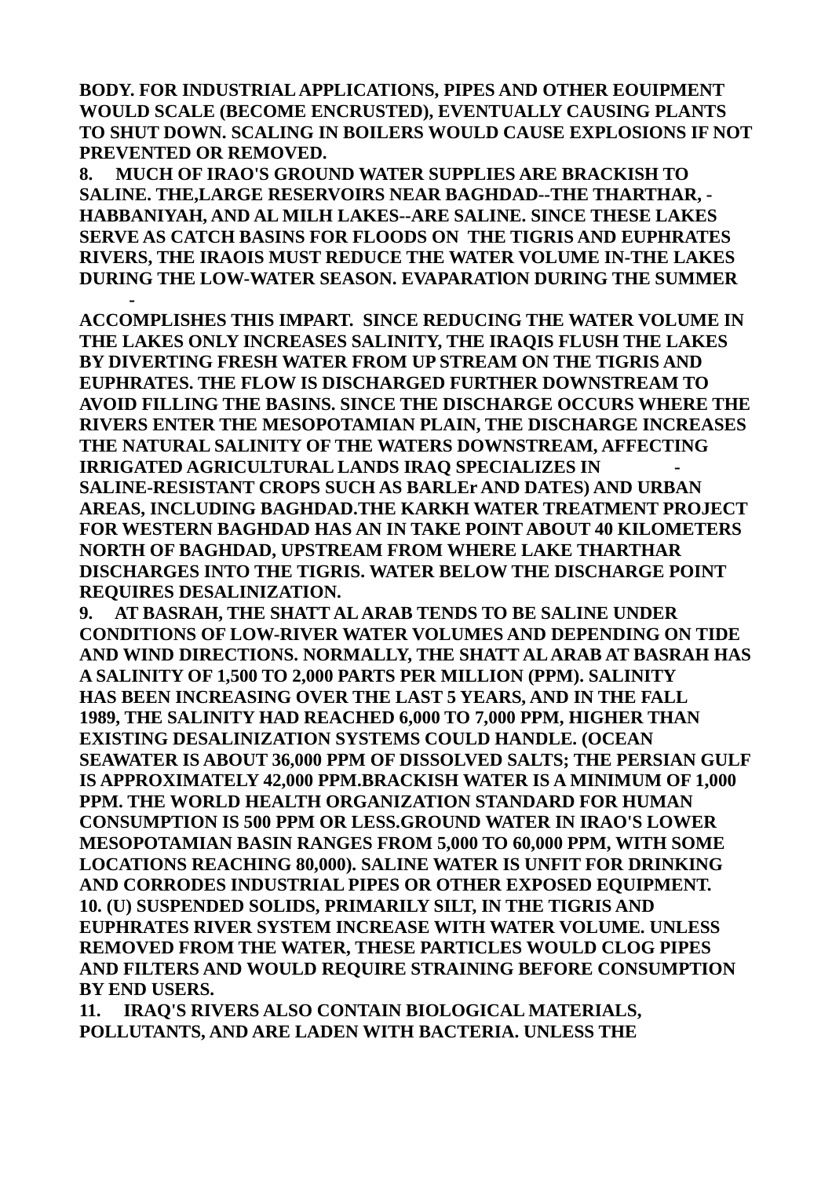**BODY. FOR INDUSTRIAL APPLICATIONS, PIPES AND OTHER EOUIPMENT WOULD SCALE (BECOME ENCRUSTED), EVENTUALLY CAUSING PLANTS TO SHUT DOWN. SCALING IN BOILERS WOULD CAUSE EXPLOSIONS IF NOT PREVENTED OR REMOVED.**

**8. MUCH OF IRAO'S GROUND WATER SUPPLIES ARE BRACKISH TO SALINE. THE,LARGE RESERVOIRS NEAR BAGHDAD--THE THARTHAR, - HABBANIYAH, AND AL MILH LAKES--ARE SALINE. SINCE THESE LAKES SERVE AS CATCH BASINS FOR FLOODS ON THE TIGRIS AND EUPHRATES RIVERS, THE IRAOIS MUST REDUCE THE WATER VOLUME IN-THE LAKES DURING THE LOW-WATER SEASON. EVAPARATlON DURING THE SUMMER -**

**ACCOMPLISHES THIS IMPART. SINCE REDUCING THE WATER VOLUME IN THE LAKES ONLY INCREASES SALINITY, THE IRAQIS FLUSH THE LAKES BY DIVERTING FRESH WATER FROM UP STREAM ON THE TIGRIS AND EUPHRATES. THE FLOW IS DISCHARGED FURTHER DOWNSTREAM TO AVOID FILLING THE BASINS. SINCE THE DISCHARGE OCCURS WHERE THE RIVERS ENTER THE MESOPOTAMIAN PLAIN, THE DISCHARGE INCREASES THE NATURAL SALINITY OF THE WATERS DOWNSTREAM, AFFECTING IRRIGATED AGRICULTURAL LANDS IRAQ SPECIALIZES IN - SALINE-RESISTANT CROPS SUCH AS BARLEr AND DATES) AND URBAN AREAS, INCLUDING BAGHDAD.THE KARKH WATER TREATMENT PROJECT FOR WESTERN BAGHDAD HAS AN IN TAKE POINT ABOUT 40 KILOMETERS NORTH OF BAGHDAD, UPSTREAM FROM WHERE LAKE THARTHAR DISCHARGES INTO THE TIGRIS. WATER BELOW THE DISCHARGE POINT REQUIRES DESALINIZATION.**

**9. AT BASRAH, THE SHATT AL ARAB TENDS TO BE SALINE UNDER CONDITIONS OF LOW-RIVER WATER VOLUMES AND DEPENDING ON TIDE AND WIND DIRECTIONS. NORMALLY, THE SHATT AL ARAB AT BASRAH HAS A SALINITY OF 1,500 TO 2,000 PARTS PER MILLION (PPM). SALINITY HAS BEEN INCREASING OVER THE LAST 5 YEARS, AND IN THE FALL 1989, THE SALINITY HAD REACHED 6,000 TO 7,000 PPM, HIGHER THAN EXISTING DESALINIZATION SYSTEMS COULD HANDLE. (OCEAN SEAWATER IS ABOUT 36,000 PPM OF DISSOLVED SALTS; THE PERSIAN GULF IS APPROXIMATELY 42,000 PPM.BRACKISH WATER IS A MINIMUM OF 1,000 PPM. THE WORLD HEALTH ORGANIZATION STANDARD FOR HUMAN CONSUMPTION IS 500 PPM OR LESS.GROUND WATER IN IRAO'S LOWER MESOPOTAMIAN BASIN RANGES FROM 5,000 TO 60,000 PPM, WITH SOME LOCATIONS REACHING 80,000). SALINE WATER IS UNFIT FOR DRINKING AND CORRODES INDUSTRIAL PIPES OR OTHER EXPOSED EQUIPMENT.**

**10. (U) SUSPENDED SOLIDS, PRIMARILY SILT, IN THE TIGRIS AND EUPHRATES RIVER SYSTEM INCREASE WITH WATER VOLUME. UNLESS REMOVED FROM THE WATER, THESE PARTICLES WOULD CLOG PIPES AND FILTERS AND WOULD REQUIRE STRAINING BEFORE CONSUMPTION BY END USERS.**

**11. IRAQ'S RIVERS ALSO CONTAIN BIOLOGICAL MATERIALS, POLLUTANTS, AND ARE LADEN WITH BACTERIA. UNLESS THE**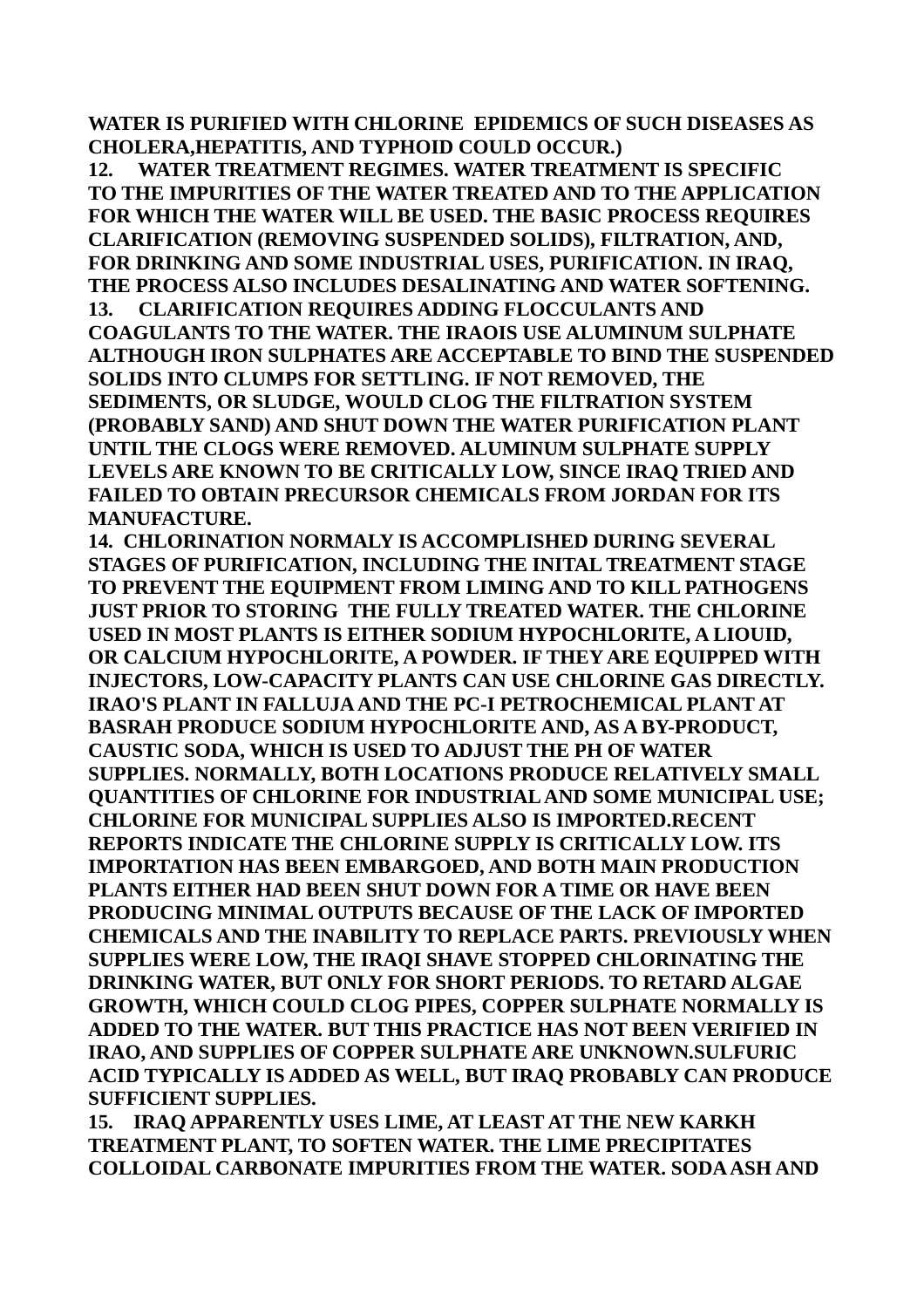**WATER IS PURIFIED WITH CHLORINE EPIDEMICS OF SUCH DISEASES AS CHOLERA,HEPATITIS, AND TYPHOID COULD OCCUR.)**

**12. WATER TREATMENT REGIMES. WATER TREATMENT IS SPECIFIC TO THE IMPURITIES OF THE WATER TREATED AND TO THE APPLICATION FOR WHICH THE WATER WILL BE USED. THE BASIC PROCESS REQUIRES CLARIFICATION (REMOVING SUSPENDED SOLIDS), FILTRATION, AND, FOR DRINKING AND SOME INDUSTRIAL USES, PURIFICATION. IN IRAQ, THE PROCESS ALSO INCLUDES DESALINATING AND WATER SOFTENING.**

**13. CLARIFICATION REQUIRES ADDING FLOCCULANTS AND COAGULANTS TO THE WATER. THE IRAOIS USE ALUMINUM SULPHATE ALTHOUGH IRON SULPHATES ARE ACCEPTABLE TO BIND THE SUSPENDED SOLIDS INTO CLUMPS FOR SETTLING. IF NOT REMOVED, THE SEDIMENTS, OR SLUDGE, WOULD CLOG THE FILTRATION SYSTEM (PROBABLY SAND) AND SHUT DOWN THE WATER PURIFICATION PLANT UNTIL THE CLOGS WERE REMOVED. ALUMINUM SULPHATE SUPPLY LEVELS ARE KNOWN TO BE CRITICALLY LOW, SINCE IRAQ TRIED AND FAILED TO OBTAIN PRECURSOR CHEMICALS FROM JORDAN FOR ITS MANUFACTURE.**

**14. CHLORINATION NORMALY IS ACCOMPLISHED DURING SEVERAL STAGES OF PURIFICATION, INCLUDING THE INITAL TREATMENT STAGE TO PREVENT THE EQUIPMENT FROM LIMING AND TO KILL PATHOGENS JUST PRIOR TO STORING THE FULLY TREATED WATER. THE CHLORINE USED IN MOST PLANTS IS EITHER SODIUM HYPOCHLORITE, A LIOUID, OR CALCIUM HYPOCHLORITE, A POWDER. IF THEY ARE EQUIPPED WITH INJECTORS, LOW-CAPACITY PLANTS CAN USE CHLORINE GAS DIRECTLY. IRAO'S PLANT IN FALLUJA AND THE PC-I PETROCHEMICAL PLANT AT BASRAH PRODUCE SODIUM HYPOCHLORITE AND, AS A BY-PRODUCT, CAUSTIC SODA, WHICH IS USED TO ADJUST THE PH OF WATER SUPPLIES. NORMALLY, BOTH LOCATIONS PRODUCE RELATIVELY SMALL QUANTITIES OF CHLORINE FOR INDUSTRIAL AND SOME MUNICIPAL USE; CHLORINE FOR MUNICIPAL SUPPLIES ALSO IS IMPORTED.RECENT REPORTS INDICATE THE CHLORINE SUPPLY IS CRITICALLY LOW. ITS IMPORTATION HAS BEEN EMBARGOED, AND BOTH MAIN PRODUCTION PLANTS EITHER HAD BEEN SHUT DOWN FOR A TIME OR HAVE BEEN PRODUCING MINIMAL OUTPUTS BECAUSE OF THE LACK OF IMPORTED CHEMICALS AND THE INABILITY TO REPLACE PARTS. PREVIOUSLY WHEN SUPPLIES WERE LOW, THE IRAQI SHAVE STOPPED CHLORINATING THE DRINKING WATER, BUT ONLY FOR SHORT PERIODS. TO RETARD ALGAE GROWTH, WHICH COULD CLOG PIPES, COPPER SULPHATE NORMALLY IS ADDED TO THE WATER. BUT THIS PRACTICE HAS NOT BEEN VERIFIED IN IRAO, AND SUPPLIES OF COPPER SULPHATE ARE UNKNOWN.SULFURIC ACID TYPICALLY IS ADDED AS WELL, BUT IRAQ PROBABLY CAN PRODUCE SUFFICIENT SUPPLIES.**

**15. IRAQ APPARENTLY USES LIME, AT LEAST AT THE NEW KARKH TREATMENT PLANT, TO SOFTEN WATER. THE LIME PRECIPITATES COLLOIDAL CARBONATE IMPURITIES FROM THE WATER. SODA ASH AND**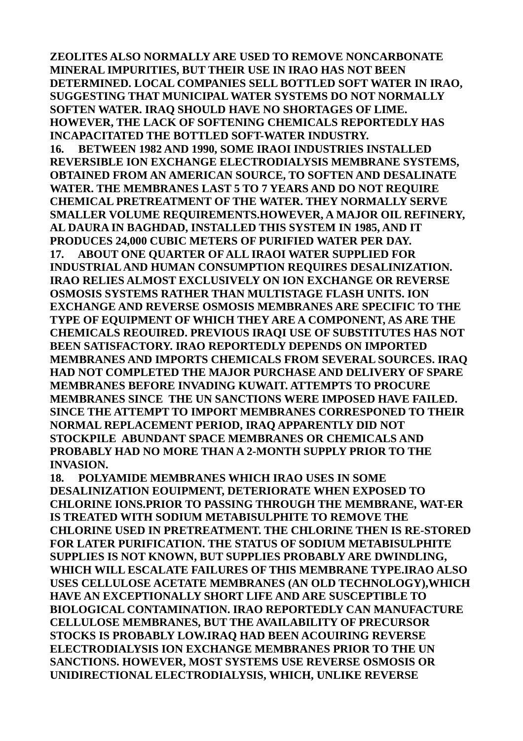ZEOLITES ALSO NORMALLY ARE USED TO REMOVE NONCARBONATE MINERAL IMPURITIES, BUT THEIR USE IN IRAO HAS NOT BEEN DETERMINED. LOCAL COMPANIES SELL BOTTLED SOFT WATER IN IRAO, SUGGESTING THAT MUNICIPAL WATER SYSTEMS DO NOT NORMALLY SOFTEN WATER. IRAQ SHOULD HAVE NO SHORTAGES OF LIME. HOWEVER, THE LACK OF SOFTENING CHEMICALS REPORTEDLY HAS INCAPACITATED THE BOTTLED SOFT-WATER INDUSTRY.

16. BETWEEN 1982 AND 1990, SOME IRAOI INDUSTRIES INSTALLED REVERSIBLE ION EXCHANGE ELECTRODIALYSIS MEMBRANE SYSTEMS, OBTAINED FROM AN AMERICAN SOURCE, TO SOFTEN AND DESALINATE WATER. THE MEMBRANES LAST 5 TO 7 YEARS AND DO NOT REQUIRE CHEMICAL PRETREATMENT OF THE WATER. THEY NORMALLY SERVE SMALLER VOLUME REQUIREMENTS.HOWEVER, A MAJOR OIL REFINERY, AL DAURA IN BAGHDAD, INSTALLED THIS SYSTEM IN 1985, AND IT PRODUCES 24,000 CUBIC METERS OF PURIFIED WATER PER DAY.

17. ABOUT ONE QUARTER OF ALL IRAOI WATER SUPPLIED FOR INDUSTRIAL AND HUMAN CONSUMPTION REQUIRES DESALINIZATION. IRAO RELIES ALMOST EXCLUSIVELY ON ION EXCHANGE OR REVERSE OSMOSIS SYSTEMS RATHER THAN MULTISTAGE FLASH UNITS. ION EXCHANGE AND REVERSE OSMOSIS MEMBRANES ARE SPECIFIC TO THE TYPE OF EQUIPMENT OF WHICH THEY ARE A COMPONENT, AS ARE THE CHEMICALS REOUIRED. PREVIOUS IRAQI USE OF SUBSTITUTES HAS NOT BEEN SATISFACTORY. IRAO REPORTEDLY DEPENDS ON IMPORTED MEMBRANES AND IMPORTS CHEMICALS FROM SEVERAL SOURCES. IRAQ HAD NOT COMPLETED THE MAJOR PURCHASE AND DELIVERY OF SPARE MEMBRANES BEFORE INVADING KUWAIT. ATTEMPTS TO PROCURE MEMBRANES SINCE THE UN SANCTIONS WERE IMPOSED HAVE FAILED. SINCE THE ATTEMPT TO IMPORT MEMBRANES CORRESPONED TO THEIR NORMAL REPLACEMENT PERIOD, IRAQ APPARENTLY DID NOT STOCKPILE ABUNDANT SPACE MEMBRANES OR CHEMICALS AND PROBABLY HAD NO MORE THAN A 2-MONTH SUPPLY PRIOR TO THE INVASION.

18. POLYAMIDE MEMBRANES WHICH IRAO USES IN SOME DESALINIZATION EOUIPMENT, DETERIORATE WHEN EXPOSED TO CHLORINE IONS.PRIOR TO PASSING THROUGH THE MEMBRANE, WAT-ER IS TREATED WITH SODIUM METABISULPHITE TO REMOVE THE CHLORINE USED IN PRETREATMENT. THE CHLORINE THEN IS RE-STORED FOR LATER PURIFICATION. THE STATUS OF SODIUM METABISULPHITE SUPPLIES IS NOT KNOWN, BUT SUPPLIES PROBABLY ARE DWINDLING, WHICH WILL ESCALATE FAILURES OF THIS MEMBRANE TYPE.IRAO ALSO USES CELLULOSE ACETATE MEMBRANES (AN OLD TECHNOLOGY),WHICH HAVE AN EXCEPTIONALLY SHORT LIFE AND ARE SUSCEPTIBLE TO BIOLOGICAL CONTAMINATION. IRAO REPORTEDLY CAN MANUFACTURE CELLULOSE MEMBRANES, BUT THE AVAILABILITY OF PRECURSOR STOCKS IS PROBABLY LOW.IRAQ HAD BEEN ACOUIRING REVERSE ELECTRODIALYSIS ION EXCHANGE MEMBRANES PRIOR TO THE UN SANCTIONS. HOWEVER, MOST SYSTEMS USE REVERSE OSMOSIS OR UNIDIRECTIONAL ELECTRODIALYSIS, WHICH, UNLIKE REVERSE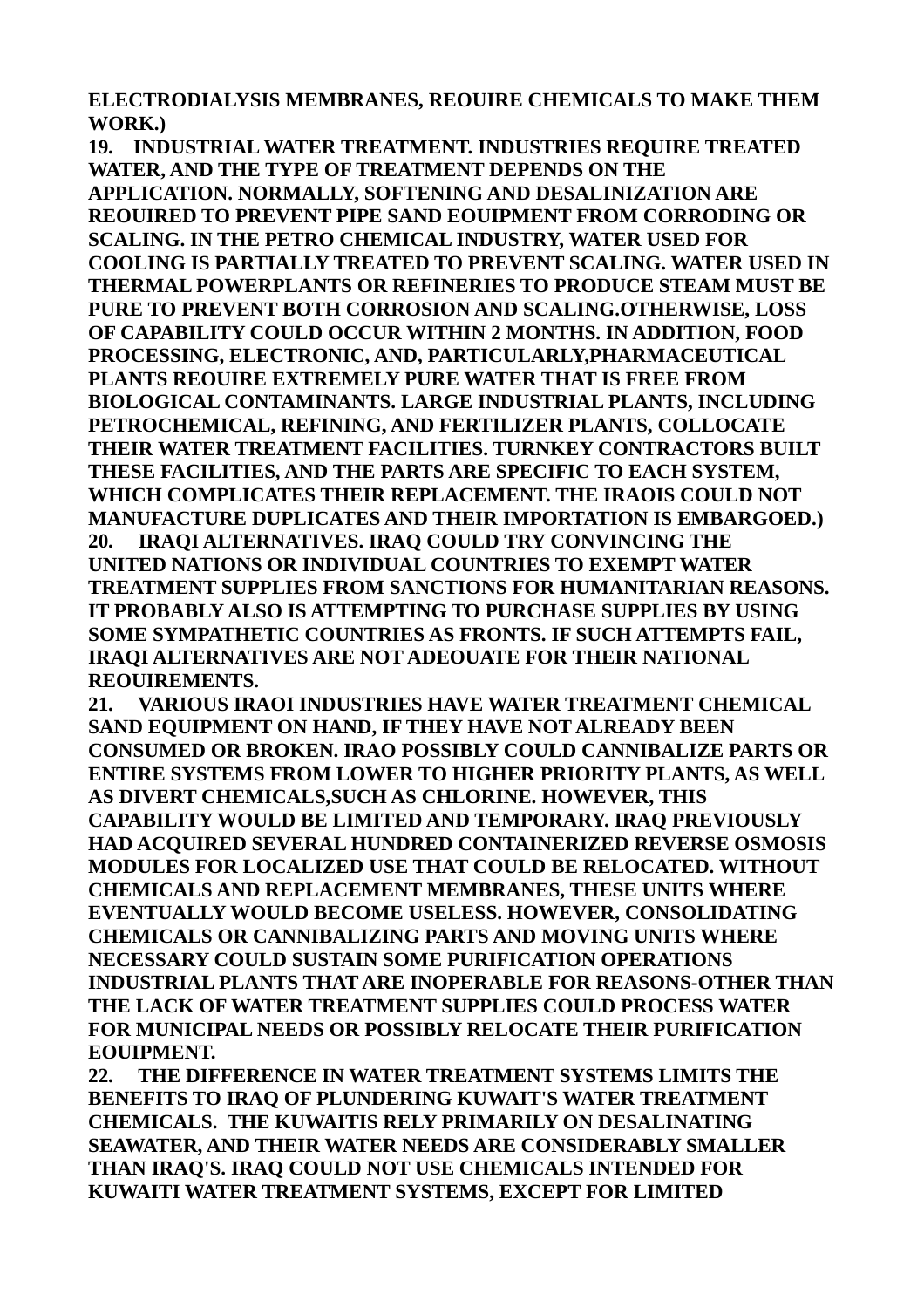**ELECTRODIALYSIS MEMBRANES, REOUIRE CHEMICALS TO MAKE THEM WORK.)**

**19. INDUSTRIAL WATER TREATMENT. INDUSTRIES REQUIRE TREATED WATER, AND THE TYPE OF TREATMENT DEPENDS ON THE APPLICATION. NORMALLY, SOFTENING AND DESALINIZATION ARE REOUIRED TO PREVENT PIPE SAND EOUIPMENT FROM CORRODING OR SCALING. IN THE PETRO CHEMICAL INDUSTRY, WATER USED FOR COOLING IS PARTIALLY TREATED TO PREVENT SCALING. WATER USED IN THERMAL POWERPLANTS OR REFINERIES TO PRODUCE STEAM MUST BE PURE TO PREVENT BOTH CORROSION AND SCALING.OTHERWISE, LOSS OF CAPABILITY COULD OCCUR WITHIN 2 MONTHS. IN ADDITION, FOOD PROCESSING, ELECTRONIC, AND, PARTICULARLY,PHARMACEUTICAL PLANTS REOUIRE EXTREMELY PURE WATER THAT IS FREE FROM BIOLOGICAL CONTAMINANTS. LARGE INDUSTRIAL PLANTS, INCLUDING PETROCHEMICAL, REFINING, AND FERTILIZER PLANTS, COLLOCATE THEIR WATER TREATMENT FACILITIES. TURNKEY CONTRACTORS BUILT THESE FACILITIES, AND THE PARTS ARE SPECIFIC TO EACH SYSTEM, WHICH COMPLICATES THEIR REPLACEMENT. THE IRAOIS COULD NOT MANUFACTURE DUPLICATES AND THEIR IMPORTATION IS EMBARGOED.)**

**20. IRAQI ALTERNATIVES. IRAQ COULD TRY CONVINCING THE UNITED NATIONS OR INDIVIDUAL COUNTRIES TO EXEMPT WATER TREATMENT SUPPLIES FROM SANCTIONS FOR HUMANITARIAN REASONS. IT PROBABLY ALSO IS ATTEMPTING TO PURCHASE SUPPLIES BY USING SOME SYMPATHETIC COUNTRIES AS FRONTS. IF SUCH ATTEMPTS FAIL, IRAQI ALTERNATIVES ARE NOT ADEOUATE FOR THEIR NATIONAL REOUIREMENTS.**

**21. VARIOUS IRAOI INDUSTRIES HAVE WATER TREATMENT CHEMICAL SAND EQUIPMENT ON HAND, IF THEY HAVE NOT ALREADY BEEN CONSUMED OR BROKEN. IRAO POSSIBLY COULD CANNIBALIZE PARTS OR ENTIRE SYSTEMS FROM LOWER TO HIGHER PRIORITY PLANTS, AS WELL AS DIVERT CHEMICALS,SUCH AS CHLORINE. HOWEVER, THIS CAPABILITY WOULD BE LIMITED AND TEMPORARY. IRAQ PREVIOUSLY HAD ACQUIRED SEVERAL HUNDRED CONTAINERIZED REVERSE OSMOSIS MODULES FOR LOCALIZED USE THAT COULD BE RELOCATED. WITHOUT CHEMICALS AND REPLACEMENT MEMBRANES, THESE UNITS WHERE EVENTUALLY WOULD BECOME USELESS. HOWEVER, CONSOLIDATING CHEMICALS OR CANNIBALIZING PARTS AND MOVING UNITS WHERE NECESSARY COULD SUSTAIN SOME PURIFICATION OPERATIONS INDUSTRIAL PLANTS THAT ARE INOPERABLE FOR REASONS-OTHER THAN THE LACK OF WATER TREATMENT SUPPLIES COULD PROCESS WATER FOR MUNICIPAL NEEDS OR POSSIBLY RELOCATE THEIR PURIFICATION EOUIPMENT.**

**22. THE DIFFERENCE IN WATER TREATMENT SYSTEMS LIMITS THE BENEFITS TO IRAQ OF PLUNDERING KUWAIT'S WATER TREATMENT CHEMICALS. THE KUWAITIS RELY PRIMARILY ON DESALINATING SEAWATER, AND THEIR WATER NEEDS ARE CONSIDERABLY SMALLER THAN IRAQ'S. IRAQ COULD NOT USE CHEMICALS INTENDED FOR KUWAITI WATER TREATMENT SYSTEMS, EXCEPT FOR LIMITED**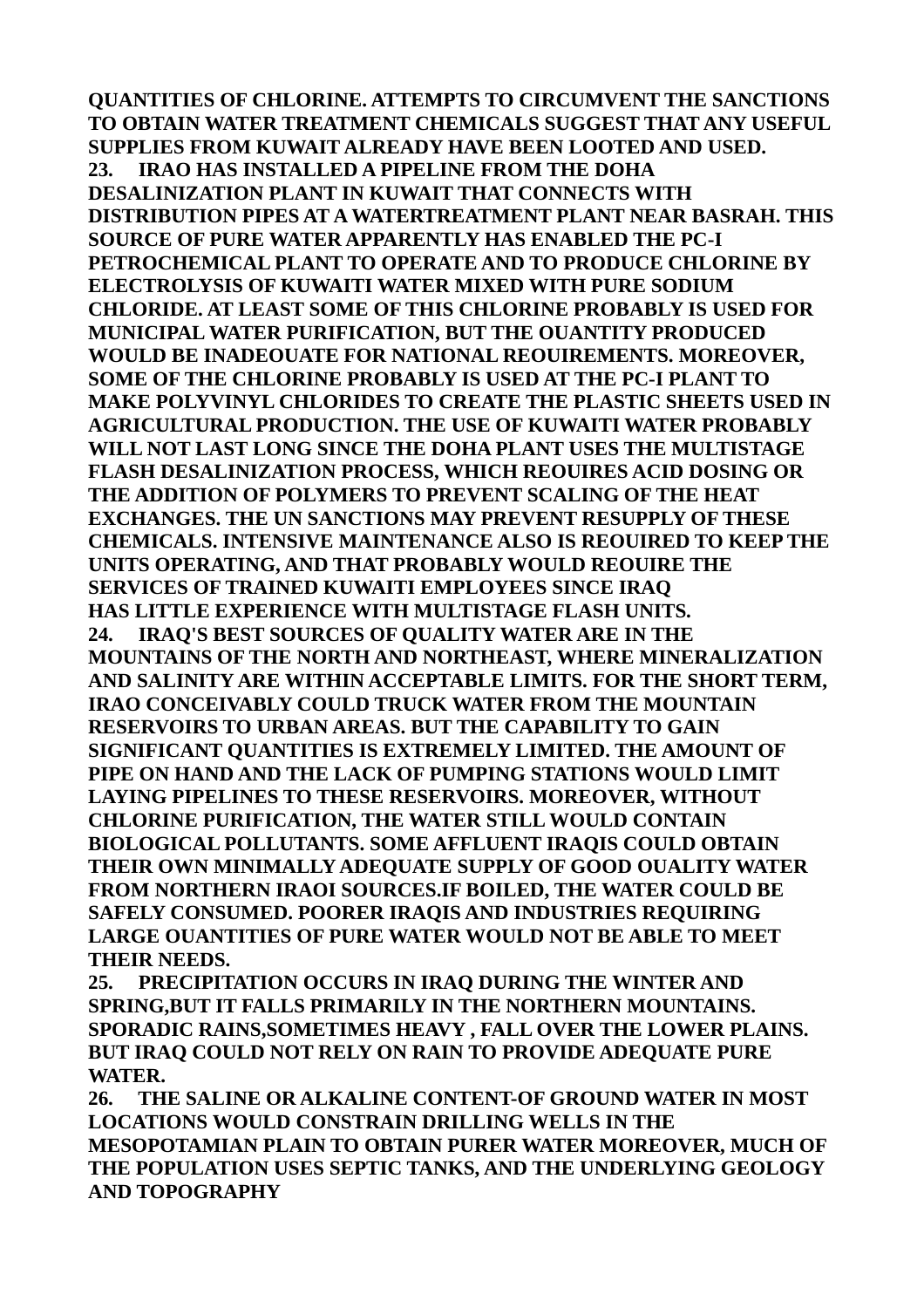**QUANTITIES OF CHLORINE. ATTEMPTS TO CIRCUMVENT THE SANCTIONS TO OBTAIN WATER TREATMENT CHEMICALS SUGGEST THAT ANY USEFUL SUPPLIES FROM KUWAIT ALREADY HAVE BEEN LOOTED AND USED.**

**23. IRAO HAS INSTALLED A PIPELINE FROM THE DOHA DESALINIZATION PLANT IN KUWAIT THAT CONNECTS WITH DISTRIBUTION PIPES AT A WATERTREATMENT PLANT NEAR BASRAH. THIS SOURCE OF PURE WATER APPARENTLY HAS ENABLED THE PC-I PETROCHEMICAL PLANT TO OPERATE AND TO PRODUCE CHLORINE BY ELECTROLYSIS OF KUWAITI WATER MIXED WITH PURE SODIUM CHLORIDE. AT LEAST SOME OF THIS CHLORINE PROBABLY IS USED FOR MUNICIPAL WATER PURIFICATION, BUT THE OUANTITY PRODUCED WOULD BE INADEOUATE FOR NATIONAL REOUIREMENTS. MOREOVER, SOME OF THE CHLORINE PROBABLY IS USED AT THE PC-I PLANT TO MAKE POLYVINYL CHLORIDES TO CREATE THE PLASTIC SHEETS USED IN AGRICULTURAL PRODUCTION. THE USE OF KUWAITI WATER PROBABLY WILL NOT LAST LONG SINCE THE DOHA PLANT USES THE MULTISTAGE FLASH DESALINIZATION PROCESS, WHICH REOUIRES ACID DOSING OR THE ADDITION OF POLYMERS TO PREVENT SCALING OF THE HEAT EXCHANGES. THE UN SANCTIONS MAY PREVENT RESUPPLY OF THESE CHEMICALS. INTENSIVE MAINTENANCE ALSO IS REOUIRED TO KEEP THE UNITS OPERATING, AND THAT PROBABLY WOULD REOUIRE THE SERVICES OF TRAINED KUWAITI EMPLOYEES SINCE IRAQ HAS LITTLE EXPERIENCE WITH MULTISTAGE FLASH UNITS.**

**24. IRAQ'S BEST SOURCES OF QUALITY WATER ARE IN THE MOUNTAINS OF THE NORTH AND NORTHEAST, WHERE MINERALIZATION AND SALINITY ARE WITHIN ACCEPTABLE LIMITS. FOR THE SHORT TERM, IRAO CONCEIVABLY COULD TRUCK WATER FROM THE MOUNTAIN RESERVOIRS TO URBAN AREAS. BUT THE CAPABILITY TO GAIN SIGNIFICANT QUANTITIES IS EXTREMELY LIMITED. THE AMOUNT OF PIPE ON HAND AND THE LACK OF PUMPING STATIONS WOULD LIMIT LAYING PIPELINES TO THESE RESERVOIRS. MOREOVER, WITHOUT CHLORINE PURIFICATION, THE WATER STILL WOULD CONTAIN BIOLOGICAL POLLUTANTS. SOME AFFLUENT IRAQIS COULD OBTAIN THEIR OWN MINIMALLY ADEQUATE SUPPLY OF GOOD OUALITY WATER FROM NORTHERN IRAOI SOURCES.IF BOILED, THE WATER COULD BE SAFELY CONSUMED. POORER IRAQIS AND INDUSTRIES REQUIRING LARGE OUANTITIES OF PURE WATER WOULD NOT BE ABLE TO MEET THEIR NEEDS.**

**25. PRECIPITATION OCCURS IN IRAQ DURING THE WINTER AND SPRING,BUT IT FALLS PRIMARILY IN THE NORTHERN MOUNTAINS. SPORADIC RAINS,SOMETIMES HEAVY , FALL OVER THE LOWER PLAINS. BUT IRAQ COULD NOT RELY ON RAIN TO PROVIDE ADEQUATE PURE WATER.**

**26. THE SALINE OR ALKALINE CONTENT-OF GROUND WATER IN MOST LOCATIONS WOULD CONSTRAIN DRILLING WELLS IN THE MESOPOTAMIAN PLAIN TO OBTAIN PURER WATER MOREOVER, MUCH OF THE POPULATION USES SEPTIC TANKS, AND THE UNDERLYING GEOLOGY AND TOPOGRAPHY**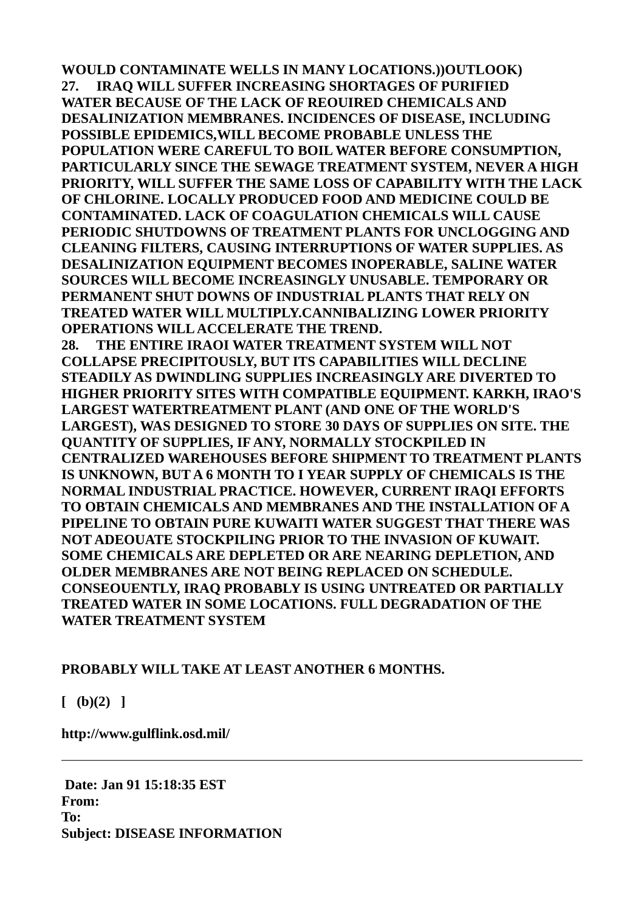**WOULD CONTAMINATE WELLS IN MANY LOCATIONS.))OUTLOOK)**
**27. IRAQ WILL SUFFER INCREASING SHORTAGES OF PURIFIED WATER BECAUSE OF THE LACK OF REOUIRED CHEMICALS AND DESALINIZATION MEMBRANES. INCIDENCES OF DISEASE, INCLUDING POSSIBLE EPIDEMICS,WILL BECOME PROBABLE UNLESS THE POPULATION WERE CAREFUL TO BOIL WATER BEFORE CONSUMPTION, PARTICULARLY SINCE THE SEWAGE TREATMENT SYSTEM, NEVER A HIGH PRIORITY, WILL SUFFER THE SAME LOSS OF CAPABILITY WITH THE LACK OF CHLORINE. LOCALLY PRODUCED FOOD AND MEDICINE COULD BE CONTAMINATED. LACK OF COAGULATION CHEMICALS WILL CAUSE PERIODIC SHUTDOWNS OF TREATMENT PLANTS FOR UNCLOGGING AND CLEANING FILTERS, CAUSING INTERRUPTIONS OF WATER SUPPLIES. AS DESALINIZATION EQUIPMENT BECOMES INOPERABLE, SALINE WATER SOURCES WILL BECOME INCREASINGLY UNUSABLE. TEMPORARY OR PERMANENT SHUT DOWNS OF INDUSTRIAL PLANTS THAT RELY ON TREATED WATER WILL MULTIPLY.CANNIBALIZING LOWER PRIORITY OPERATIONS WILL ACCELERATE THE TREND.**
**28. THE ENTIRE IRAOI WATER TREATMENT SYSTEM WILL NOT COLLAPSE PRECIPITOUSLY, BUT ITS CAPABILITIES WILL DECLINE STEADILY AS DWINDLING SUPPLIES INCREASINGLY ARE DIVERTED TO HIGHER PRIORITY SITES WITH COMPATIBLE EQUIPMENT. KARKH, IRAO'S LARGEST WATERTREATMENT PLANT (AND ONE OF THE WORLD'S LARGEST), WAS DESIGNED TO STORE 30 DAYS OF SUPPLIES ON SITE. THE QUANTITY OF SUPPLIES, IF ANY, NORMALLY STOCKPILED IN CENTRALIZED WAREHOUSES BEFORE SHIPMENT TO TREATMENT PLANTS IS UNKNOWN, BUT A 6 MONTH TO I YEAR SUPPLY OF CHEMICALS IS THE NORMAL INDUSTRIAL PRACTICE. HOWEVER, CURRENT IRAQI EFFORTS TO OBTAIN CHEMICALS AND MEMBRANES AND THE INSTALLATION OF A PIPELINE TO OBTAIN PURE KUWAITI WATER SUGGEST THAT THERE WAS NOT ADEOUATE STOCKPILING PRIOR TO THE INVASION OF KUWAIT. SOME CHEMICALS ARE DEPLETED OR ARE NEARING DEPLETION, AND OLDER MEMBRANES ARE NOT BEING REPLACED ON SCHEDULE. CONSEOUENTLY, IRAQ PROBABLY IS USING UNTREATED OR PARTIALLY TREATED WATER IN SOME LOCATIONS. FULL DEGRADATION OF THE WATER TREATMENT SYSTEM**

**PROBABLY WILL TAKE AT LEAST ANOTHER 6 MONTHS.**

**[ (b)(2) ]**

**http://www.gulflink.osd.mil/**

---

**Date: Jan 91 15:18:35 EST**
**From:**
**To:**
**Subject: DISEASE INFORMATION**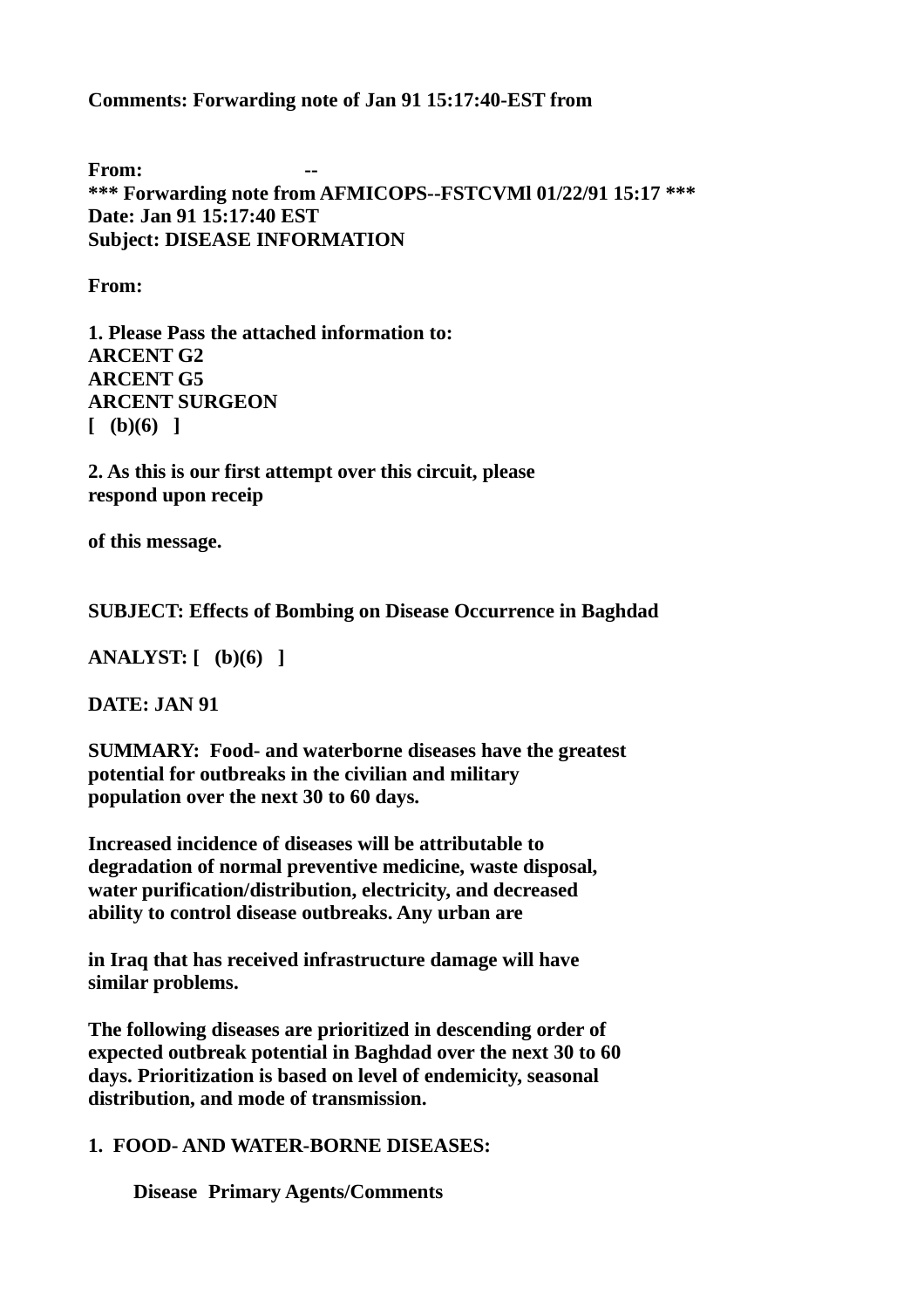**Comments: Forwarding note of Jan 91 15:17:40-EST from**

**From: --**
*** Forwarding note from AFMICOPS--FSTCVMl 01/22/91 15:17 ***
**Date: Jan 91 15:17:40 EST**
**Subject: DISEASE INFORMATION**

**From:**

**1. Please Pass the attached information to:**
**ARCENT G2**
**ARCENT G5**
**ARCENT SURGEON**
**[ (b)(6) ]**

**2. As this is our first attempt over this circuit, please respond upon receip**

**of this message.**

**SUBJECT: Effects of Bombing on Disease Occurrence in Baghdad**

**ANALYST: [ (b)(6) ]**

**DATE: JAN 91**

**SUMMARY: Food- and waterborne diseases have the greatest potential for outbreaks in the civilian and military population over the next 30 to 60 days.**

**Increased incidence of diseases will be attributable to degradation of normal preventive medicine, waste disposal, water purification/distribution, electricity, and decreased ability to control disease outbreaks. Any urban are**

**in Iraq that has received infrastructure damage will have similar problems.**

**The following diseases are prioritized in descending order of expected outbreak potential in Baghdad over the next 30 to 60 days. Prioritization is based on level of endemicity, seasonal distribution, and mode of transmission.**

**1. FOOD- AND WATER-BORNE DISEASES:**

**Disease Primary Agents/Comments**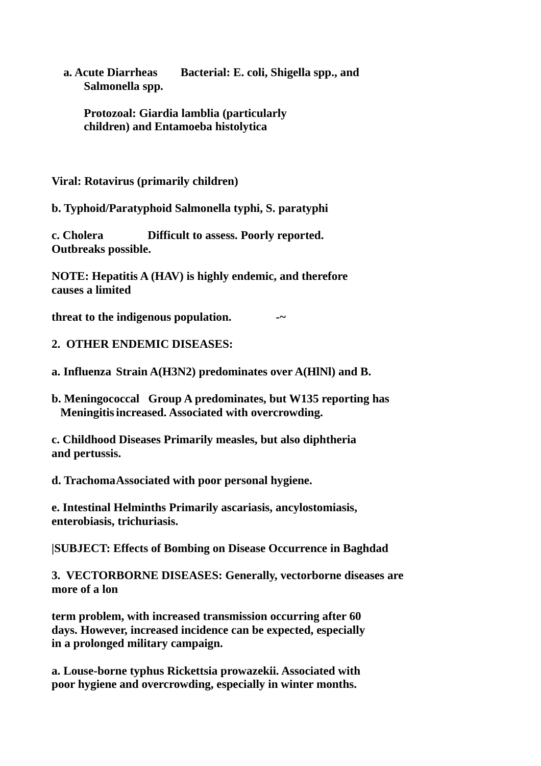**a. Acute Diarrheas Bacterial: E. coli, Shigella spp., and Salmonella spp.**

**Protozoal: Giardia lamblia (particularly children) and Entamoeba histolytica**

**Viral: Rotavirus (primarily children)**

**b. Typhoid/Paratyphoid Salmonella typhi, S. paratyphi**

**c. Cholera Difficult to assess. Poorly reported. Outbreaks possible.**

**NOTE: Hepatitis A (HAV) is highly endemic, and therefore causes a limited**

**threat to the indigenous population. -~**

**2. OTHER ENDEMIC DISEASES:**

**a. Influenza Strain A(H3N2) predominates over A(HlNl) and B.**

**b. Meningococcal Group A predominates, but W135 reporting has Meningitis increased. Associated with overcrowding.**

**c. Childhood Diseases Primarily measles, but also diphtheria and pertussis.**

**d. Trachoma Associated with poor personal hygiene.**

**e. Intestinal Helminths Primarily ascariasis, ancylostomiasis, enterobiasis, trichuriasis.**

**|SUBJECT: Effects of Bombing on Disease Occurrence in Baghdad**

**3. VECTORBORNE DISEASES: Generally, vectorborne diseases are more of a lon**

**term problem, with increased transmission occurring after 60 days. However, increased incidence can be expected, especially in a prolonged military campaign.**

**a. Louse-borne typhus Rickettsia prowazekii. Associated with poor hygiene and overcrowding, especially in winter months.**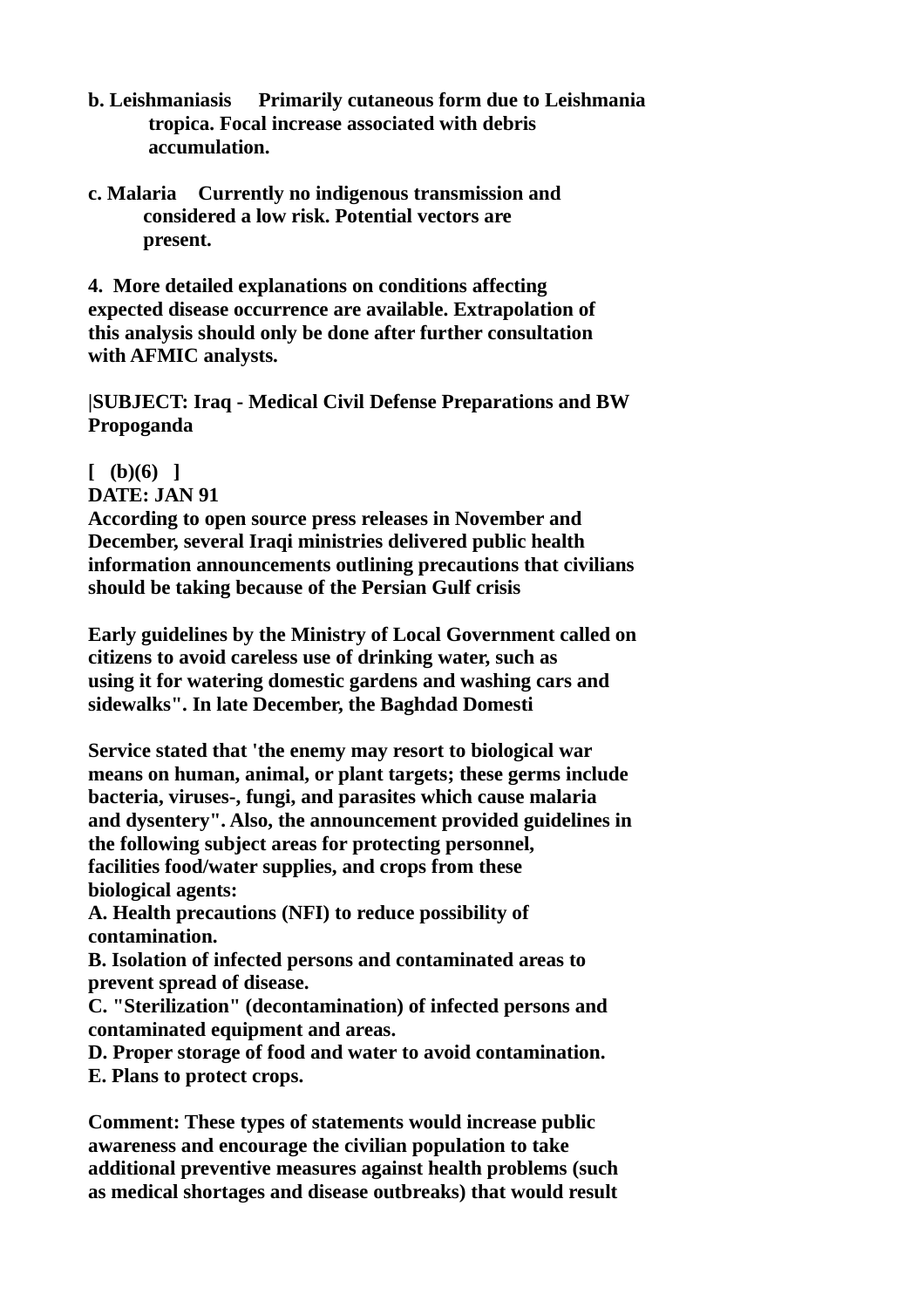**b. Leishmaniasis** **Primarily cutaneous form due to Leishmania tropica. Focal increase associated with debris accumulation.**

**c. Malaria** **Currently no indigenous transmission and considered a low risk. Potential vectors are present.**

**4. More detailed explanations on conditions affecting expected disease occurrence are available. Extrapolation of this analysis should only be done after further consultation with AFMIC analysts.**

**|SUBJECT: Iraq - Medical Civil Defense Preparations and BW Propoganda**

**[ (b)(6) ]**
**DATE: JAN 91**
**According to open source press releases in November and December, several Iraqi ministries delivered public health information announcements outlining precautions that civilians should be taking because of the Persian Gulf crisis**

**Early guidelines by the Ministry of Local Government called on citizens to avoid careless use of drinking water, such as using it for watering domestic gardens and washing cars and sidewalks". In late December, the Baghdad Domesti**

**Service stated that 'the enemy may resort to biological war means on human, animal, or plant targets; these germs include bacteria, viruses-, fungi, and parasites which cause malaria and dysentery". Also, the announcement provided guidelines in the following subject areas for protecting personnel, facilities food/water supplies, and crops from these biological agents:**
**A. Health precautions (NFI) to reduce possibility of contamination.**
**B. Isolation of infected persons and contaminated areas to prevent spread of disease.**
**C. "Sterilization" (decontamination) of infected persons and contaminated equipment and areas.**
**D. Proper storage of food and water to avoid contamination.**
**E. Plans to protect crops.**

**Comment: These types of statements would increase public awareness and encourage the civilian population to take additional preventive measures against health problems (such as medical shortages and disease outbreaks) that would result**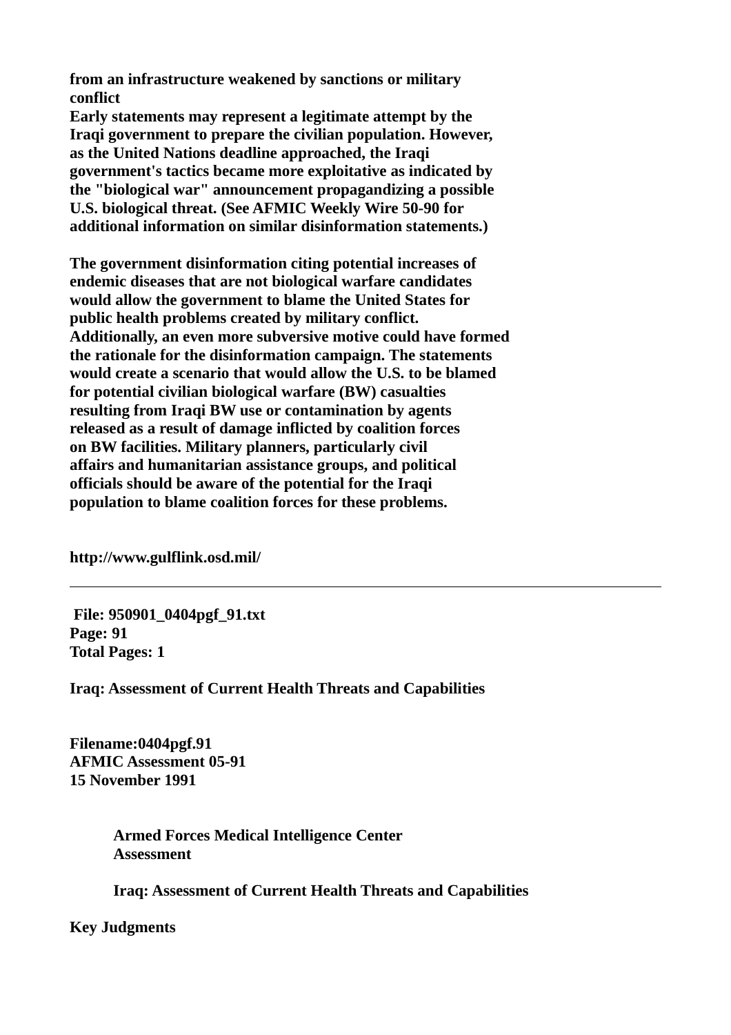from an infrastructure weakened by sanctions or military conflict

Early statements may represent a legitimate attempt by the Iraqi government to prepare the civilian population. However, as the United Nations deadline approached, the Iraqi government's tactics became more exploitative as indicated by the "biological war" announcement propagandizing a possible U.S. biological threat. (See AFMIC Weekly Wire 50-90 for additional information on similar disinformation statements.)

The government disinformation citing potential increases of endemic diseases that are not biological warfare candidates would allow the government to blame the United States for public health problems created by military conflict. Additionally, an even more subversive motive could have formed the rationale for the disinformation campaign. The statements would create a scenario that would allow the U.S. to be blamed for potential civilian biological warfare (BW) casualties resulting from Iraqi BW use or contamination by agents released as a result of damage inflicted by coalition forces on BW facilities. Military planners, particularly civil affairs and humanitarian assistance groups, and political officials should be aware of the potential for the Iraqi population to blame coalition forces for these problems.

http://www.gulflink.osd.mil/

---

File: 950901_0404pgf_91.txt
Page: 91
Total Pages: 1

Iraq: Assessment of Current Health Threats and Capabilities

Filename:0404pgf.91
AFMIC Assessment 05-91
15 November 1991

Armed Forces Medical Intelligence Center
Assessment

Iraq: Assessment of Current Health Threats and Capabilities

Key Judgments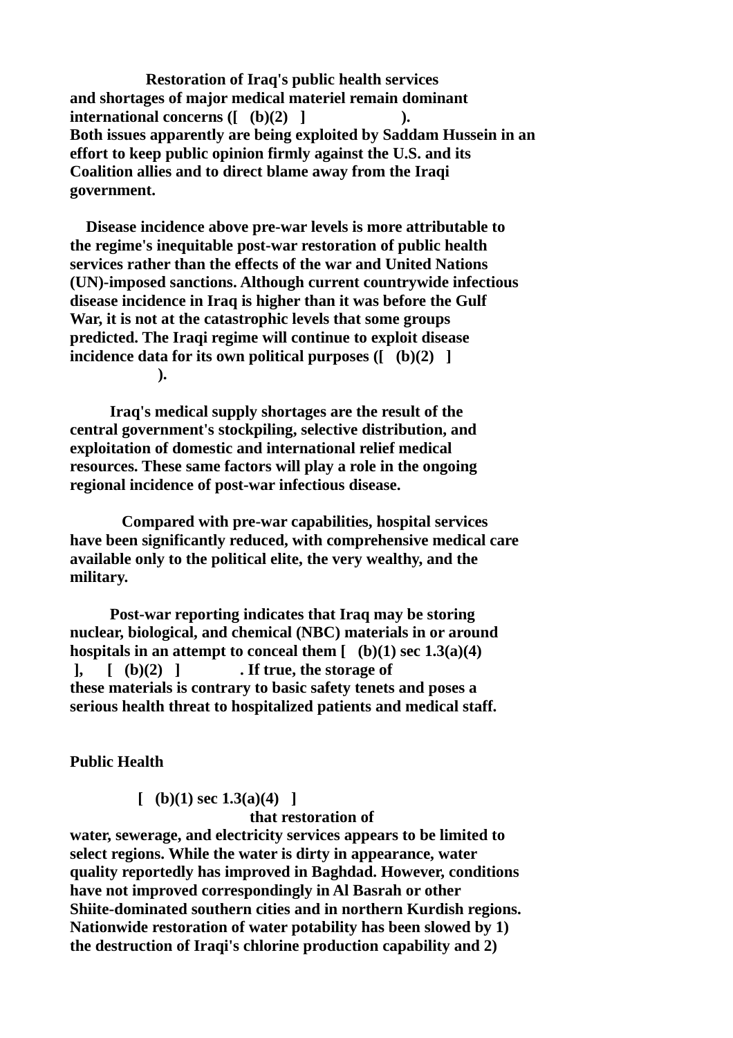**Restoration of Iraq's public health services and shortages of major medical materiel remain dominant international concerns ([ (b)(2) ] ). Both issues apparently are being exploited by Saddam Hussein in an effort to keep public opinion firmly against the U.S. and its Coalition allies and to direct blame away from the Iraqi government.**

**Disease incidence above pre-war levels is more attributable to the regime's inequitable post-war restoration of public health services rather than the effects of the war and United Nations (UN)-imposed sanctions. Although current countrywide infectious disease incidence in Iraq is higher than it was before the Gulf War, it is not at the catastrophic levels that some groups predicted. The Iraqi regime will continue to exploit disease incidence data for its own political purposes ([ (b)(2) ] ).**

**Iraq's medical supply shortages are the result of the central government's stockpiling, selective distribution, and exploitation of domestic and international relief medical resources. These same factors will play a role in the ongoing regional incidence of post-war infectious disease.**

**Compared with pre-war capabilities, hospital services have been significantly reduced, with comprehensive medical care available only to the political elite, the very wealthy, and the military.**

**Post-war reporting indicates that Iraq may be storing nuclear, biological, and chemical (NBC) materials in or around hospitals in an attempt to conceal them [ (b)(1) sec 1.3(a)(4) ], [ (b)(2) ] . If true, the storage of these materials is contrary to basic safety tenets and poses a serious health threat to hospitalized patients and medical staff.**

**Public Health**

**[ (b)(1) sec 1.3(a)(4) ] that restoration of water, sewerage, and electricity services appears to be limited to select regions. While the water is dirty in appearance, water quality reportedly has improved in Baghdad. However, conditions have not improved correspondingly in Al Basrah or other Shiite-dominated southern cities and in northern Kurdish regions. Nationwide restoration of water potability has been slowed by 1) the destruction of Iraqi's chlorine production capability and 2)**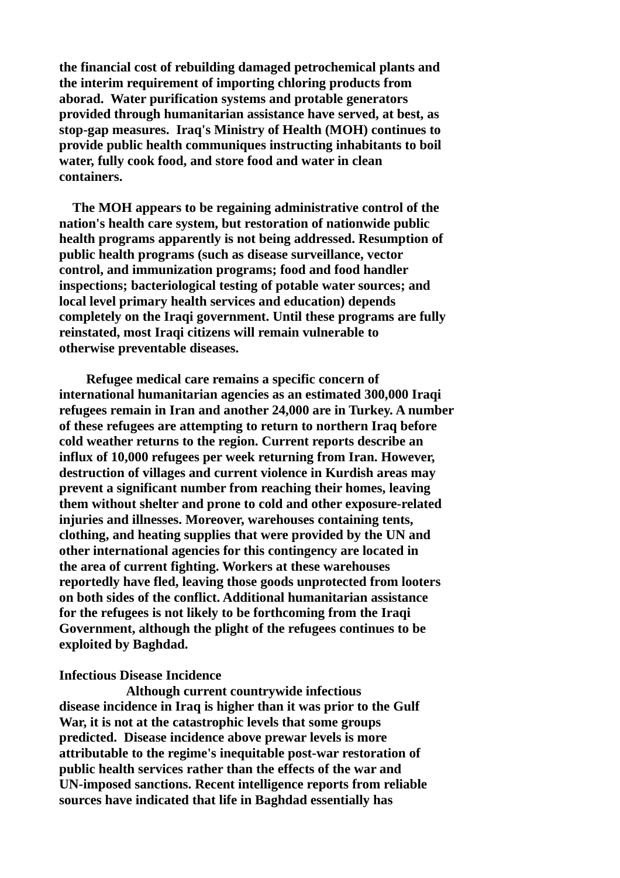**the financial cost of rebuilding damaged petrochemical plants and the interim requirement of importing chloring products from aborad. Water purification systems and protable generators provided through humanitarian assistance have served, at best, as stop-gap measures. Iraq's Ministry of Health (MOH) continues to provide public health communiques instructing inhabitants to boil water, fully cook food, and store food and water in clean containers.**

**The MOH appears to be regaining administrative control of the nation's health care system, but restoration of nationwide public health programs apparently is not being addressed. Resumption of public health programs (such as disease surveillance, vector control, and immunization programs; food and food handler inspections; bacteriological testing of potable water sources; and local level primary health services and education) depends completely on the Iraqi government. Until these programs are fully reinstated, most Iraqi citizens will remain vulnerable to otherwise preventable diseases.**

**Refugee medical care remains a specific concern of international humanitarian agencies as an estimated 300,000 Iraqi refugees remain in Iran and another 24,000 are in Turkey. A number of these refugees are attempting to return to northern Iraq before cold weather returns to the region. Current reports describe an influx of 10,000 refugees per week returning from Iran. However, destruction of villages and current violence in Kurdish areas may prevent a significant number from reaching their homes, leaving them without shelter and prone to cold and other exposure-related injuries and illnesses. Moreover, warehouses containing tents, clothing, and heating supplies that were provided by the UN and other international agencies for this contingency are located in the area of current fighting. Workers at these warehouses reportedly have fled, leaving those goods unprotected from looters on both sides of the conflict. Additional humanitarian assistance for the refugees is not likely to be forthcoming from the Iraqi Government, although the plight of the refugees continues to be exploited by Baghdad.**

**Infectious Disease Incidence**

**Although current countrywide infectious disease incidence in Iraq is higher than it was prior to the Gulf War, it is not at the catastrophic levels that some groups predicted. Disease incidence above prewar levels is more attributable to the regime's inequitable post-war restoration of public health services rather than the effects of the war and UN-imposed sanctions. Recent intelligence reports from reliable sources have indicated that life in Baghdad essentially has**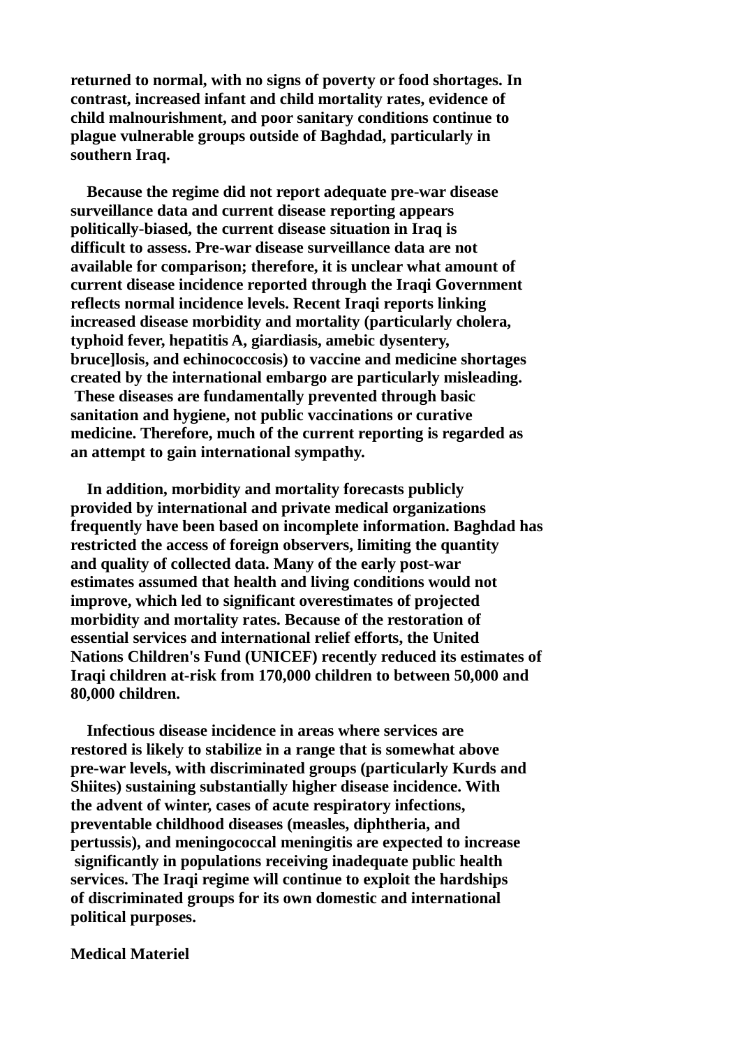returned to normal, with no signs of poverty or food shortages. In contrast, increased infant and child mortality rates, evidence of child malnourishment, and poor sanitary conditions continue to plague vulnerable groups outside of Baghdad, particularly in southern Iraq.

Because the regime did not report adequate pre-war disease surveillance data and current disease reporting appears politically-biased, the current disease situation in Iraq is difficult to assess. Pre-war disease surveillance data are not available for comparison; therefore, it is unclear what amount of current disease incidence reported through the Iraqi Government reflects normal incidence levels. Recent Iraqi reports linking increased disease morbidity and mortality (particularly cholera, typhoid fever, hepatitis A, giardiasis, amebic dysentery, bruce]losis, and echinococcosis) to vaccine and medicine shortages created by the international embargo are particularly misleading. These diseases are fundamentally prevented through basic sanitation and hygiene, not public vaccinations or curative medicine. Therefore, much of the current reporting is regarded as an attempt to gain international sympathy.

In addition, morbidity and mortality forecasts publicly provided by international and private medical organizations frequently have been based on incomplete information. Baghdad has restricted the access of foreign observers, limiting the quantity and quality of collected data. Many of the early post-war estimates assumed that health and living conditions would not improve, which led to significant overestimates of projected morbidity and mortality rates. Because of the restoration of essential services and international relief efforts, the United Nations Children's Fund (UNICEF) recently reduced its estimates of Iraqi children at-risk from 170,000 children to between 50,000 and 80,000 children.

Infectious disease incidence in areas where services are restored is likely to stabilize in a range that is somewhat above pre-war levels, with discriminated groups (particularly Kurds and Shiites) sustaining substantially higher disease incidence. With the advent of winter, cases of acute respiratory infections, preventable childhood diseases (measles, diphtheria, and pertussis), and meningococcal meningitis are expected to increase significantly in populations receiving inadequate public health services. The Iraqi regime will continue to exploit the hardships of discriminated groups for its own domestic and international political purposes.

**Medical Materiel**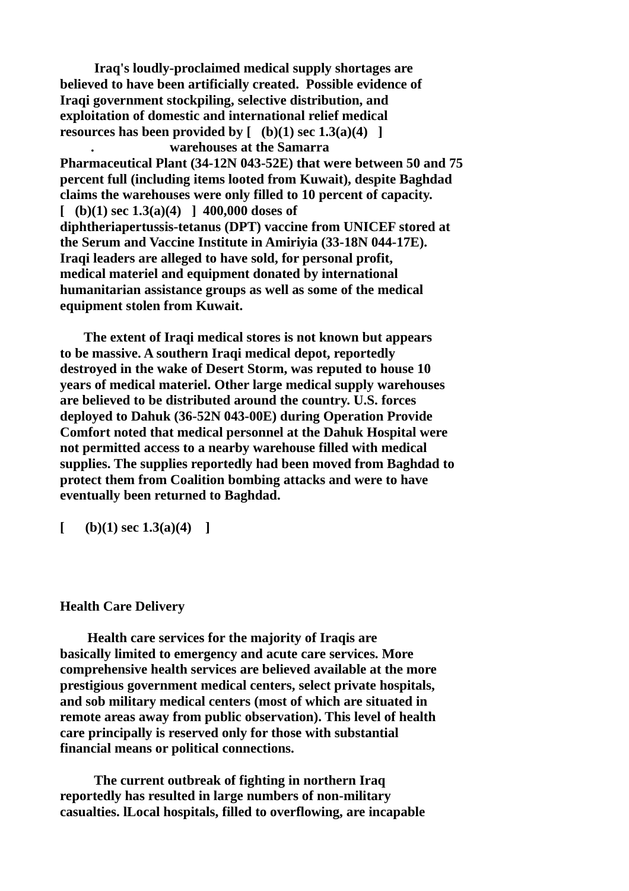**Iraq's loudly-proclaimed medical supply shortages are believed to have been artificially created. Possible evidence of Iraqi government stockpiling, selective distribution, and exploitation of domestic and international relief medical resources has been provided by [ (b)(1) sec 1.3(a)(4) ] . warehouses at the Samarra Pharmaceutical Plant (34-12N 043-52E) that were between 50 and 75 percent full (including items looted from Kuwait), despite Baghdad claims the warehouses were only filled to 10 percent of capacity. [ (b)(1) sec 1.3(a)(4) ] 400,000 doses of diphtheriapertussis-tetanus (DPT) vaccine from UNICEF stored at the Serum and Vaccine Institute in Amiriyia (33-18N 044-17E). Iraqi leaders are alleged to have sold, for personal profit, medical materiel and equipment donated by international humanitarian assistance groups as well as some of the medical equipment stolen from Kuwait.**

**The extent of Iraqi medical stores is not known but appears to be massive. A southern Iraqi medical depot, reportedly destroyed in the wake of Desert Storm, was reputed to house 10 years of medical materiel. Other large medical supply warehouses are believed to be distributed around the country. U.S. forces deployed to Dahuk (36-52N 043-00E) during Operation Provide Comfort noted that medical personnel at the Dahuk Hospital were not permitted access to a nearby warehouse filled with medical supplies. The supplies reportedly had been moved from Baghdad to protect them from Coalition bombing attacks and were to have eventually been returned to Baghdad.**

**[ (b)(1) sec 1.3(a)(4) ]**

**Health Care Delivery**

**Health care services for the majority of Iraqis are basically limited to emergency and acute care services. More comprehensive health services are believed available at the more prestigious government medical centers, select private hospitals, and sob military medical centers (most of which are situated in remote areas away from public observation). This level of health care principally is reserved only for those with substantial financial means or political connections.**

**The current outbreak of fighting in northern Iraq reportedly has resulted in large numbers of non-military casualties. lLocal hospitals, filled to overflowing, are incapable**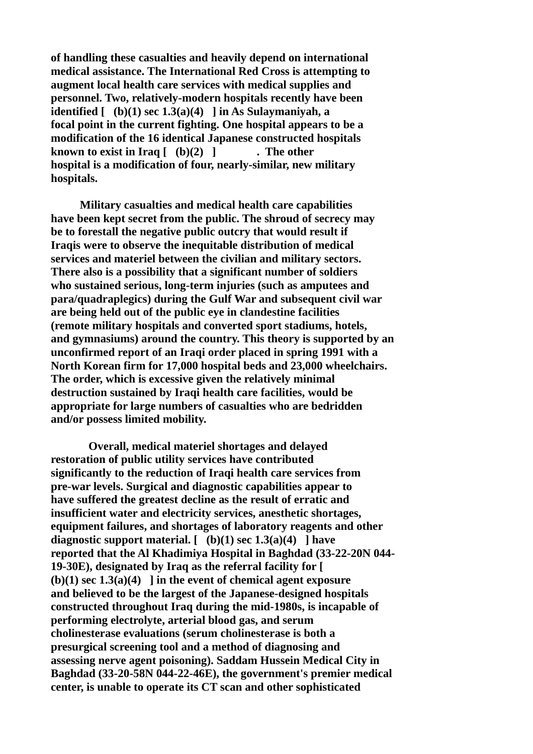**of handling these casualties and heavily depend on international medical assistance. The International Red Cross is attempting to augment local health care services with medical supplies and personnel. Two, relatively-modern hospitals recently have been identified [ (b)(1) sec 1.3(a)(4) ] in As Sulaymaniyah, a focal point in the current fighting. One hospital appears to be a modification of the 16 identical Japanese constructed hospitals known to exist in Iraq [ (b)(2) ] . The other hospital is a modification of four, nearly-similar, new military hospitals.**

**Military casualties and medical health care capabilities have been kept secret from the public. The shroud of secrecy may be to forestall the negative public outcry that would result if Iraqis were to observe the inequitable distribution of medical services and materiel between the civilian and military sectors. There also is a possibility that a significant number of soldiers who sustained serious, long-term injuries (such as amputees and para/quadraplegics) during the Gulf War and subsequent civil war are being held out of the public eye in clandestine facilities (remote military hospitals and converted sport stadiums, hotels, and gymnasiums) around the country. This theory is supported by an unconfirmed report of an Iraqi order placed in spring 1991 with a North Korean firm for 17,000 hospital beds and 23,000 wheelchairs. The order, which is excessive given the relatively minimal destruction sustained by Iraqi health care facilities, would be appropriate for large numbers of casualties who are bedridden and/or possess limited mobility.**

**Overall, medical materiel shortages and delayed restoration of public utility services have contributed significantly to the reduction of Iraqi health care services from pre-war levels. Surgical and diagnostic capabilities appear to have suffered the greatest decline as the result of erratic and insufficient water and electricity services, anesthetic shortages, equipment failures, and shortages of laboratory reagents and other diagnostic support material. [ (b)(1) sec 1.3(a)(4) ] have reported that the Al Khadimiya Hospital in Baghdad (33-22-20N 044-19-30E), designated by Iraq as the referral facility for [ (b)(1) sec 1.3(a)(4) ] in the event of chemical agent exposure and believed to be the largest of the Japanese-designed hospitals constructed throughout Iraq during the mid-1980s, is incapable of performing electrolyte, arterial blood gas, and serum cholinesterase evaluations (serum cholinesterase is both a presurgical screening tool and a method of diagnosing and assessing nerve agent poisoning). Saddam Hussein Medical City in Baghdad (33-20-58N 044-22-46E), the government's premier medical center, is unable to operate its CT scan and other sophisticated**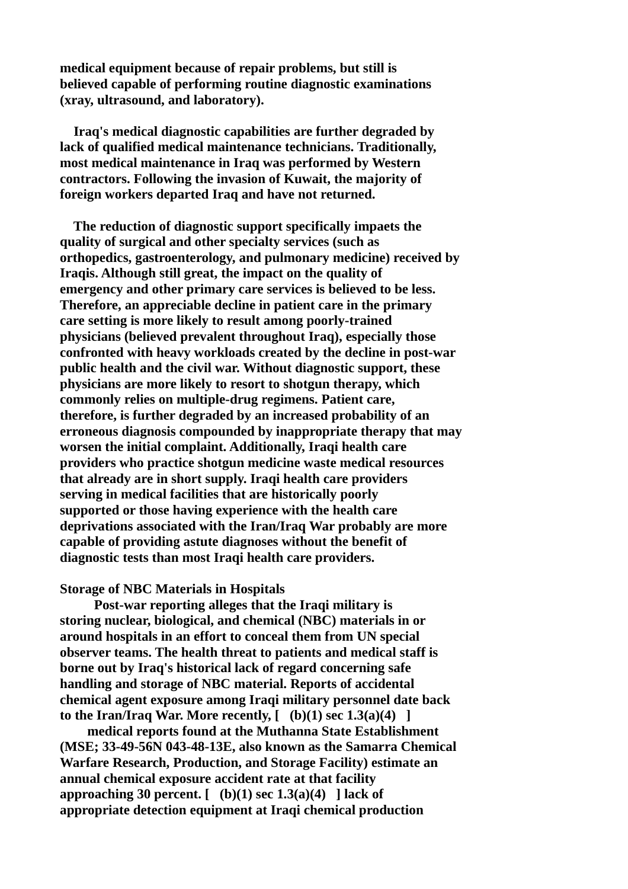**medical equipment because of repair problems, but still is believed capable of performing routine diagnostic examinations (xray, ultrasound, and laboratory).**

**Iraq's medical diagnostic capabilities are further degraded by lack of qualified medical maintenance technicians. Traditionally, most medical maintenance in Iraq was performed by Western contractors. Following the invasion of Kuwait, the majority of foreign workers departed Iraq and have not returned.**

**The reduction of diagnostic support specifically impaets the quality of surgical and other specialty services (such as orthopedics, gastroenterology, and pulmonary medicine) received by Iraqis. Although still great, the impact on the quality of emergency and other primary care services is believed to be less. Therefore, an appreciable decline in patient care in the primary care setting is more likely to result among poorly-trained physicians (believed prevalent throughout Iraq), especially those confronted with heavy workloads created by the decline in post-war public health and the civil war. Without diagnostic support, these physicians are more likely to resort to shotgun therapy, which commonly relies on multiple-drug regimens. Patient care, therefore, is further degraded by an increased probability of an erroneous diagnosis compounded by inappropriate therapy that may worsen the initial complaint. Additionally, Iraqi health care providers who practice shotgun medicine waste medical resources that already are in short supply. Iraqi health care providers serving in medical facilities that are historically poorly supported or those having experience with the health care deprivations associated with the Iran/Iraq War probably are more capable of providing astute diagnoses without the benefit of diagnostic tests than most Iraqi health care providers.**

**Storage of NBC Materials in Hospitals**

**Post-war reporting alleges that the Iraqi military is storing nuclear, biological, and chemical (NBC) materials in or around hospitals in an effort to conceal them from UN special observer teams. The health threat to patients and medical staff is borne out by Iraq's historical lack of regard concerning safe handling and storage of NBC material. Reports of accidental chemical agent exposure among Iraqi military personnel date back to the Iran/Iraq War. More recently, [ (b)(1) sec 1.3(a)(4) ] medical reports found at the Muthanna State Establishment (MSE; 33-49-56N 043-48-13E, also known as the Samarra Chemical Warfare Research, Production, and Storage Facility) estimate an annual chemical exposure accident rate at that facility approaching 30 percent. [ (b)(1) sec 1.3(a)(4) ] lack of appropriate detection equipment at Iraqi chemical production**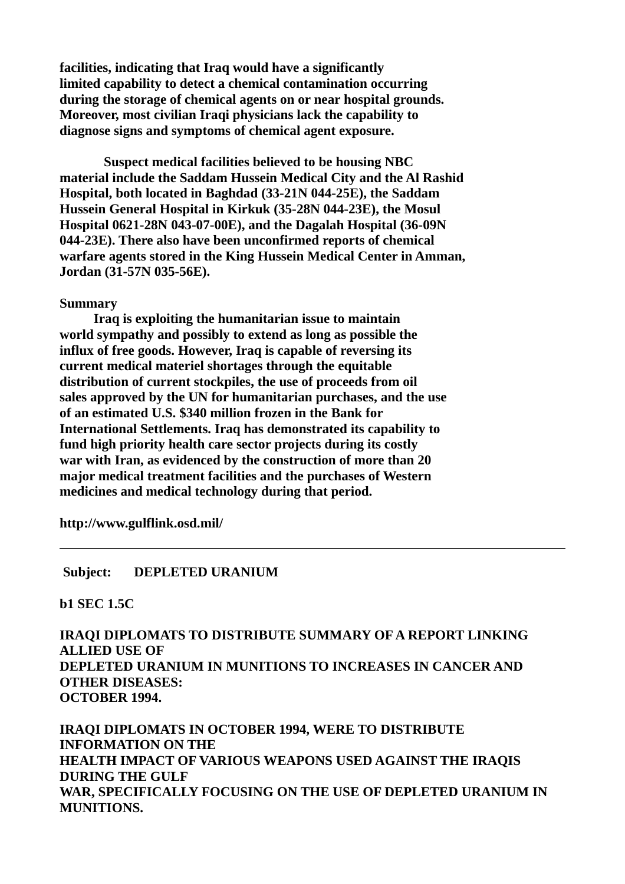**facilities, indicating that Iraq would have a significantly limited capability to detect a chemical contamination occurring during the storage of chemical agents on or near hospital grounds. Moreover, most civilian Iraqi physicians lack the capability to diagnose signs and symptoms of chemical agent exposure.**

**Suspect medical facilities believed to be housing NBC material include the Saddam Hussein Medical City and the Al Rashid Hospital, both located in Baghdad (33-21N 044-25E), the Saddam Hussein General Hospital in Kirkuk (35-28N 044-23E), the Mosul Hospital 0621-28N 043-07-00E), and the Dagalah Hospital (36-09N 044-23E). There also have been unconfirmed reports of chemical warfare agents stored in the King Hussein Medical Center in Amman, Jordan (31-57N 035-56E).**

**Summary**

**Iraq is exploiting the humanitarian issue to maintain world sympathy and possibly to extend as long as possible the influx of free goods. However, Iraq is capable of reversing its current medical materiel shortages through the equitable distribution of current stockpiles, the use of proceeds from oil sales approved by the UN for humanitarian purchases, and the use of an estimated U.S. $340 million frozen in the Bank for International Settlements. Iraq has demonstrated its capability to fund high priority health care sector projects during its costly war with Iran, as evidenced by the construction of more than 20 major medical treatment facilities and the purchases of Western medicines and medical technology during that period.**

**http://www.gulflink.osd.mil/**

---

**Subject: DEPLETED URANIUM**

**b1 SEC 1.5C**

**IRAQI DIPLOMATS TO DISTRIBUTE SUMMARY OF A REPORT LINKING ALLIED USE OF DEPLETED URANIUM IN MUNITIONS TO INCREASES IN CANCER AND OTHER DISEASES: OCTOBER 1994.**

**IRAQI DIPLOMATS IN OCTOBER 1994, WERE TO DISTRIBUTE INFORMATION ON THE HEALTH IMPACT OF VARIOUS WEAPONS USED AGAINST THE IRAQIS DURING THE GULF WAR, SPECIFICALLY FOCUSING ON THE USE OF DEPLETED URANIUM IN MUNITIONS.**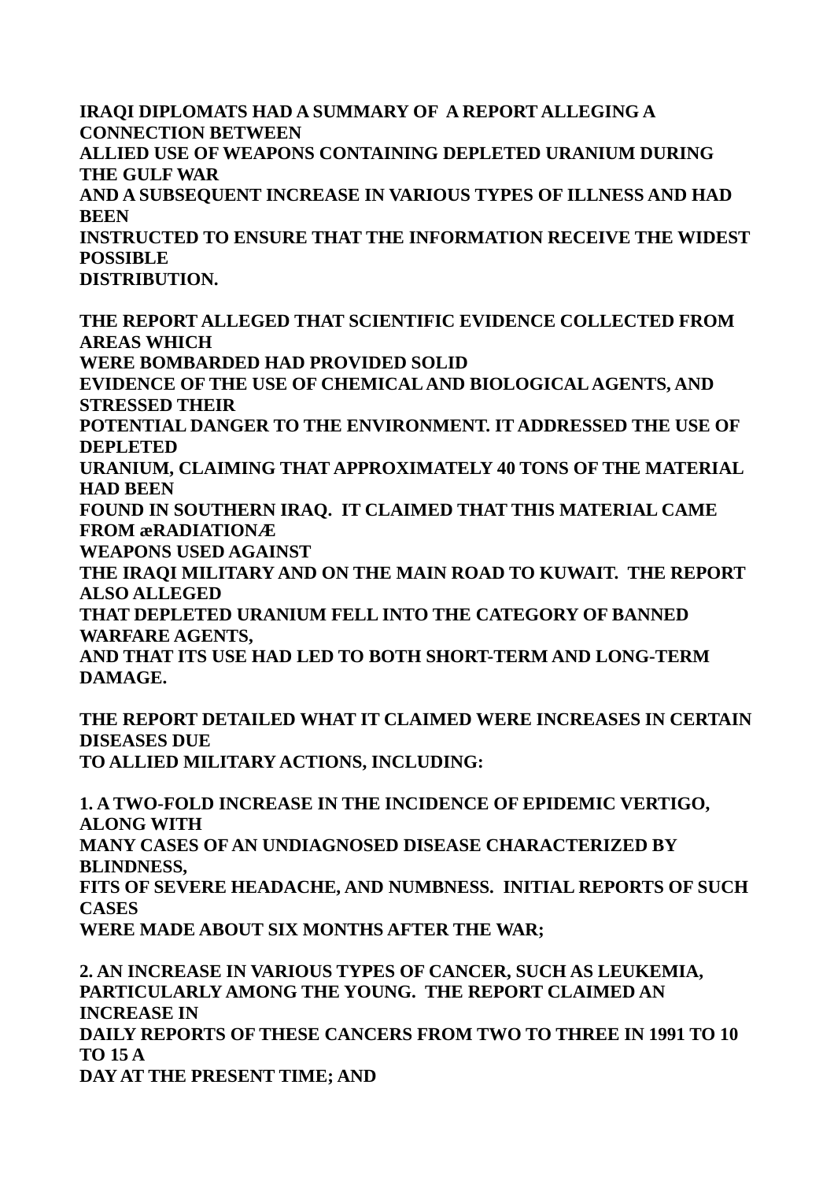**IRAQI DIPLOMATS HAD A SUMMARY OF A REPORT ALLEGING A CONNECTION BETWEEN ALLIED USE OF WEAPONS CONTAINING DEPLETED URANIUM DURING THE GULF WAR AND A SUBSEQUENT INCREASE IN VARIOUS TYPES OF ILLNESS AND HAD BEEN INSTRUCTED TO ENSURE THAT THE INFORMATION RECEIVE THE WIDEST POSSIBLE DISTRIBUTION.**

**THE REPORT ALLEGED THAT SCIENTIFIC EVIDENCE COLLECTED FROM AREAS WHICH WERE BOMBARDED HAD PROVIDED SOLID EVIDENCE OF THE USE OF CHEMICAL AND BIOLOGICAL AGENTS, AND STRESSED THEIR POTENTIAL DANGER TO THE ENVIRONMENT. IT ADDRESSED THE USE OF DEPLETED URANIUM, CLAIMING THAT APPROXIMATELY 40 TONS OF THE MATERIAL HAD BEEN FOUND IN SOUTHERN IRAQ. IT CLAIMED THAT THIS MATERIAL CAME FROM æRADIATIONÆ WEAPONS USED AGAINST THE IRAQI MILITARY AND ON THE MAIN ROAD TO KUWAIT. THE REPORT ALSO ALLEGED THAT DEPLETED URANIUM FELL INTO THE CATEGORY OF BANNED WARFARE AGENTS, AND THAT ITS USE HAD LED TO BOTH SHORT-TERM AND LONG-TERM DAMAGE.**

**THE REPORT DETAILED WHAT IT CLAIMED WERE INCREASES IN CERTAIN DISEASES DUE TO ALLIED MILITARY ACTIONS, INCLUDING:**

**1. A TWO-FOLD INCREASE IN THE INCIDENCE OF EPIDEMIC VERTIGO, ALONG WITH MANY CASES OF AN UNDIAGNOSED DISEASE CHARACTERIZED BY BLINDNESS, FITS OF SEVERE HEADACHE, AND NUMBNESS. INITIAL REPORTS OF SUCH CASES WERE MADE ABOUT SIX MONTHS AFTER THE WAR;**

**2. AN INCREASE IN VARIOUS TYPES OF CANCER, SUCH AS LEUKEMIA, PARTICULARLY AMONG THE YOUNG. THE REPORT CLAIMED AN INCREASE IN DAILY REPORTS OF THESE CANCERS FROM TWO TO THREE IN 1991 TO 10 TO 15 A DAY AT THE PRESENT TIME; AND**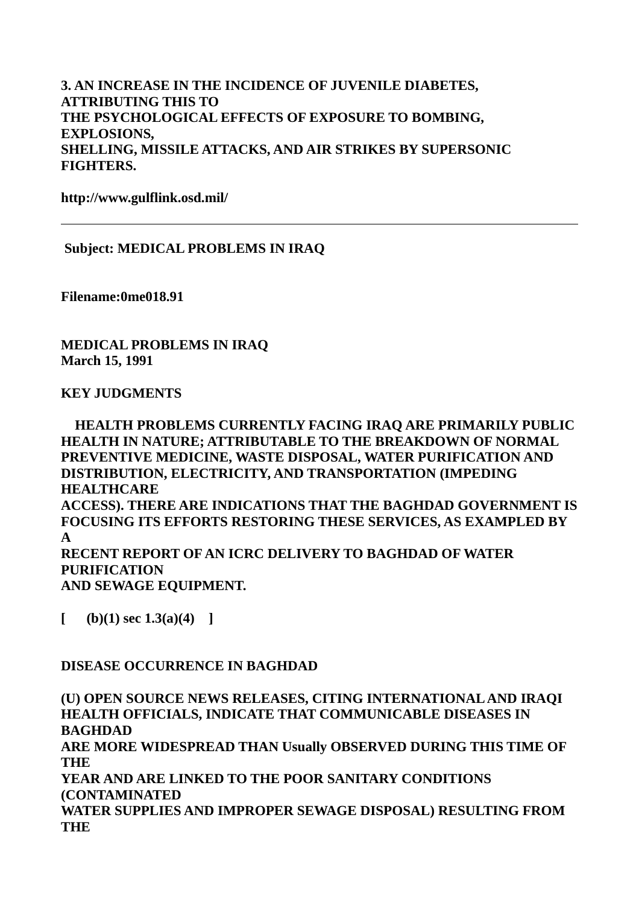**3. AN INCREASE IN THE INCIDENCE OF JUVENILE DIABETES, ATTRIBUTING THIS TO THE PSYCHOLOGICAL EFFECTS OF EXPOSURE TO BOMBING, EXPLOSIONS, SHELLING, MISSILE ATTACKS, AND AIR STRIKES BY SUPERSONIC FIGHTERS.**

**http://www.gulflink.osd.mil/**

---

**Subject: MEDICAL PROBLEMS IN IRAQ**

**Filename:0me018.91**

**MEDICAL PROBLEMS IN IRAQ**
**March 15, 1991**

**KEY JUDGMENTS**

**HEALTH PROBLEMS CURRENTLY FACING IRAQ ARE PRIMARILY PUBLIC HEALTH IN NATURE; ATTRIBUTABLE TO THE BREAKDOWN OF NORMAL PREVENTIVE MEDICINE, WASTE DISPOSAL, WATER PURIFICATION AND DISTRIBUTION, ELECTRICITY, AND TRANSPORTATION (IMPEDING HEALTHCARE ACCESS). THERE ARE INDICATIONS THAT THE BAGHDAD GOVERNMENT IS FOCUSING ITS EFFORTS RESTORING THESE SERVICES, AS EXAMPLED BY A RECENT REPORT OF AN ICRC DELIVERY TO BAGHDAD OF WATER PURIFICATION AND SEWAGE EQUIPMENT.**

**[ (b)(1) sec 1.3(a)(4) ]**

**DISEASE OCCURRENCE IN BAGHDAD**

**(U) OPEN SOURCE NEWS RELEASES, CITING INTERNATIONAL AND IRAQI HEALTH OFFICIALS, INDICATE THAT COMMUNICABLE DISEASES IN BAGHDAD ARE MORE WIDESPREAD THAN Usually OBSERVED DURING THIS TIME OF THE YEAR AND ARE LINKED TO THE POOR SANITARY CONDITIONS (CONTAMINATED WATER SUPPLIES AND IMPROPER SEWAGE DISPOSAL) RESULTING FROM THE**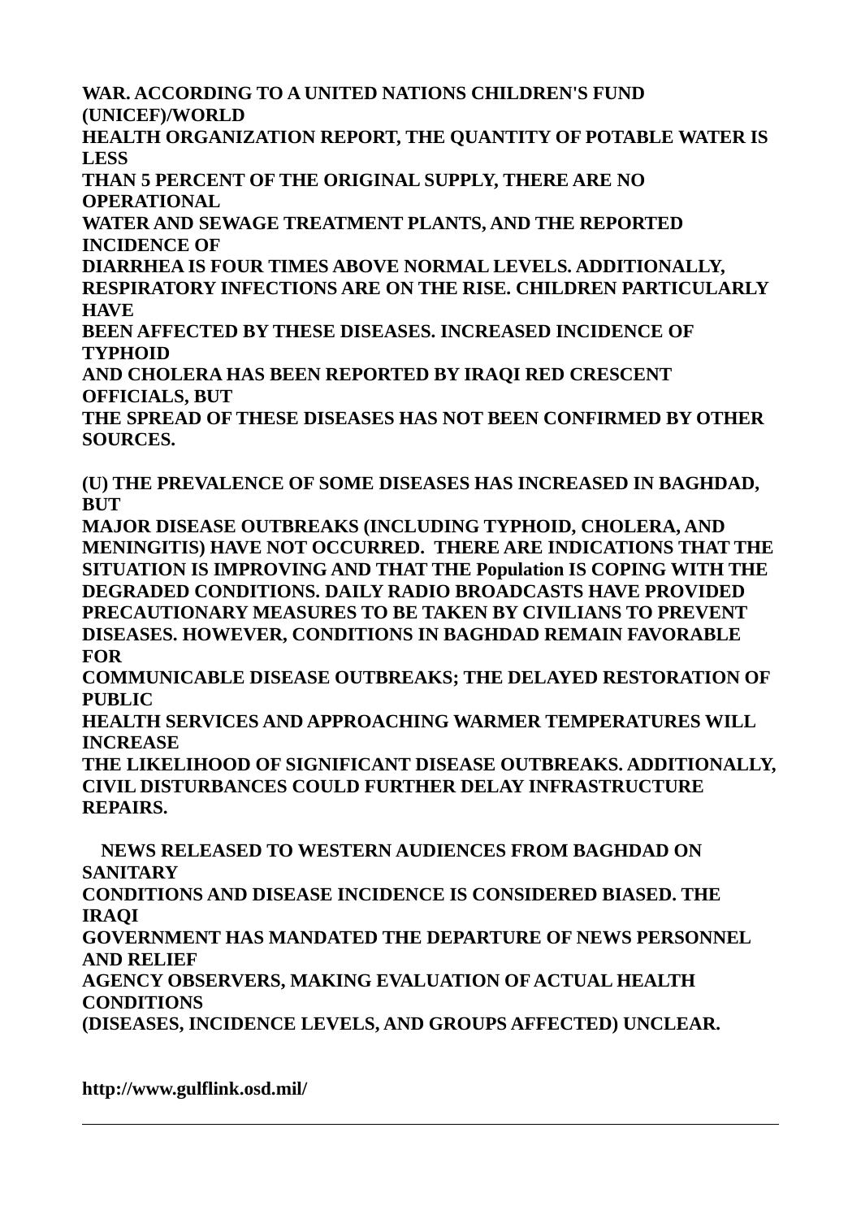**WAR. ACCORDING TO A UNITED NATIONS CHILDREN'S FUND (UNICEF)/WORLD HEALTH ORGANIZATION REPORT, THE QUANTITY OF POTABLE WATER IS LESS THAN 5 PERCENT OF THE ORIGINAL SUPPLY, THERE ARE NO OPERATIONAL WATER AND SEWAGE TREATMENT PLANTS, AND THE REPORTED INCIDENCE OF DIARRHEA IS FOUR TIMES ABOVE NORMAL LEVELS. ADDITIONALLY, RESPIRATORY INFECTIONS ARE ON THE RISE. CHILDREN PARTICULARLY HAVE BEEN AFFECTED BY THESE DISEASES. INCREASED INCIDENCE OF TYPHOID AND CHOLERA HAS BEEN REPORTED BY IRAQI RED CRESCENT OFFICIALS, BUT THE SPREAD OF THESE DISEASES HAS NOT BEEN CONFIRMED BY OTHER SOURCES.**

**(U) THE PREVALENCE OF SOME DISEASES HAS INCREASED IN BAGHDAD, BUT MAJOR DISEASE OUTBREAKS (INCLUDING TYPHOID, CHOLERA, AND MENINGITIS) HAVE NOT OCCURRED. THERE ARE INDICATIONS THAT THE SITUATION IS IMPROVING AND THAT THE Population IS COPING WITH THE DEGRADED CONDITIONS. DAILY RADIO BROADCASTS HAVE PROVIDED PRECAUTIONARY MEASURES TO BE TAKEN BY CIVILIANS TO PREVENT DISEASES. HOWEVER, CONDITIONS IN BAGHDAD REMAIN FAVORABLE FOR COMMUNICABLE DISEASE OUTBREAKS; THE DELAYED RESTORATION OF PUBLIC HEALTH SERVICES AND APPROACHING WARMER TEMPERATURES WILL INCREASE THE LIKELIHOOD OF SIGNIFICANT DISEASE OUTBREAKS. ADDITIONALLY, CIVIL DISTURBANCES COULD FURTHER DELAY INFRASTRUCTURE REPAIRS.**

**NEWS RELEASED TO WESTERN AUDIENCES FROM BAGHDAD ON SANITARY CONDITIONS AND DISEASE INCIDENCE IS CONSIDERED BIASED. THE IRAQI GOVERNMENT HAS MANDATED THE DEPARTURE OF NEWS PERSONNEL AND RELIEF AGENCY OBSERVERS, MAKING EVALUATION OF ACTUAL HEALTH CONDITIONS (DISEASES, INCIDENCE LEVELS, AND GROUPS AFFECTED) UNCLEAR.**

**http://www.gulflink.osd.mil/**

---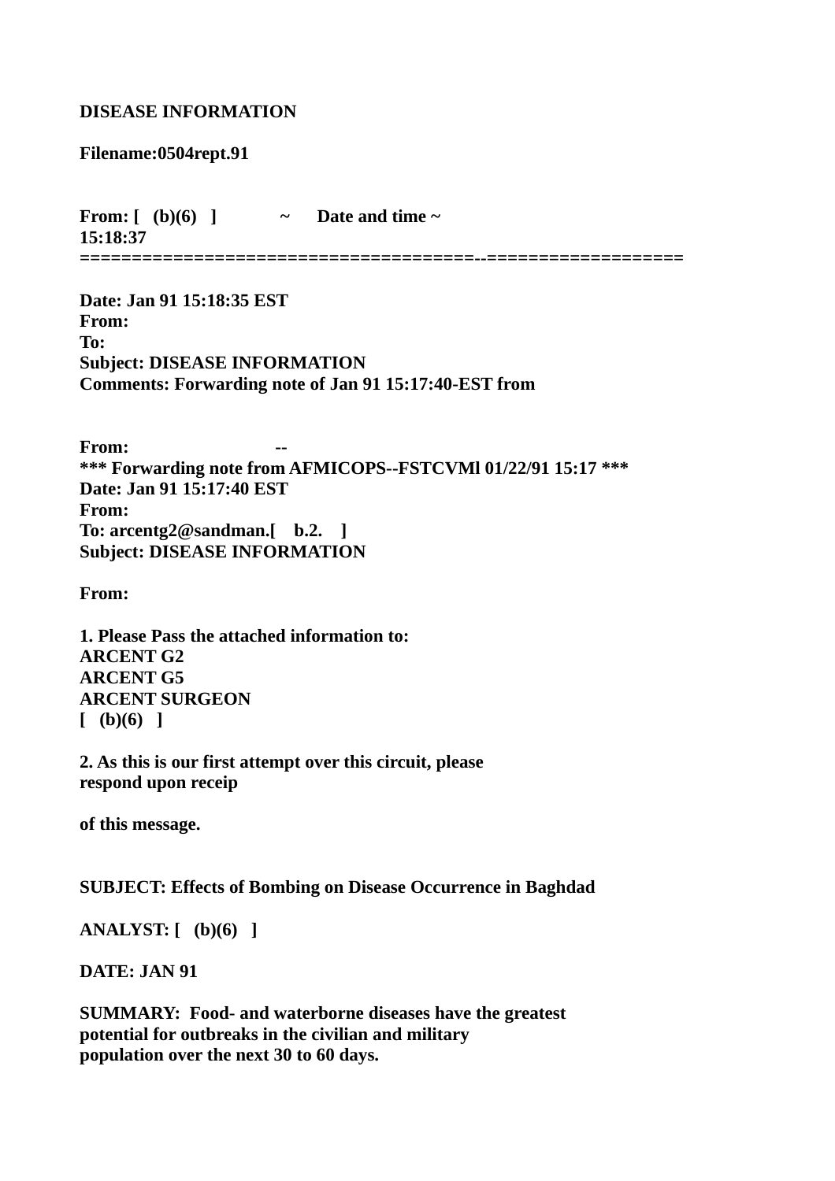**DISEASE INFORMATION**

**Filename:0504rept.91**

**From: [ (b)(6) ] ~ Date and time ~**
**15:18:37**
**=====================================--==================**

**Date: Jan 91 15:18:35 EST**
**From:**
**To:**
**Subject: DISEASE INFORMATION**
**Comments: Forwarding note of Jan 91 15:17:40-EST from**

**From: --**
**\*\*\* Forwarding note from AFMICOPS--FSTCVMl 01/22/91 15:17 \*\*\***
**Date: Jan 91 15:17:40 EST**
**From:**
**To: arcentg2@sandman.[ b.2. ]**
**Subject: DISEASE INFORMATION**

**From:**

**1. Please Pass the attached information to:**
**ARCENT G2**
**ARCENT G5**
**ARCENT SURGEON**
**[ (b)(6) ]**

**2. As this is our first attempt over this circuit, please respond upon receip**

**of this message.**

**SUBJECT: Effects of Bombing on Disease Occurrence in Baghdad**

**ANALYST: [ (b)(6) ]**

**DATE: JAN 91**

**SUMMARY: Food- and waterborne diseases have the greatest potential for outbreaks in the civilian and military population over the next 30 to 60 days.**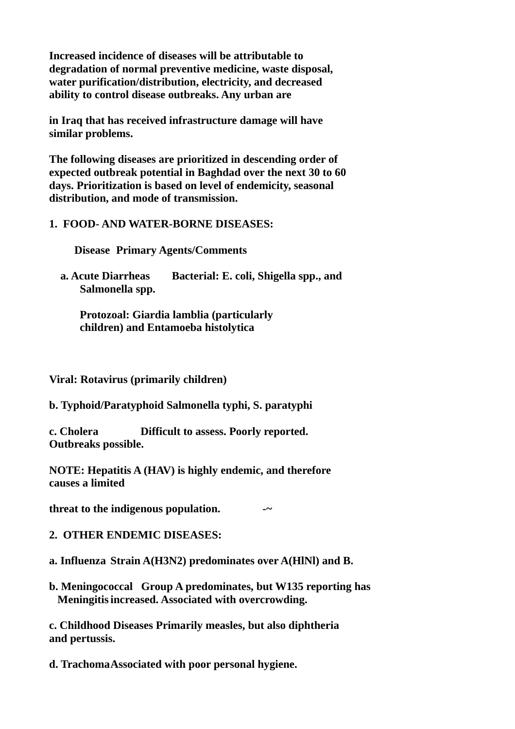**Increased incidence of diseases will be attributable to degradation of normal preventive medicine, waste disposal, water purification/distribution, electricity, and decreased ability to control disease outbreaks. Any urban are**

**in Iraq that has received infrastructure damage will have similar problems.**

**The following diseases are prioritized in descending order of expected outbreak potential in Baghdad over the next 30 to 60 days. Prioritization is based on level of endemicity, seasonal distribution, and mode of transmission.**

**1. FOOD- AND WATER-BORNE DISEASES:**

| **Disease** | **Primary Agents/Comments** |
|---|---|
| **a. Acute Diarrheas** | **Bacterial: E. coli, Shigella spp., and Salmonella spp.** |
| | **Protozoal: Giardia lamblia (particularly children) and Entamoeba histolytica** |
| | **Viral: Rotavirus (primarily children)** |
| **b. Typhoid/Paratyphoid** | **Salmonella typhi, S. paratyphi** |
| **c. Cholera** | **Difficult to assess. Poorly reported. Outbreaks possible.** |

**NOTE: Hepatitis A (HAV) is highly endemic, and therefore causes a limited**

**threat to the indigenous population.** -~

**2. OTHER ENDEMIC DISEASES:**

| | |
|---|---|
| **a. Influenza** | **Strain A(H3N2) predominates over A(HlNl) and B.** |
| **b. Meningococcal Meningitis** | **Group A predominates, but W135 reporting has increased. Associated with overcrowding.** |
| **c. Childhood Diseases** | **Primarily measles, but also diphtheria and pertussis.** |
| **d. Trachoma** | **Associated with poor personal hygiene.** |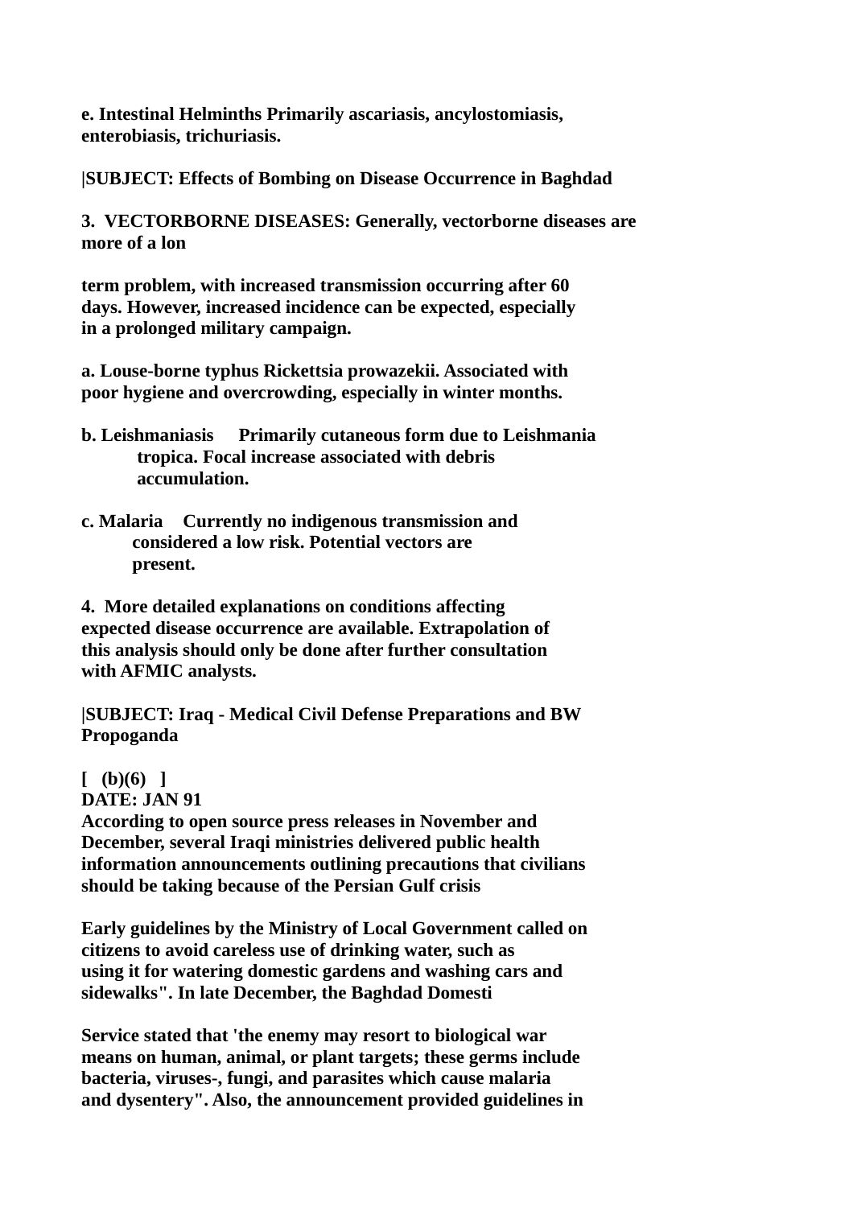**e. Intestinal Helminths Primarily ascariasis, ancylostomiasis, enterobiasis, trichuriasis.**

**|SUBJECT: Effects of Bombing on Disease Occurrence in Baghdad**

**3. VECTORBORNE DISEASES: Generally, vectorborne diseases are more of a lon**

**term problem, with increased transmission occurring after 60 days. However, increased incidence can be expected, especially in a prolonged military campaign.**

**a. Louse-borne typhus Rickettsia prowazekii. Associated with poor hygiene and overcrowding, especially in winter months.**

**b. Leishmaniasis Primarily cutaneous form due to Leishmania tropica. Focal increase associated with debris accumulation.**

**c. Malaria Currently no indigenous transmission and considered a low risk. Potential vectors are present.**

**4. More detailed explanations on conditions affecting expected disease occurrence are available. Extrapolation of this analysis should only be done after further consultation with AFMIC analysts.**

**|SUBJECT: Iraq - Medical Civil Defense Preparations and BW Propoganda**

**[ (b)(6) ]**
**DATE: JAN 91**
**According to open source press releases in November and December, several Iraqi ministries delivered public health information announcements outlining precautions that civilians should be taking because of the Persian Gulf crisis**

**Early guidelines by the Ministry of Local Government called on citizens to avoid careless use of drinking water, such as using it for watering domestic gardens and washing cars and sidewalks". In late December, the Baghdad Domesti**

**Service stated that 'the enemy may resort to biological war means on human, animal, or plant targets; these germs include bacteria, viruses-, fungi, and parasites which cause malaria and dysentery". Also, the announcement provided guidelines in**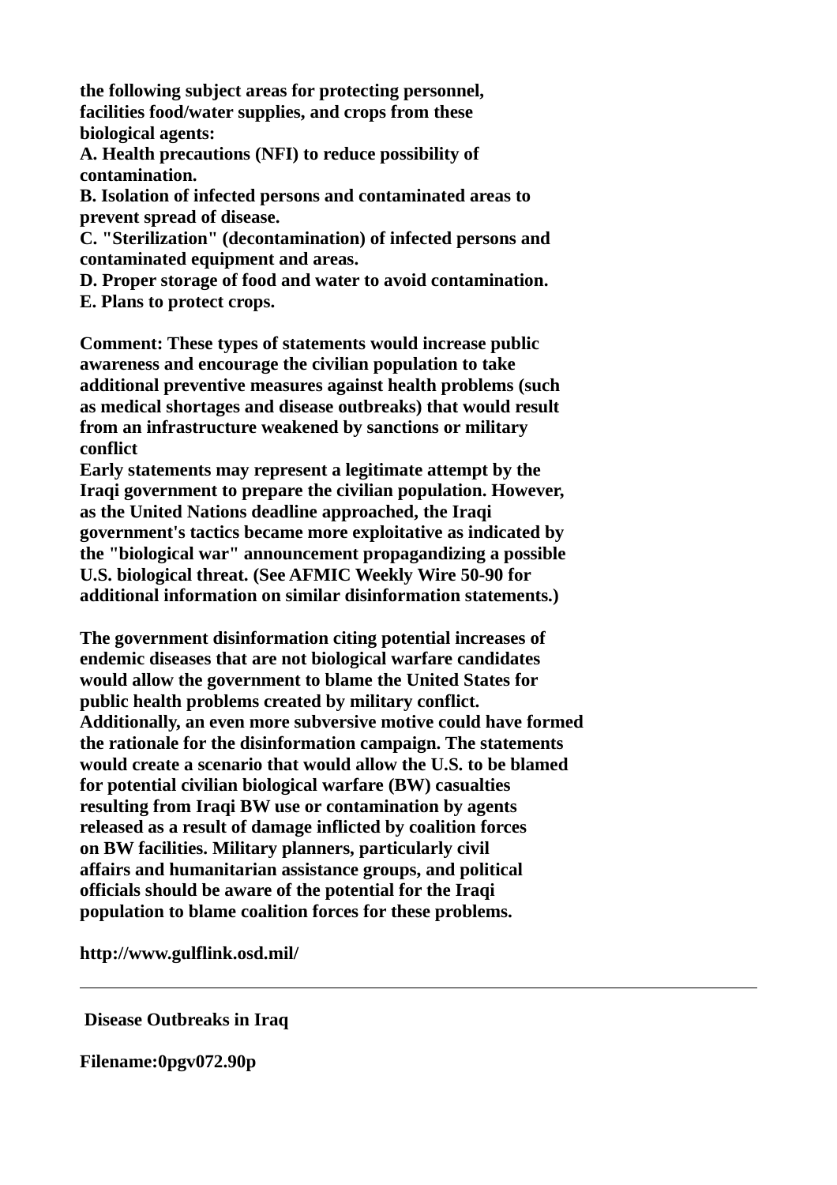**the following subject areas for protecting personnel, facilities food/water supplies, and crops from these biological agents:**

**A. Health precautions (NFI) to reduce possibility of contamination.**

**B. Isolation of infected persons and contaminated areas to prevent spread of disease.**

**C. "Sterilization" (decontamination) of infected persons and contaminated equipment and areas.**

**D. Proper storage of food and water to avoid contamination.**

**E. Plans to protect crops.**

**Comment: These types of statements would increase public awareness and encourage the civilian population to take additional preventive measures against health problems (such as medical shortages and disease outbreaks) that would result from an infrastructure weakened by sanctions or military conflict**

**Early statements may represent a legitimate attempt by the Iraqi government to prepare the civilian population. However, as the United Nations deadline approached, the Iraqi government's tactics became more exploitative as indicated by the "biological war" announcement propagandizing a possible U.S. biological threat. (See AFMIC Weekly Wire 50-90 for additional information on similar disinformation statements.)**

**The government disinformation citing potential increases of endemic diseases that are not biological warfare candidates would allow the government to blame the United States for public health problems created by military conflict. Additionally, an even more subversive motive could have formed the rationale for the disinformation campaign. The statements would create a scenario that would allow the U.S. to be blamed for potential civilian biological warfare (BW) casualties resulting from Iraqi BW use or contamination by agents released as a result of damage inflicted by coalition forces on BW facilities. Military planners, particularly civil affairs and humanitarian assistance groups, and political officials should be aware of the potential for the Iraqi population to blame coalition forces for these problems.**

**http://www.gulflink.osd.mil/**

---

**Disease Outbreaks in Iraq**

**Filename:0pgv072.90p**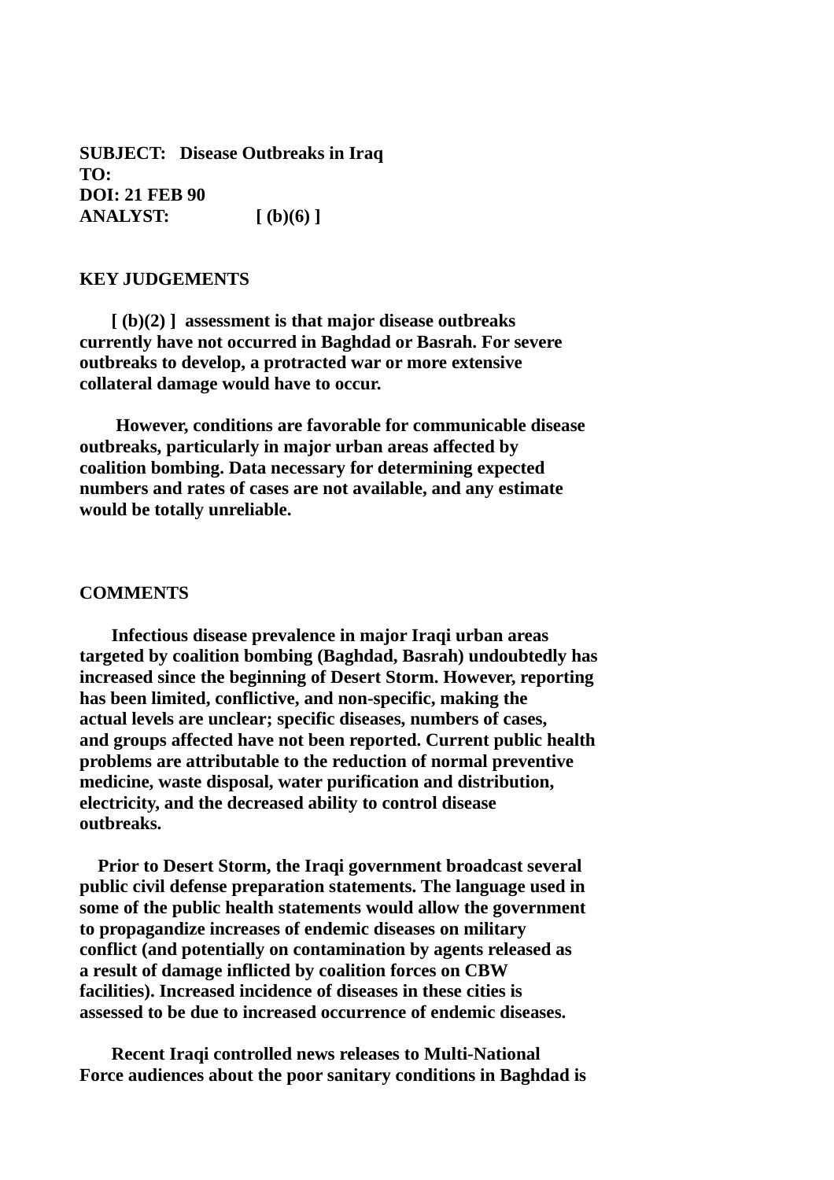**SUBJECT: Disease Outbreaks in Iraq**
**TO:**
**DOI: 21 FEB 90**
**ANALYST: [ (b)(6) ]**

**KEY JUDGEMENTS**

**[ (b)(2) ] assessment is that major disease outbreaks currently have not occurred in Baghdad or Basrah. For severe outbreaks to develop, a protracted war or more extensive collateral damage would have to occur.**

**However, conditions are favorable for communicable disease outbreaks, particularly in major urban areas affected by coalition bombing. Data necessary for determining expected numbers and rates of cases are not available, and any estimate would be totally unreliable.**

**COMMENTS**

**Infectious disease prevalence in major Iraqi urban areas targeted by coalition bombing (Baghdad, Basrah) undoubtedly has increased since the beginning of Desert Storm. However, reporting has been limited, conflictive, and non-specific, making the actual levels are unclear; specific diseases, numbers of cases, and groups affected have not been reported. Current public health problems are attributable to the reduction of normal preventive medicine, waste disposal, water purification and distribution, electricity, and the decreased ability to control disease outbreaks.**

**Prior to Desert Storm, the Iraqi government broadcast several public civil defense preparation statements. The language used in some of the public health statements would allow the government to propagandize increases of endemic diseases on military conflict (and potentially on contamination by agents released as a result of damage inflicted by coalition forces on CBW facilities). Increased incidence of diseases in these cities is assessed to be due to increased occurrence of endemic diseases.**

**Recent Iraqi controlled news releases to Multi-National Force audiences about the poor sanitary conditions in Baghdad is**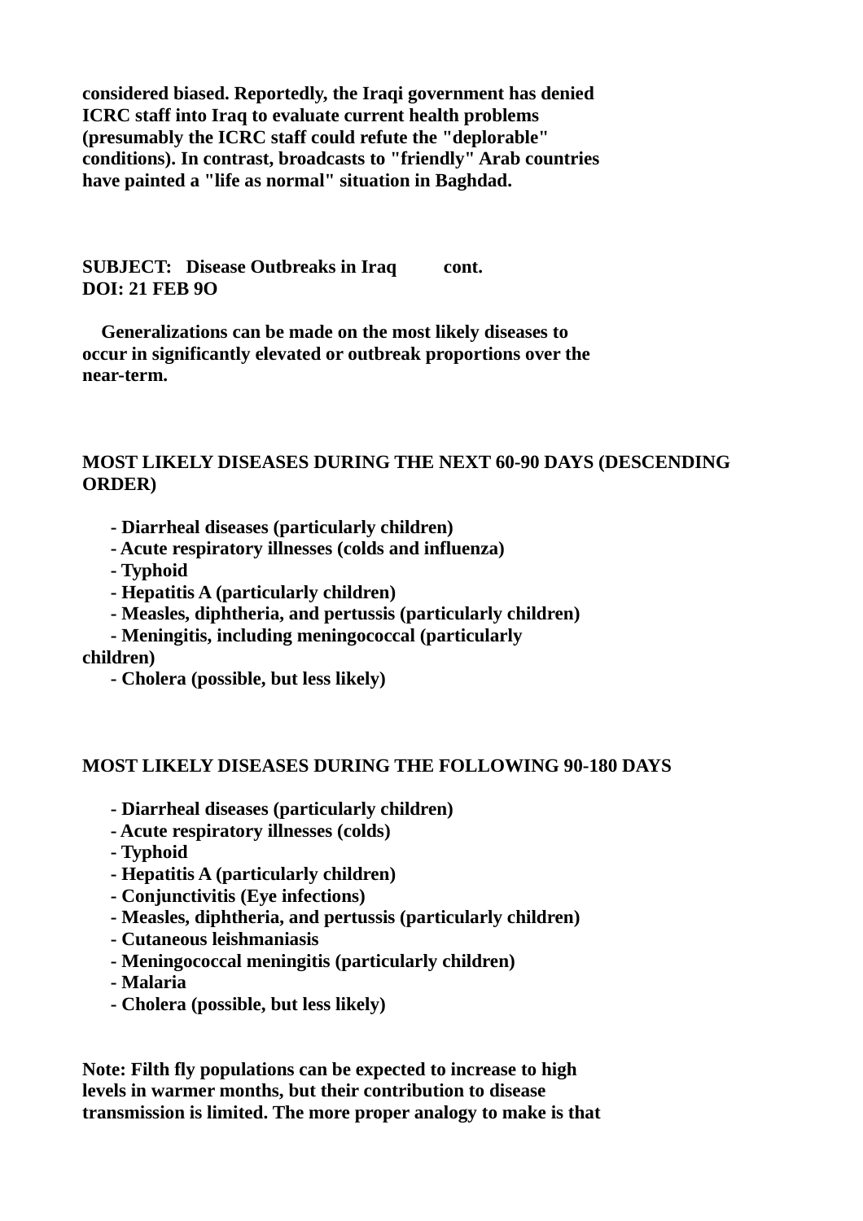**considered biased. Reportedly, the Iraqi government has denied ICRC staff into Iraq to evaluate current health problems (presumably the ICRC staff could refute the "deplorable" conditions). In contrast, broadcasts to "friendly" Arab countries have painted a "life as normal" situation in Baghdad.**

**SUBJECT: Disease Outbreaks in Iraq cont.**
**DOI: 21 FEB 9O**

**Generalizations can be made on the most likely diseases to occur in significantly elevated or outbreak proportions over the near-term.**

**MOST LIKELY DISEASES DURING THE NEXT 60-90 DAYS (DESCENDING ORDER)**

- **Diarrheal diseases (particularly children)**
- **Acute respiratory illnesses (colds and influenza)**
- **Typhoid**
- **Hepatitis A (particularly children)**
- **Measles, diphtheria, and pertussis (particularly children)**
- **Meningitis, including meningococcal (particularly children)**
- **Cholera (possible, but less likely)**

**MOST LIKELY DISEASES DURING THE FOLLOWING 90-180 DAYS**

- **Diarrheal diseases (particularly children)**
- **Acute respiratory illnesses (colds)**
- **Typhoid**
- **Hepatitis A (particularly children)**
- **Conjunctivitis (Eye infections)**
- **Measles, diphtheria, and pertussis (particularly children)**
- **Cutaneous leishmaniasis**
- **Meningococcal meningitis (particularly children)**
- **Malaria**
- **Cholera (possible, but less likely)**

**Note: Filth fly populations can be expected to increase to high levels in warmer months, but their contribution to disease transmission is limited. The more proper analogy to make is that**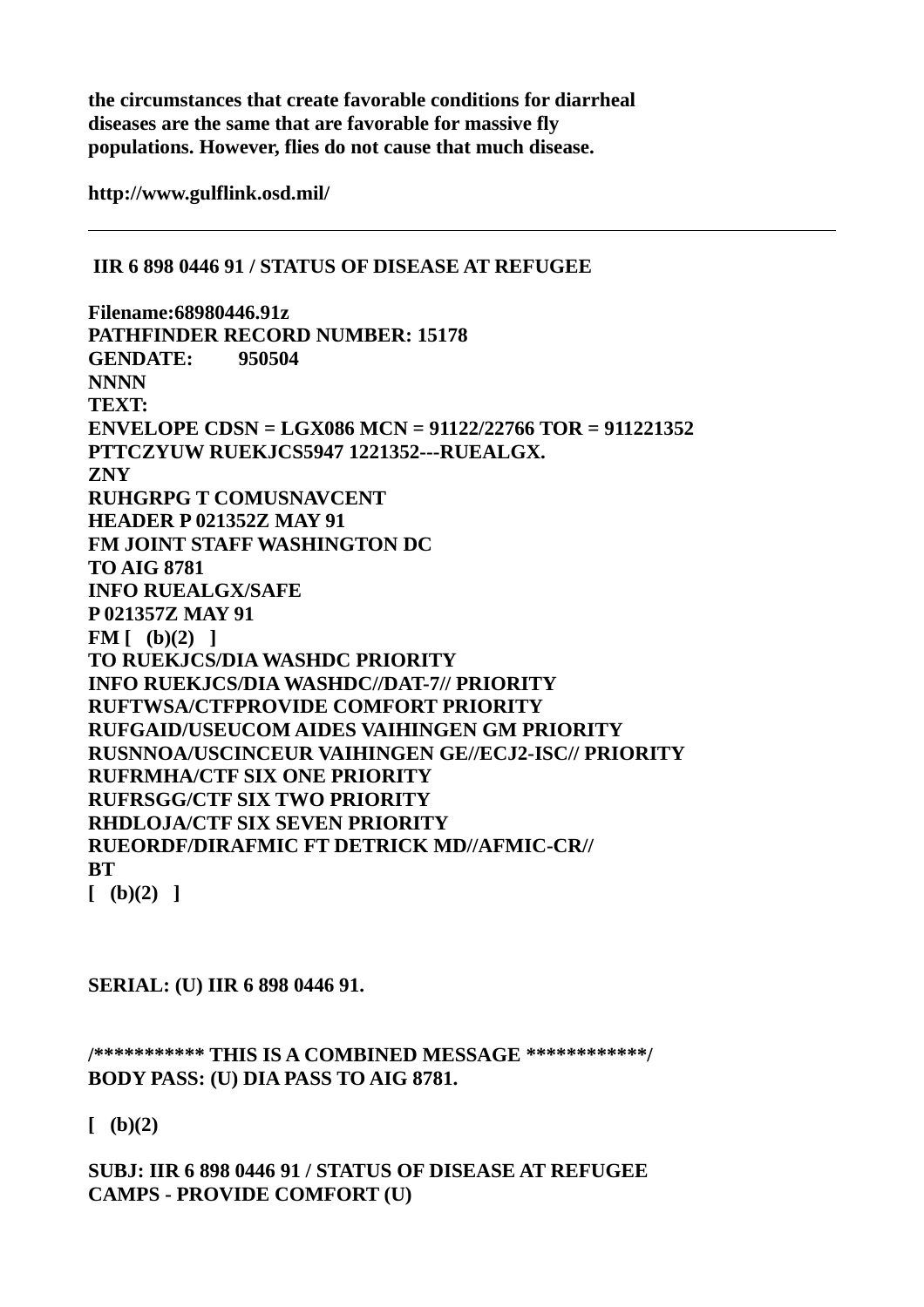**the circumstances that create favorable conditions for diarrheal diseases are the same that are favorable for massive fly populations. However, flies do not cause that much disease.**

**http://www.gulflink.osd.mil/**

---

**IIR 6 898 0446 91 / STATUS OF DISEASE AT REFUGEE**

**Filename:68980446.91z**
**PATHFINDER RECORD NUMBER: 15178**
**GENDATE: 950504**
**NNNN**
**TEXT:**
**ENVELOPE CDSN = LGX086 MCN = 91122/22766 TOR = 911221352**
**PTTCZYUW RUEKJCS5947 1221352---RUEALGX.**
**ZNY**
**RUHGRPG T COMUSNAVCENT**
**HEADER P 021352Z MAY 91**
**FM JOINT STAFF WASHINGTON DC**
**TO AIG 8781**
**INFO RUEALGX/SAFE**
**P 021357Z MAY 91**
**FM [ (b)(2) ]**
**TO RUEKJCS/DIA WASHDC PRIORITY**
**INFO RUEKJCS/DIA WASHDC//DAT-7// PRIORITY**
**RUFTWSA/CTFPROVIDE COMFORT PRIORITY**
**RUFGAID/USEUCOM AIDES VAIHINGEN GM PRIORITY**
**RUSNNOA/USCINCEUR VAIHINGEN GE//ECJ2-ISC// PRIORITY**
**RUFRMHA/CTF SIX ONE PRIORITY**
**RUFRSGG/CTF SIX TWO PRIORITY**
**RHDLOJA/CTF SIX SEVEN PRIORITY**
**RUEORDF/DIRAFMIC FT DETRICK MD//AFMIC-CR//**
**BT**
**[ (b)(2) ]**

**SERIAL: (U) IIR 6 898 0446 91.**

**/*********** THIS IS A COMBINED MESSAGE ************/**
**BODY PASS: (U) DIA PASS TO AIG 8781.**

**[ (b)(2)**

**SUBJ: IIR 6 898 0446 91 / STATUS OF DISEASE AT REFUGEE CAMPS - PROVIDE COMFORT (U)**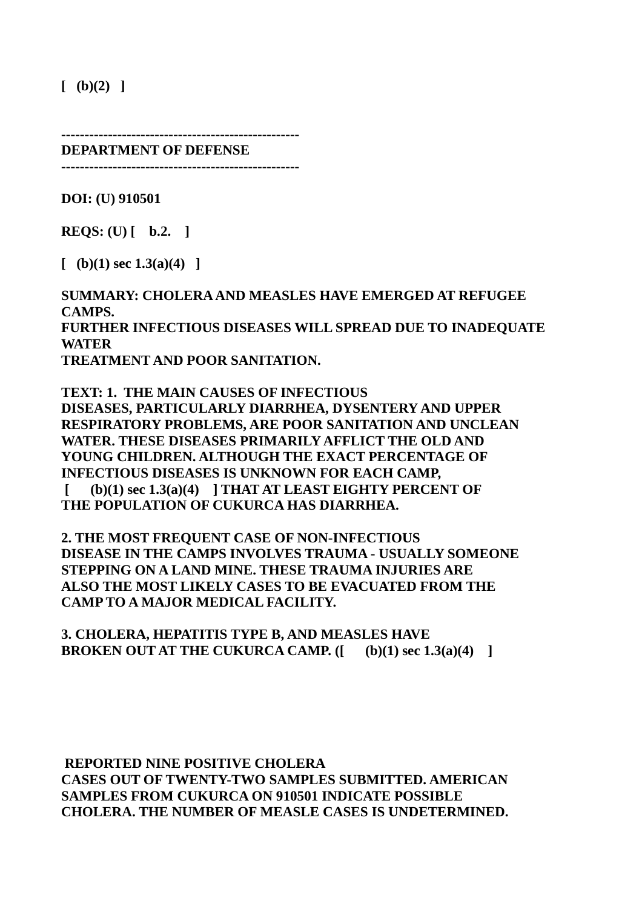**[ (b)(2) ]**

**--------------------------------------------------**
**DEPARTMENT OF DEFENSE**
**--------------------------------------------------**

**DOI: (U) 910501**

**REQS: (U) [ b.2. ]**

**[ (b)(1) sec 1.3(a)(4) ]**

**SUMMARY: CHOLERA AND MEASLES HAVE EMERGED AT REFUGEE CAMPS.**
**FURTHER INFECTIOUS DISEASES WILL SPREAD DUE TO INADEQUATE WATER**
**TREATMENT AND POOR SANITATION.**

**TEXT: 1. THE MAIN CAUSES OF INFECTIOUS DISEASES, PARTICULARLY DIARRHEA, DYSENTERY AND UPPER RESPIRATORY PROBLEMS, ARE POOR SANITATION AND UNCLEAN WATER. THESE DISEASES PRIMARILY AFFLICT THE OLD AND YOUNG CHILDREN. ALTHOUGH THE EXACT PERCENTAGE OF INFECTIOUS DISEASES IS UNKNOWN FOR EACH CAMP, [ (b)(1) sec 1.3(a)(4) ] THAT AT LEAST EIGHTY PERCENT OF THE POPULATION OF CUKURCA HAS DIARRHEA.**

**2. THE MOST FREQUENT CASE OF NON-INFECTIOUS DISEASE IN THE CAMPS INVOLVES TRAUMA - USUALLY SOMEONE STEPPING ON A LAND MINE. THESE TRAUMA INJURIES ARE ALSO THE MOST LIKELY CASES TO BE EVACUATED FROM THE CAMP TO A MAJOR MEDICAL FACILITY.**

**3. CHOLERA, HEPATITIS TYPE B, AND MEASLES HAVE BROKEN OUT AT THE CUKURCA CAMP. ([ (b)(1) sec 1.3(a)(4) ]**

**REPORTED NINE POSITIVE CHOLERA CASES OUT OF TWENTY-TWO SAMPLES SUBMITTED. AMERICAN SAMPLES FROM CUKURCA ON 910501 INDICATE POSSIBLE CHOLERA. THE NUMBER OF MEASLE CASES IS UNDETERMINED.**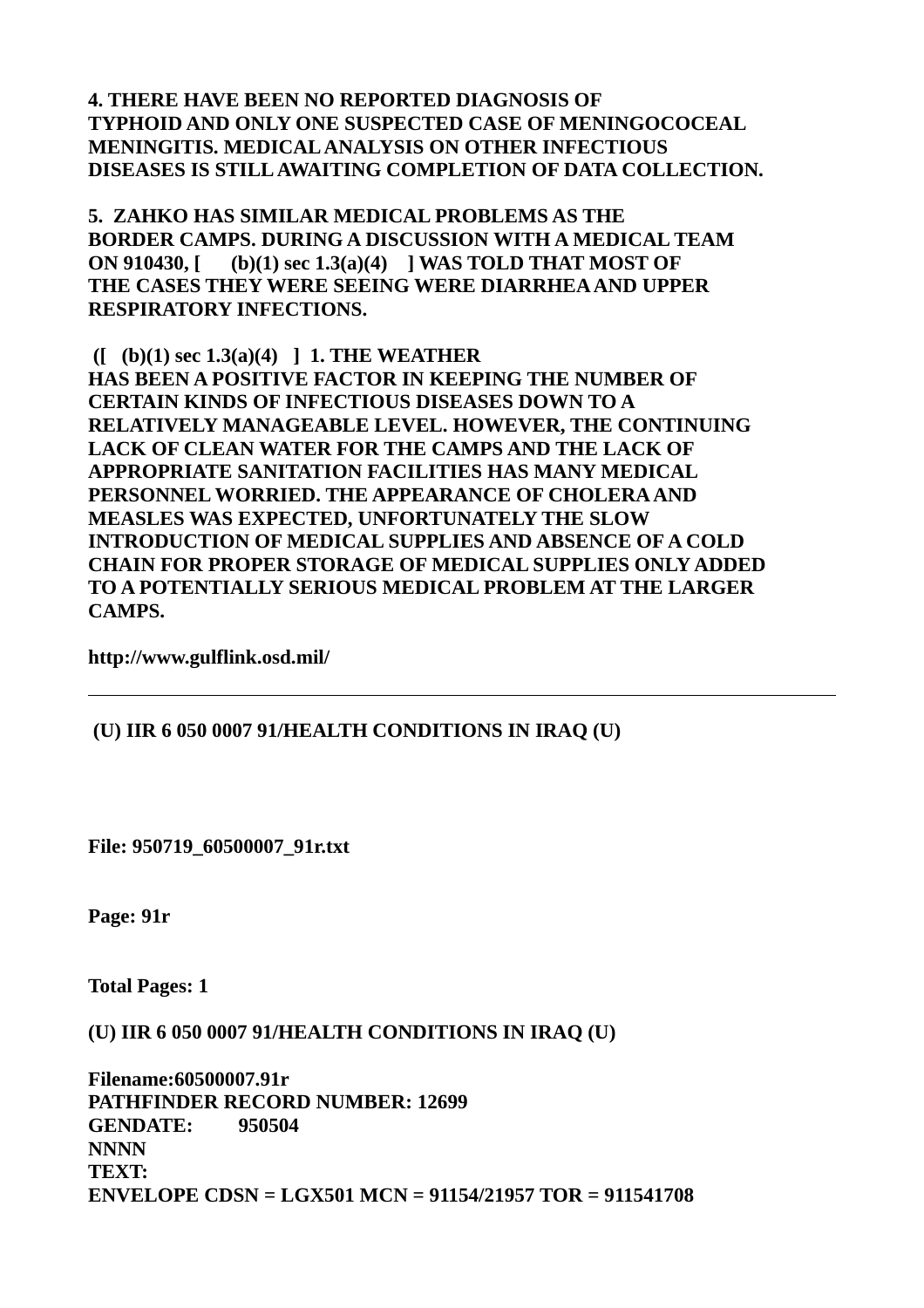**4. THERE HAVE BEEN NO REPORTED DIAGNOSIS OF TYPHOID AND ONLY ONE SUSPECTED CASE OF MENINGOCOCEAL MENINGITIS. MEDICAL ANALYSIS ON OTHER INFECTIOUS DISEASES IS STILL AWAITING COMPLETION OF DATA COLLECTION.**

**5. ZAHKO HAS SIMILAR MEDICAL PROBLEMS AS THE BORDER CAMPS. DURING A DISCUSSION WITH A MEDICAL TEAM ON 910430, [ (b)(1) sec 1.3(a)(4) ] WAS TOLD THAT MOST OF THE CASES THEY WERE SEEING WERE DIARRHEA AND UPPER RESPIRATORY INFECTIONS.**

**([ (b)(1) sec 1.3(a)(4) ] 1. THE WEATHER HAS BEEN A POSITIVE FACTOR IN KEEPING THE NUMBER OF CERTAIN KINDS OF INFECTIOUS DISEASES DOWN TO A RELATIVELY MANAGEABLE LEVEL. HOWEVER, THE CONTINUING LACK OF CLEAN WATER FOR THE CAMPS AND THE LACK OF APPROPRIATE SANITATION FACILITIES HAS MANY MEDICAL PERSONNEL WORRIED. THE APPEARANCE OF CHOLERA AND MEASLES WAS EXPECTED, UNFORTUNATELY THE SLOW INTRODUCTION OF MEDICAL SUPPLIES AND ABSENCE OF A COLD CHAIN FOR PROPER STORAGE OF MEDICAL SUPPLIES ONLY ADDED TO A POTENTIALLY SERIOUS MEDICAL PROBLEM AT THE LARGER CAMPS.**

**http://www.gulflink.osd.mil/**

---

**(U) IIR 6 050 0007 91/HEALTH CONDITIONS IN IRAQ (U)**

**File: 950719_60500007_91r.txt**

**Page: 91r**

**Total Pages: 1**

**(U) IIR 6 050 0007 91/HEALTH CONDITIONS IN IRAQ (U)**

**Filename:60500007.91r**
**PATHFINDER RECORD NUMBER: 12699**
**GENDATE: 950504**
**NNNN**
**TEXT:**
**ENVELOPE CDSN = LGX501 MCN = 91154/21957 TOR = 911541708**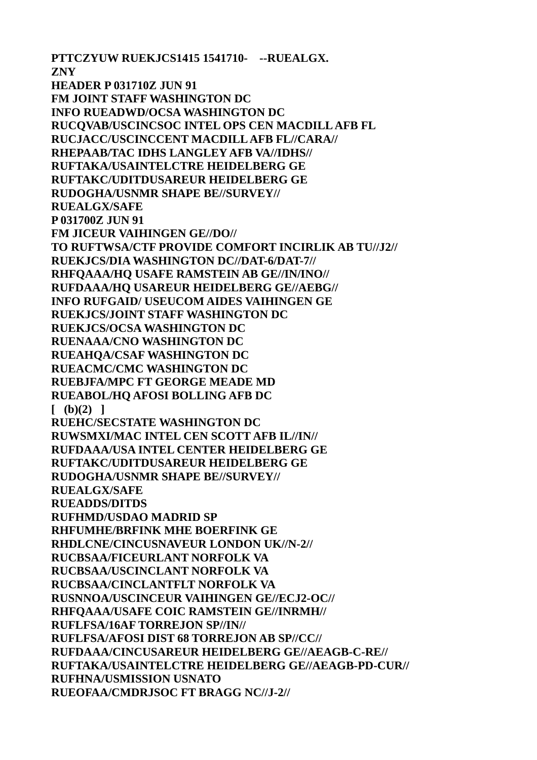**PTTCZYUW RUEKJCS1415 1541710- --RUEALGX.**
**ZNY**
**HEADER P 031710Z JUN 91**
**FM JOINT STAFF WASHINGTON DC**
**INFO RUEADWD/OCSA WASHINGTON DC**
**RUCQVAB/USCINCSOC INTEL OPS CEN MACDILL AFB FL**
**RUCJACC/USCINCCENT MACDILL AFB FL//CARA//**
**RHEPAAB/TAC IDHS LANGLEY AFB VA//IDHS//**
**RUFTAKA/USAINTELCTRE HEIDELBERG GE**
**RUFTAKC/UDITDUSAREUR HEIDELBERG GE**
**RUDOGHA/USNMR SHAPE BE//SURVEY//**
**RUEALGX/SAFE**
**P 031700Z JUN 91**
**FM JICEUR VAIHINGEN GE//DO//**
**TO RUFTWSA/CTF PROVIDE COMFORT INCIRLIK AB TU//J2//**
**RUEKJCS/DIA WASHINGTON DC//DAT-6/DAT-7//**
**RHFQAAA/HQ USAFE RAMSTEIN AB GE//IN/INO//**
**RUFDAAA/HQ USAREUR HEIDELBERG GE//AEBG//**
**INFO RUFGAID/ USEUCOM AIDES VAIHINGEN GE**
**RUEKJCS/JOINT STAFF WASHINGTON DC**
**RUEKJCS/OCSA WASHINGTON DC**
**RUENAAA/CNO WASHINGTON DC**
**RUEAHQA/CSAF WASHINGTON DC**
**RUEACMC/CMC WASHINGTON DC**
**RUEBJFA/MPC FT GEORGE MEADE MD**
**RUEABOL/HQ AFOSI BOLLING AFB DC**
**[ (b)(2) ]**
**RUEHC/SECSTATE WASHINGTON DC**
**RUWSMXI/MAC INTEL CEN SCOTT AFB IL//IN//**
**RUFDAAA/USA INTEL CENTER HEIDELBERG GE**
**RUFTAKC/UDITDUSAREUR HEIDELBERG GE**
**RUDOGHA/USNMR SHAPE BE//SURVEY//**
**RUEALGX/SAFE**
**RUEADDS/DITDS**
**RUFHMD/USDAO MADRID SP**
**RHFUMHE/BRFINK MHE BOERFINK GE**
**RHDLCNE/CINCUSNAVEUR LONDON UK//N-2//**
**RUCBSAA/FICEURLANT NORFOLK VA**
**RUCBSAA/USCINCLANT NORFOLK VA**
**RUCBSAA/CINCLANTFLT NORFOLK VA**
**RUSNNOA/USCINCEUR VAIHINGEN GE//ECJ2-OC//**
**RHFQAAA/USAFE COIC RAMSTEIN GE//INRMH//**
**RUFLFSA/16AF TORREJON SP//IN//**
**RUFLFSA/AFOSI DIST 68 TORREJON AB SP//CC//**
**RUFDAAA/CINCUSAREUR HEIDELBERG GE//AEAGB-C-RE//**
**RUFTAKA/USAINTELCTRE HEIDELBERG GE//AEAGB-PD-CUR//**
**RUFHNA/USMISSION USNATO**
**RUEOFAA/CMDRJSOC FT BRAGG NC//J-2//**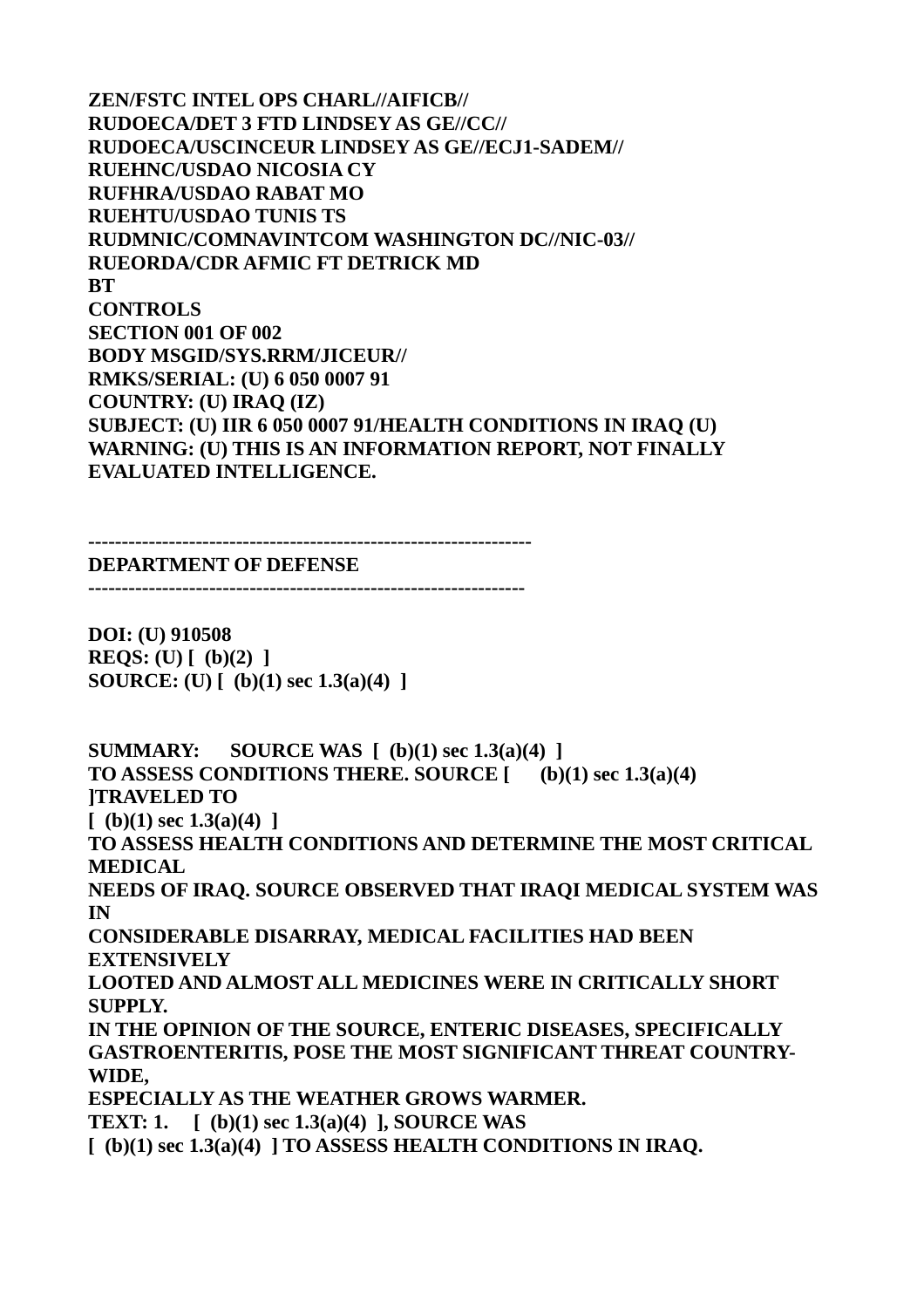**ZEN/FSTC INTEL OPS CHARL//AIFICB//**
**RUDOECA/DET 3 FTD LINDSEY AS GE//CC//**
**RUDOECA/USCINCEUR LINDSEY AS GE//ECJ1-SADEM//**
**RUEHNC/USDAO NICOSIA CY**
**RUFHRA/USDAO RABAT MO**
**RUEHTU/USDAO TUNIS TS**
**RUDMNIC/COMNAVINTCOM WASHINGTON DC//NIC-03//**
**RUEORDA/CDR AFMIC FT DETRICK MD**
**BT**
**CONTROLS**
**SECTION 001 OF 002**
**BODY MSGID/SYS.RRM/JICEUR//**
**RMKS/SERIAL: (U) 6 050 0007 91**
**COUNTRY: (U) IRAQ (IZ)**
**SUBJECT: (U) IIR 6 050 0007 91/HEALTH CONDITIONS IN IRAQ (U)**
**WARNING: (U) THIS IS AN INFORMATION REPORT, NOT FINALLY EVALUATED INTELLIGENCE.**

**-----------------------------------------------------------------**
**DEPARTMENT OF DEFENSE**
**-----------------------------------------------------------------**

**DOI: (U) 910508**
**REQS: (U) [ (b)(2) ]**
**SOURCE: (U) [ (b)(1) sec 1.3(a)(4) ]**

**SUMMARY: SOURCE WAS [ (b)(1) sec 1.3(a)(4) ]**
**TO ASSESS CONDITIONS THERE. SOURCE [ (b)(1) sec 1.3(a)(4) ]TRAVELED TO**
**[ (b)(1) sec 1.3(a)(4) ]**
**TO ASSESS HEALTH CONDITIONS AND DETERMINE THE MOST CRITICAL MEDICAL**
**NEEDS OF IRAQ. SOURCE OBSERVED THAT IRAQI MEDICAL SYSTEM WAS IN**
**CONSIDERABLE DISARRAY, MEDICAL FACILITIES HAD BEEN EXTENSIVELY**
**LOOTED AND ALMOST ALL MEDICINES WERE IN CRITICALLY SHORT SUPPLY.**
**IN THE OPINION OF THE SOURCE, ENTERIC DISEASES, SPECIFICALLY**
**GASTROENTERITIS, POSE THE MOST SIGNIFICANT THREAT COUNTRY-WIDE,**
**ESPECIALLY AS THE WEATHER GROWS WARMER.**
**TEXT: 1. [ (b)(1) sec 1.3(a)(4) ], SOURCE WAS**
**[ (b)(1) sec 1.3(a)(4) ] TO ASSESS HEALTH CONDITIONS IN IRAQ.**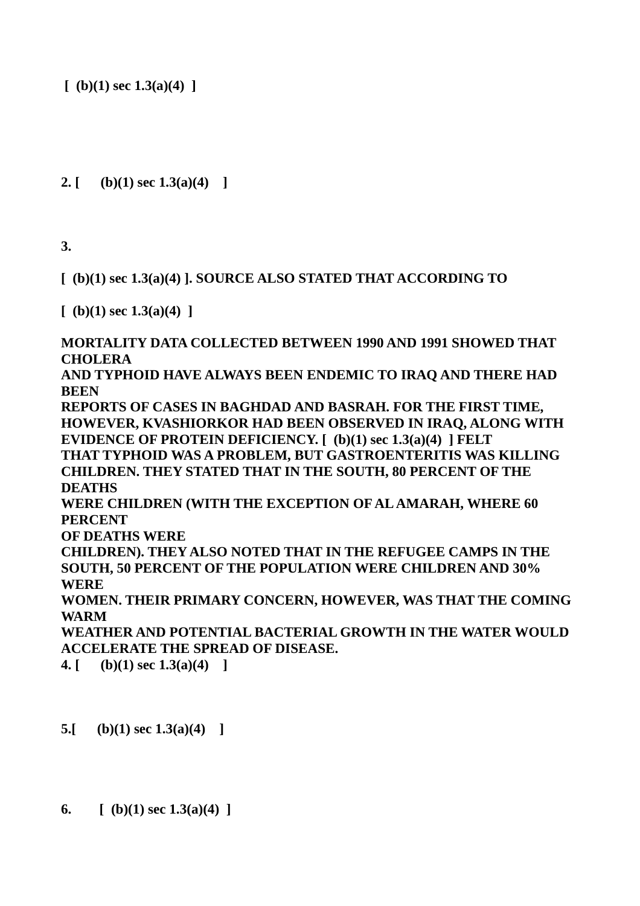[ (b)(1) sec 1.3(a)(4) ]

2. [ (b)(1) sec 1.3(a)(4) ]

3.

[ (b)(1) sec 1.3(a)(4) ]. SOURCE ALSO STATED THAT ACCORDING TO

[ (b)(1) sec 1.3(a)(4) ]

MORTALITY DATA COLLECTED BETWEEN 1990 AND 1991 SHOWED THAT CHOLERA AND TYPHOID HAVE ALWAYS BEEN ENDEMIC TO IRAQ AND THERE HAD BEEN REPORTS OF CASES IN BAGHDAD AND BASRAH. FOR THE FIRST TIME, HOWEVER, KVASHIORKOR HAD BEEN OBSERVED IN IRAQ, ALONG WITH EVIDENCE OF PROTEIN DEFICIENCY. [ (b)(1) sec 1.3(a)(4) ] FELT THAT TYPHOID WAS A PROBLEM, BUT GASTROENTERITIS WAS KILLING CHILDREN. THEY STATED THAT IN THE SOUTH, 80 PERCENT OF THE DEATHS WERE CHILDREN (WITH THE EXCEPTION OF AL AMARAH, WHERE 60 PERCENT OF DEATHS WERE CHILDREN). THEY ALSO NOTED THAT IN THE REFUGEE CAMPS IN THE SOUTH, 50 PERCENT OF THE POPULATION WERE CHILDREN AND 30% WERE WOMEN. THEIR PRIMARY CONCERN, HOWEVER, WAS THAT THE COMING WARM WEATHER AND POTENTIAL BACTERIAL GROWTH IN THE WATER WOULD ACCELERATE THE SPREAD OF DISEASE.

4. [ (b)(1) sec 1.3(a)(4) ]

5.[ (b)(1) sec 1.3(a)(4) ]

6. [ (b)(1) sec 1.3(a)(4) ]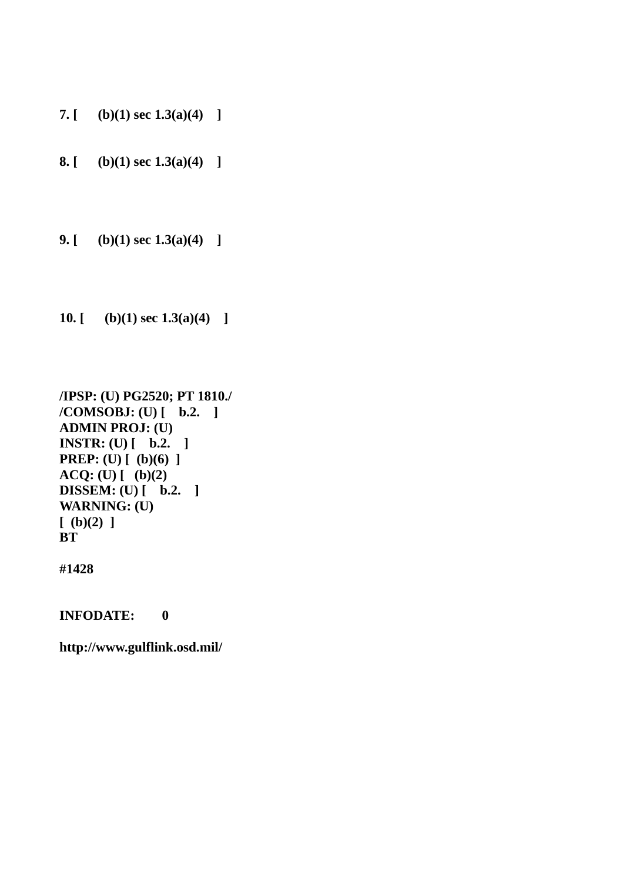**7. [ (b)(1) sec 1.3(a)(4) ]**

**8. [ (b)(1) sec 1.3(a)(4) ]**

**9. [ (b)(1) sec 1.3(a)(4) ]**

**10. [ (b)(1) sec 1.3(a)(4) ]**

**/IPSP: (U) PG2520; PT 1810./**
**/COMSOBJ: (U) [ b.2. ]**
**ADMIN PROJ: (U)**
**INSTR: (U) [ b.2. ]**
**PREP: (U) [ (b)(6) ]**
**ACQ: (U) [ (b)(2)**
**DISSEM: (U) [ b.2. ]**
**WARNING: (U)**
**[ (b)(2) ]**
**BT**

**#1428**

**INFODATE: 0**

**http://www.gulflink.osd.mil/**